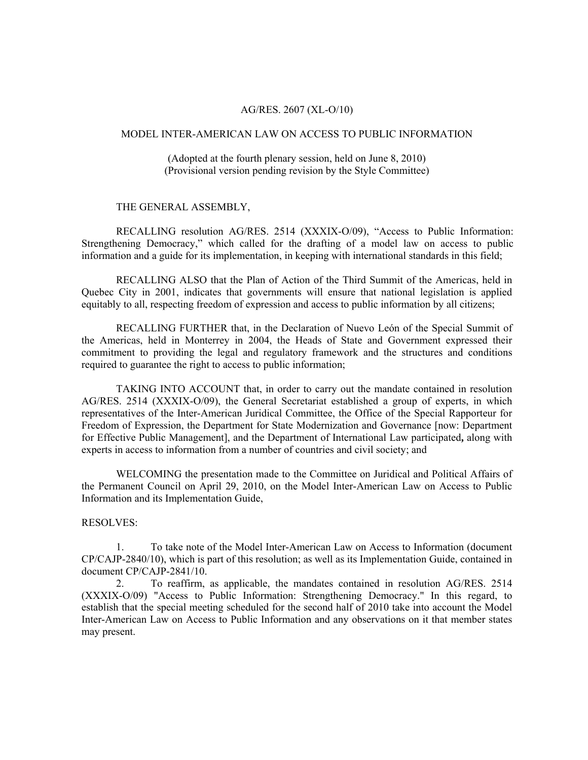AG/RES. 2607 (XL-O/10)

# MODEL INTER-AMERICAN LAW ON ACCESS TO PUBLIC INFORMATION

(Adopted at the fourth plenary session, held on June 8, 2010)
(Provisional version pending revision by the Style Committee)

THE GENERAL ASSEMBLY,

RECALLING resolution AG/RES. 2514 (XXXIX-O/09), "Access to Public Information: Strengthening Democracy," which called for the drafting of a model law on access to public information and a guide for its implementation, in keeping with international standards in this field;

RECALLING ALSO that the Plan of Action of the Third Summit of the Americas, held in Quebec City in 2001, indicates that governments will ensure that national legislation is applied equitably to all, respecting freedom of expression and access to public information by all citizens;

RECALLING FURTHER that, in the Declaration of Nuevo León of the Special Summit of the Americas, held in Monterrey in 2004, the Heads of State and Government expressed their commitment to providing the legal and regulatory framework and the structures and conditions required to guarantee the right to access to public information;

TAKING INTO ACCOUNT that, in order to carry out the mandate contained in resolution AG/RES. 2514 (XXXIX-O/09), the General Secretariat established a group of experts, in which representatives of the Inter-American Juridical Committee, the Office of the Special Rapporteur for Freedom of Expression, the Department for State Modernization and Governance [now: Department for Effective Public Management], and the Department of International Law participated**,** along with experts in access to information from a number of countries and civil society; and

WELCOMING the presentation made to the Committee on Juridical and Political Affairs of the Permanent Council on April 29, 2010, on the Model Inter-American Law on Access to Public Information and its Implementation Guide,

RESOLVES:

1. To take note of the Model Inter-American Law on Access to Information (document CP/CAJP-2840/10), which is part of this resolution; as well as its Implementation Guide, contained in document CP/CAJP-2841/10.
2. To reaffirm, as applicable, the mandates contained in resolution AG/RES. 2514 (XXXIX-O/09) "Access to Public Information: Strengthening Democracy." In this regard, to establish that the special meeting scheduled for the second half of 2010 take into account the Model Inter-American Law on Access to Public Information and any observations on it that member states may present.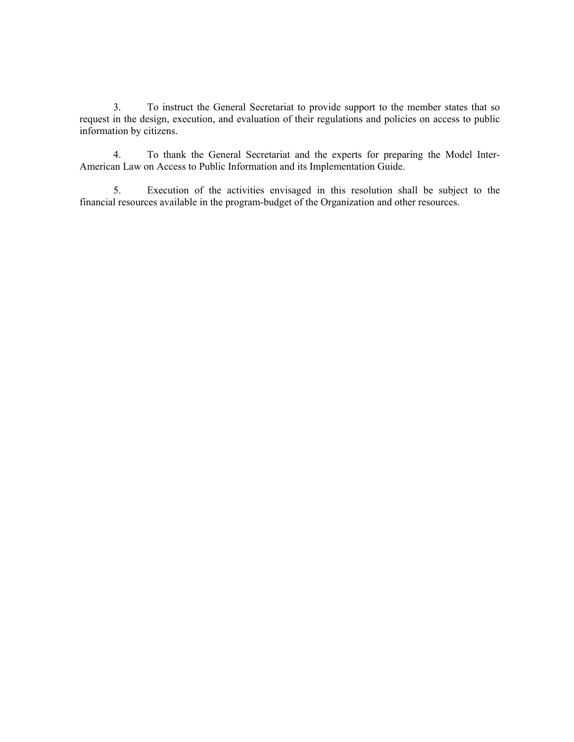3. To instruct the General Secretariat to provide support to the member states that so request in the design, execution, and evaluation of their regulations and policies on access to public information by citizens.

4. To thank the General Secretariat and the experts for preparing the Model Inter-American Law on Access to Public Information and its Implementation Guide.

5. Execution of the activities envisaged in this resolution shall be subject to the financial resources available in the program-budget of the Organization and other resources.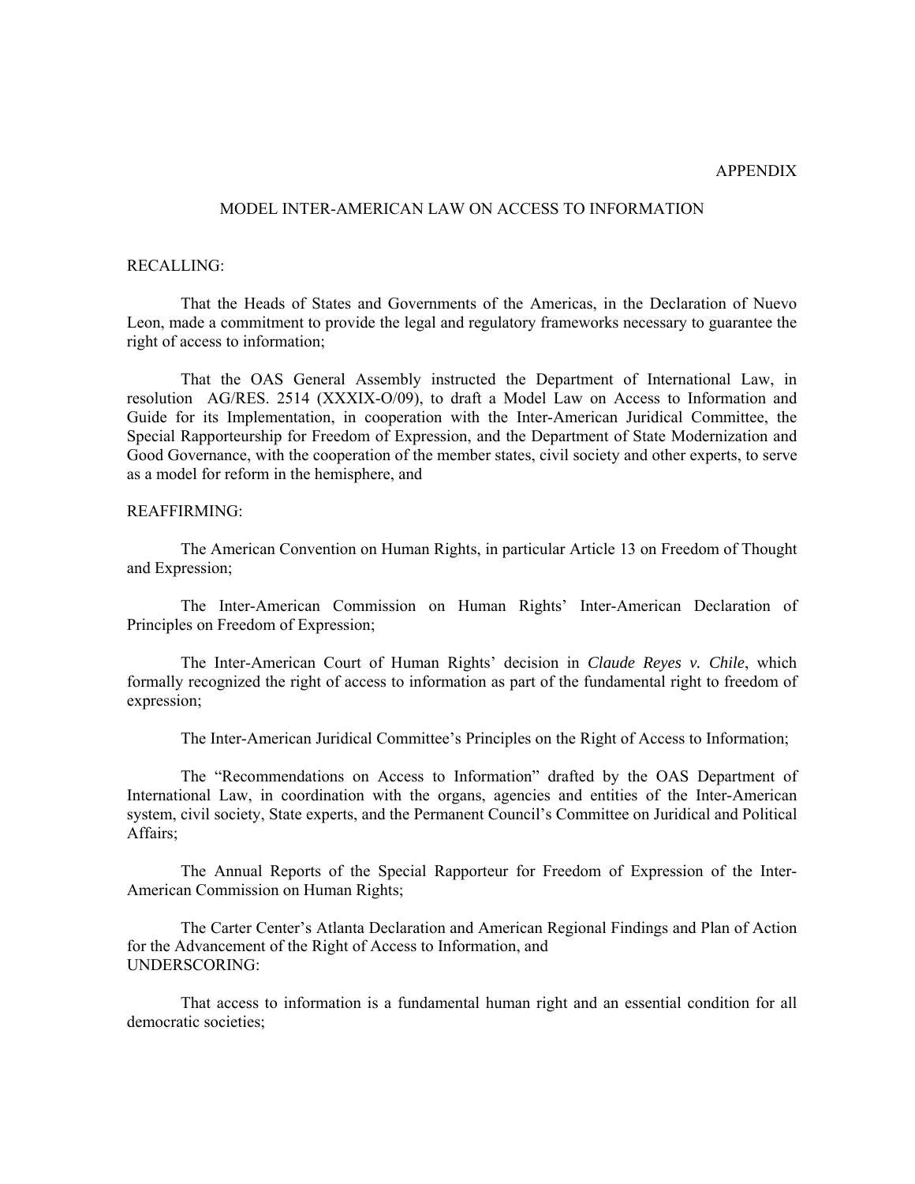APPENDIX

## MODEL INTER-AMERICAN LAW ON ACCESS TO INFORMATION

RECALLING:

That the Heads of States and Governments of the Americas, in the Declaration of Nuevo Leon, made a commitment to provide the legal and regulatory frameworks necessary to guarantee the right of access to information;

That the OAS General Assembly instructed the Department of International Law, in resolution AG/RES. 2514 (XXXIX-O/09), to draft a Model Law on Access to Information and Guide for its Implementation, in cooperation with the Inter-American Juridical Committee, the Special Rapporteurship for Freedom of Expression, and the Department of State Modernization and Good Governance, with the cooperation of the member states, civil society and other experts, to serve as a model for reform in the hemisphere, and

REAFFIRMING:

The American Convention on Human Rights, in particular Article 13 on Freedom of Thought and Expression;

The Inter-American Commission on Human Rights' Inter-American Declaration of Principles on Freedom of Expression;

The Inter-American Court of Human Rights' decision in *Claude Reyes v. Chile*, which formally recognized the right of access to information as part of the fundamental right to freedom of expression;

The Inter-American Juridical Committee's Principles on the Right of Access to Information;

The "Recommendations on Access to Information" drafted by the OAS Department of International Law, in coordination with the organs, agencies and entities of the Inter-American system, civil society, State experts, and the Permanent Council's Committee on Juridical and Political Affairs;

The Annual Reports of the Special Rapporteur for Freedom of Expression of the Inter-American Commission on Human Rights;

The Carter Center's Atlanta Declaration and American Regional Findings and Plan of Action for the Advancement of the Right of Access to Information, and
UNDERSCORING:

That access to information is a fundamental human right and an essential condition for all democratic societies;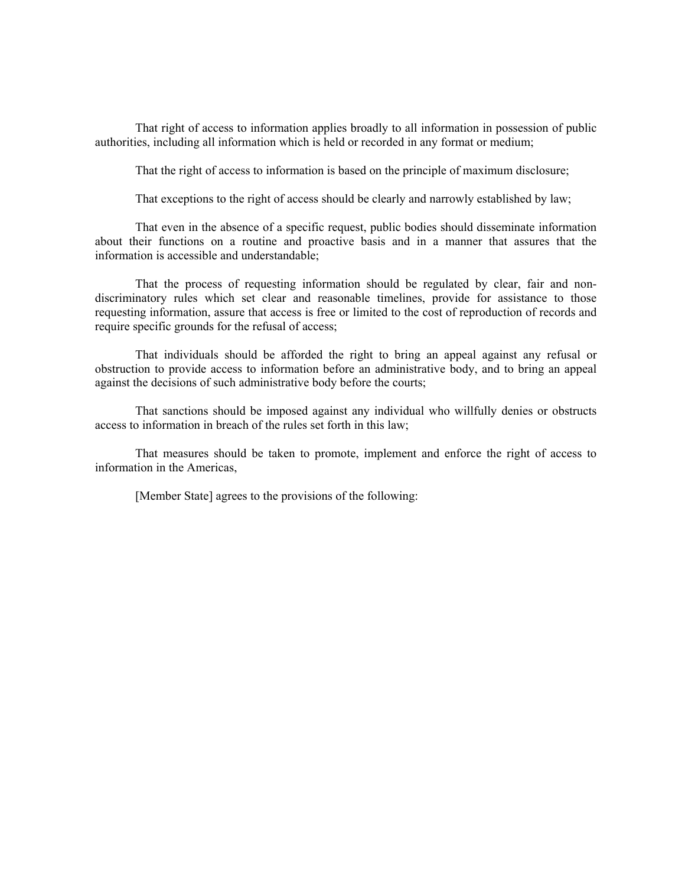That right of access to information applies broadly to all information in possession of public authorities, including all information which is held or recorded in any format or medium;

That the right of access to information is based on the principle of maximum disclosure;

That exceptions to the right of access should be clearly and narrowly established by law;

That even in the absence of a specific request, public bodies should disseminate information about their functions on a routine and proactive basis and in a manner that assures that the information is accessible and understandable;

That the process of requesting information should be regulated by clear, fair and non-discriminatory rules which set clear and reasonable timelines, provide for assistance to those requesting information, assure that access is free or limited to the cost of reproduction of records and require specific grounds for the refusal of access;

That individuals should be afforded the right to bring an appeal against any refusal or obstruction to provide access to information before an administrative body, and to bring an appeal against the decisions of such administrative body before the courts;

That sanctions should be imposed against any individual who willfully denies or obstructs access to information in breach of the rules set forth in this law;

That measures should be taken to promote, implement and enforce the right of access to information in the Americas,

[Member State] agrees to the provisions of the following: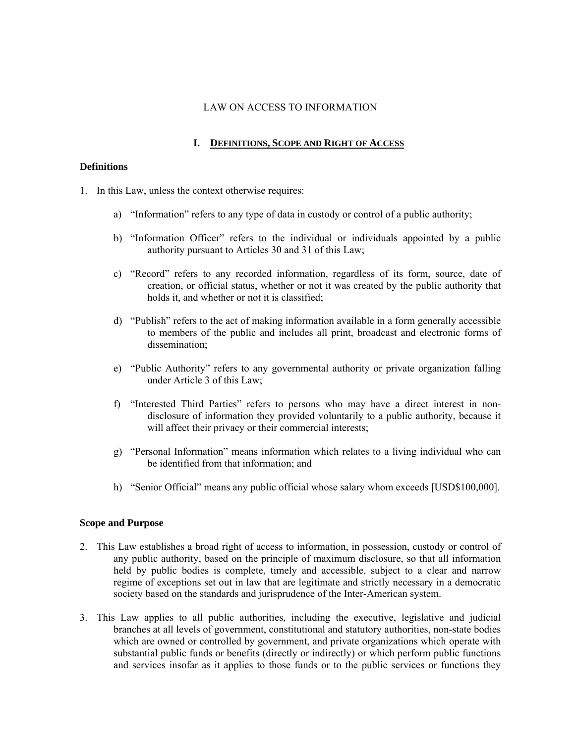# LAW ON ACCESS TO INFORMATION

## I. DEFINITIONS, SCOPE AND RIGHT OF ACCESS

### Definitions

1. In this Law, unless the context otherwise requires:

   a) "Information" refers to any type of data in custody or control of a public authority;

   b) "Information Officer" refers to the individual or individuals appointed by a public authority pursuant to Articles 30 and 31 of this Law;

   c) "Record" refers to any recorded information, regardless of its form, source, date of creation, or official status, whether or not it was created by the public authority that holds it, and whether or not it is classified;

   d) "Publish" refers to the act of making information available in a form generally accessible to members of the public and includes all print, broadcast and electronic forms of dissemination;

   e) "Public Authority" refers to any governmental authority or private organization falling under Article 3 of this Law;

   f) "Interested Third Parties" refers to persons who may have a direct interest in non-disclosure of information they provided voluntarily to a public authority, because it will affect their privacy or their commercial interests;

   g) "Personal Information" means information which relates to a living individual who can be identified from that information; and

   h) "Senior Official" means any public official whose salary whom exceeds [USD$100,000].

### Scope and Purpose

2. This Law establishes a broad right of access to information, in possession, custody or control of any public authority, based on the principle of maximum disclosure, so that all information held by public bodies is complete, timely and accessible, subject to a clear and narrow regime of exceptions set out in law that are legitimate and strictly necessary in a democratic society based on the standards and jurisprudence of the Inter-American system.

3. This Law applies to all public authorities, including the executive, legislative and judicial branches at all levels of government, constitutional and statutory authorities, non-state bodies which are owned or controlled by government, and private organizations which operate with substantial public funds or benefits (directly or indirectly) or which perform public functions and services insofar as it applies to those funds or to the public services or functions they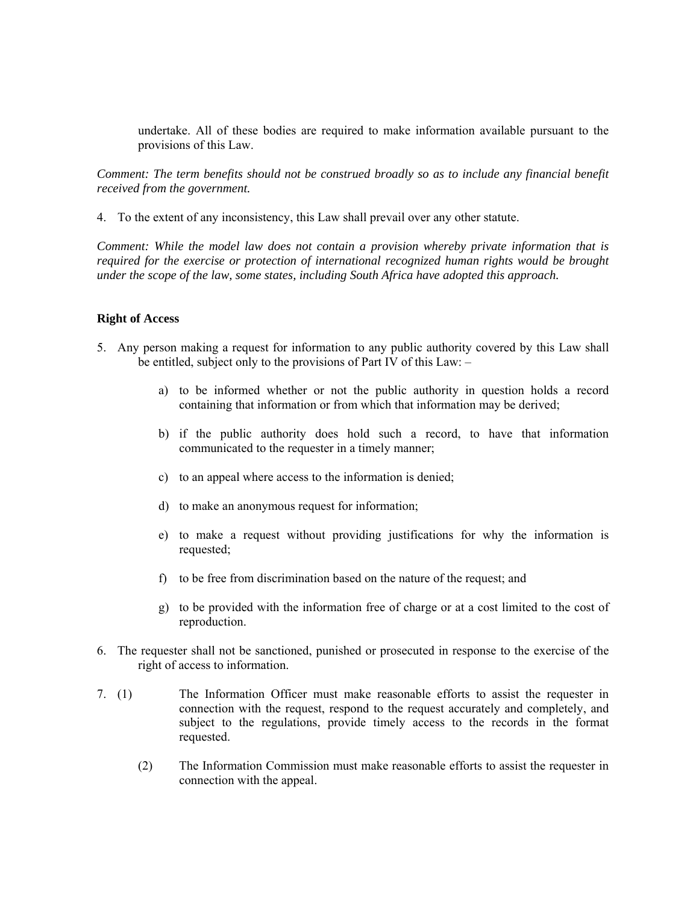undertake. All of these bodies are required to make information available pursuant to the provisions of this Law.

*Comment: The term benefits should not be construed broadly so as to include any financial benefit received from the government.*

4. To the extent of any inconsistency, this Law shall prevail over any other statute.

*Comment: While the model law does not contain a provision whereby private information that is required for the exercise or protection of international recognized human rights would be brought under the scope of the law, some states, including South Africa have adopted this approach.*

**Right of Access**

5. Any person making a request for information to any public authority covered by this Law shall be entitled, subject only to the provisions of Part IV of this Law: –

   a) to be informed whether or not the public authority in question holds a record containing that information or from which that information may be derived;

   b) if the public authority does hold such a record, to have that information communicated to the requester in a timely manner;

   c) to an appeal where access to the information is denied;

   d) to make an anonymous request for information;

   e) to make a request without providing justifications for why the information is requested;

   f) to be free from discrimination based on the nature of the request; and

   g) to be provided with the information free of charge or at a cost limited to the cost of reproduction.

6. The requester shall not be sanctioned, punished or prosecuted in response to the exercise of the right of access to information.

7. (1) The Information Officer must make reasonable efforts to assist the requester in connection with the request, respond to the request accurately and completely, and subject to the regulations, provide timely access to the records in the format requested.

   (2) The Information Commission must make reasonable efforts to assist the requester in connection with the appeal.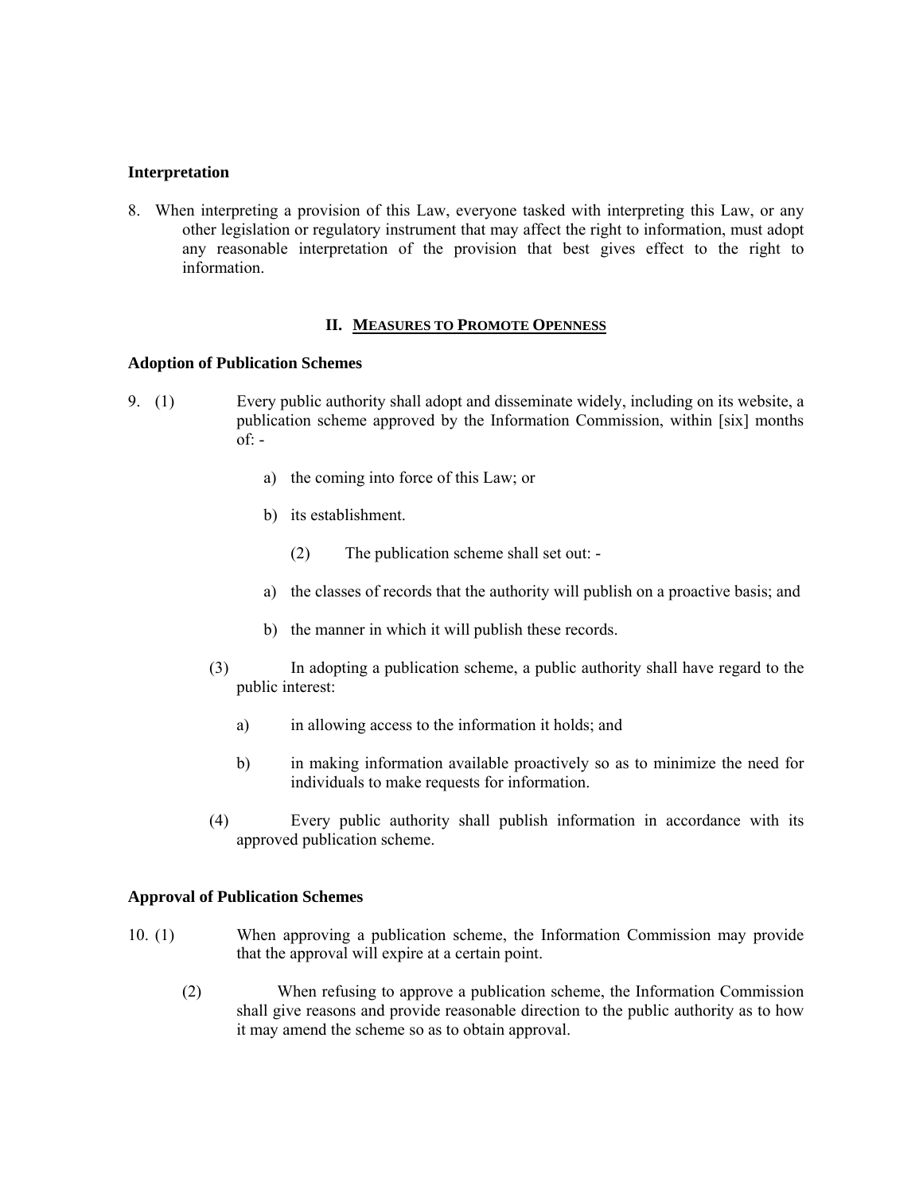**Interpretation**

8. When interpreting a provision of this Law, everyone tasked with interpreting this Law, or any other legislation or regulatory instrument that may affect the right to information, must adopt any reasonable interpretation of the provision that best gives effect to the right to information.

## II. MEASURES TO PROMOTE OPENNESS

**Adoption of Publication Schemes**

9. (1) Every public authority shall adopt and disseminate widely, including on its website, a publication scheme approved by the Information Commission, within [six] months of: -

   a) the coming into force of this Law; or

   b) its establishment.

   (2) The publication scheme shall set out: -

   a) the classes of records that the authority will publish on a proactive basis; and

   b) the manner in which it will publish these records.

   (3) In adopting a publication scheme, a public authority shall have regard to the public interest:

   a) in allowing access to the information it holds; and

   b) in making information available proactively so as to minimize the need for individuals to make requests for information.

   (4) Every public authority shall publish information in accordance with its approved publication scheme.

**Approval of Publication Schemes**

10. (1) When approving a publication scheme, the Information Commission may provide that the approval will expire at a certain point.

   (2) When refusing to approve a publication scheme, the Information Commission shall give reasons and provide reasonable direction to the public authority as to how it may amend the scheme so as to obtain approval.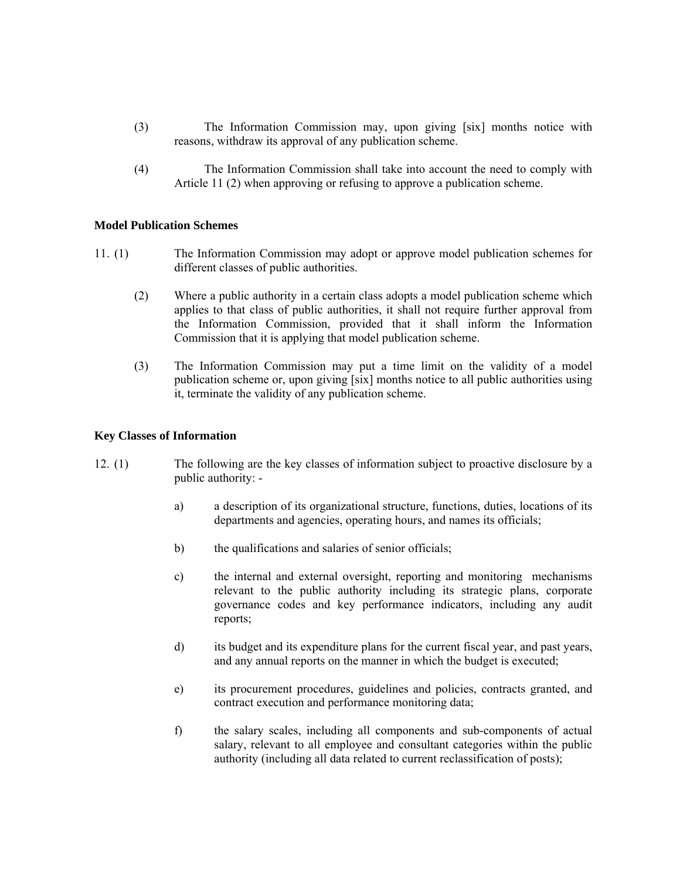(3) The Information Commission may, upon giving [six] months notice with reasons, withdraw its approval of any publication scheme.

(4) The Information Commission shall take into account the need to comply with Article 11 (2) when approving or refusing to approve a publication scheme.

**Model Publication Schemes**

11. (1) The Information Commission may adopt or approve model publication schemes for different classes of public authorities.

(2) Where a public authority in a certain class adopts a model publication scheme which applies to that class of public authorities, it shall not require further approval from the Information Commission, provided that it shall inform the Information Commission that it is applying that model publication scheme.

(3) The Information Commission may put a time limit on the validity of a model publication scheme or, upon giving [six] months notice to all public authorities using it, terminate the validity of any publication scheme.

**Key Classes of Information**

12. (1) The following are the key classes of information subject to proactive disclosure by a public authority: -

a) a description of its organizational structure, functions, duties, locations of its departments and agencies, operating hours, and names its officials;

b) the qualifications and salaries of senior officials;

c) the internal and external oversight, reporting and monitoring mechanisms relevant to the public authority including its strategic plans, corporate governance codes and key performance indicators, including any audit reports;

d) its budget and its expenditure plans for the current fiscal year, and past years, and any annual reports on the manner in which the budget is executed;

e) its procurement procedures, guidelines and policies, contracts granted, and contract execution and performance monitoring data;

f) the salary scales, including all components and sub-components of actual salary, relevant to all employee and consultant categories within the public authority (including all data related to current reclassification of posts);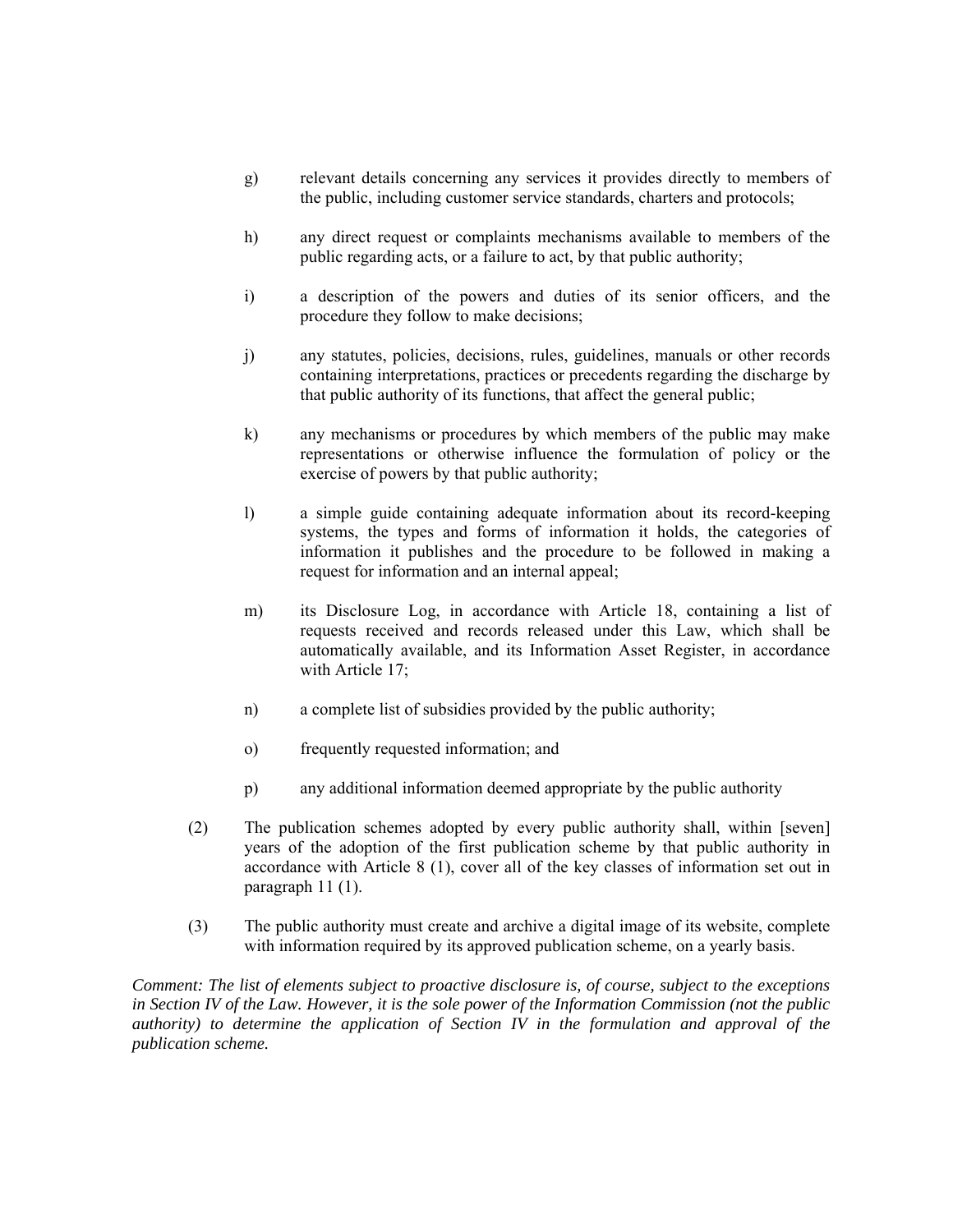g) relevant details concerning any services it provides directly to members of the public, including customer service standards, charters and protocols;

h) any direct request or complaints mechanisms available to members of the public regarding acts, or a failure to act, by that public authority;

i) a description of the powers and duties of its senior officers, and the procedure they follow to make decisions;

j) any statutes, policies, decisions, rules, guidelines, manuals or other records containing interpretations, practices or precedents regarding the discharge by that public authority of its functions, that affect the general public;

k) any mechanisms or procedures by which members of the public may make representations or otherwise influence the formulation of policy or the exercise of powers by that public authority;

l) a simple guide containing adequate information about its record-keeping systems, the types and forms of information it holds, the categories of information it publishes and the procedure to be followed in making a request for information and an internal appeal;

m) its Disclosure Log, in accordance with Article 18, containing a list of requests received and records released under this Law, which shall be automatically available, and its Information Asset Register, in accordance with Article 17;

n) a complete list of subsidies provided by the public authority;

o) frequently requested information; and

p) any additional information deemed appropriate by the public authority

(2) The publication schemes adopted by every public authority shall, within [seven] years of the adoption of the first publication scheme by that public authority in accordance with Article 8 (1), cover all of the key classes of information set out in paragraph 11 (1).

(3) The public authority must create and archive a digital image of its website, complete with information required by its approved publication scheme, on a yearly basis.

*Comment: The list of elements subject to proactive disclosure is, of course, subject to the exceptions in Section IV of the Law. However, it is the sole power of the Information Commission (not the public authority) to determine the application of Section IV in the formulation and approval of the publication scheme.*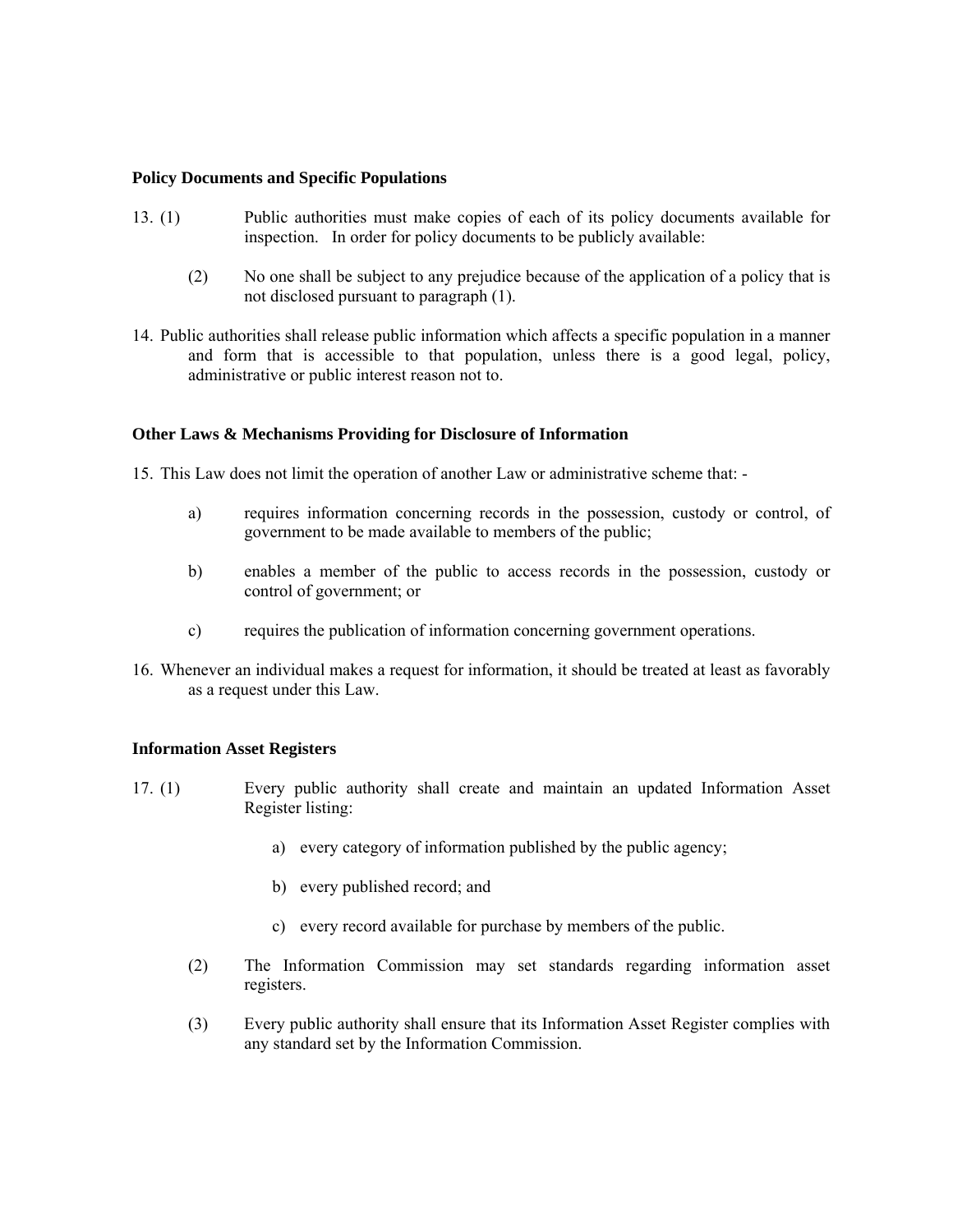**Policy Documents and Specific Populations**

13. (1) Public authorities must make copies of each of its policy documents available for inspection. In order for policy documents to be publicly available:

    (2) No one shall be subject to any prejudice because of the application of a policy that is not disclosed pursuant to paragraph (1).

14. Public authorities shall release public information which affects a specific population in a manner and form that is accessible to that population, unless there is a good legal, policy, administrative or public interest reason not to.

**Other Laws & Mechanisms Providing for Disclosure of Information**

15. This Law does not limit the operation of another Law or administrative scheme that: -

    a) requires information concerning records in the possession, custody or control, of government to be made available to members of the public;

    b) enables a member of the public to access records in the possession, custody or control of government; or

    c) requires the publication of information concerning government operations.

16. Whenever an individual makes a request for information, it should be treated at least as favorably as a request under this Law.

**Information Asset Registers**

17. (1) Every public authority shall create and maintain an updated Information Asset Register listing:

    a) every category of information published by the public agency;

    b) every published record; and

    c) every record available for purchase by members of the public.

    (2) The Information Commission may set standards regarding information asset registers.

    (3) Every public authority shall ensure that its Information Asset Register complies with any standard set by the Information Commission.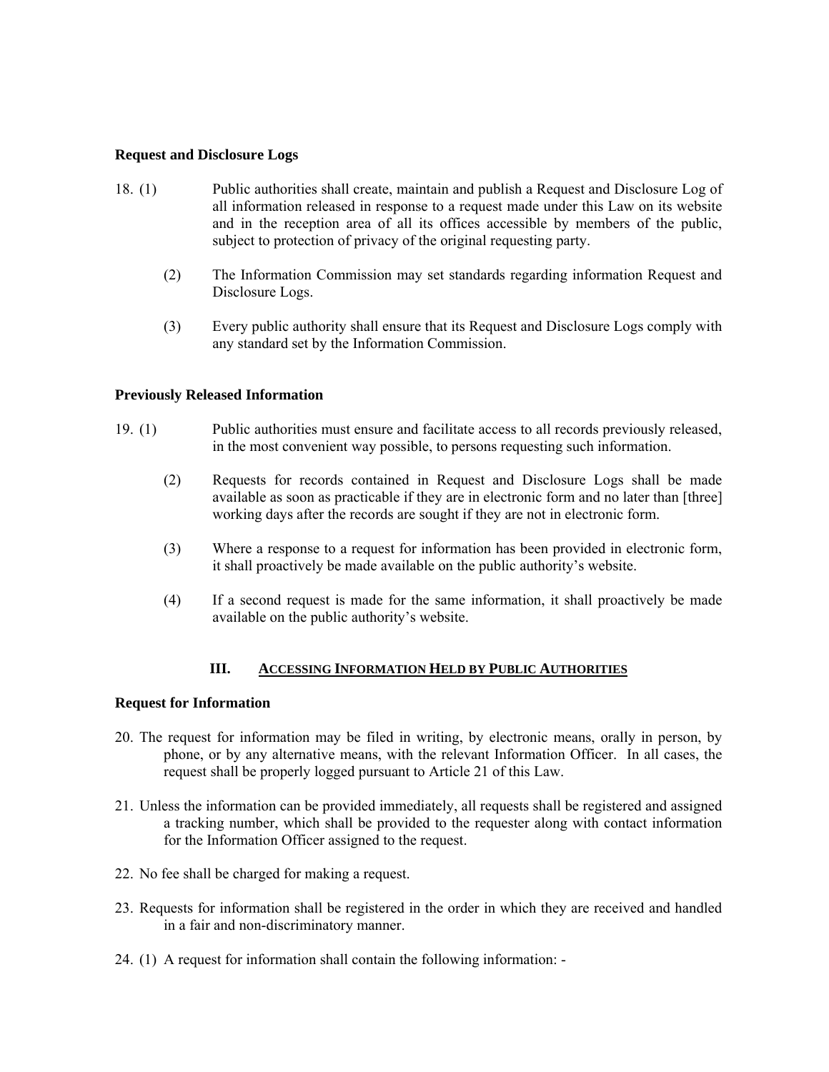**Request and Disclosure Logs**

18. (1) Public authorities shall create, maintain and publish a Request and Disclosure Log of all information released in response to a request made under this Law on its website and in the reception area of all its offices accessible by members of the public, subject to protection of privacy of the original requesting party.

    (2) The Information Commission may set standards regarding information Request and Disclosure Logs.

    (3) Every public authority shall ensure that its Request and Disclosure Logs comply with any standard set by the Information Commission.

**Previously Released Information**

19. (1) Public authorities must ensure and facilitate access to all records previously released, in the most convenient way possible, to persons requesting such information.

    (2) Requests for records contained in Request and Disclosure Logs shall be made available as soon as practicable if they are in electronic form and no later than [three] working days after the records are sought if they are not in electronic form.

    (3) Where a response to a request for information has been provided in electronic form, it shall proactively be made available on the public authority's website.

    (4) If a second request is made for the same information, it shall proactively be made available on the public authority's website.

## III. ACCESSING INFORMATION HELD BY PUBLIC AUTHORITIES

**Request for Information**

20. The request for information may be filed in writing, by electronic means, orally in person, by phone, or by any alternative means, with the relevant Information Officer. In all cases, the request shall be properly logged pursuant to Article 21 of this Law.

21. Unless the information can be provided immediately, all requests shall be registered and assigned a tracking number, which shall be provided to the requester along with contact information for the Information Officer assigned to the request.

22. No fee shall be charged for making a request.

23. Requests for information shall be registered in the order in which they are received and handled in a fair and non-discriminatory manner.

24. (1) A request for information shall contain the following information: -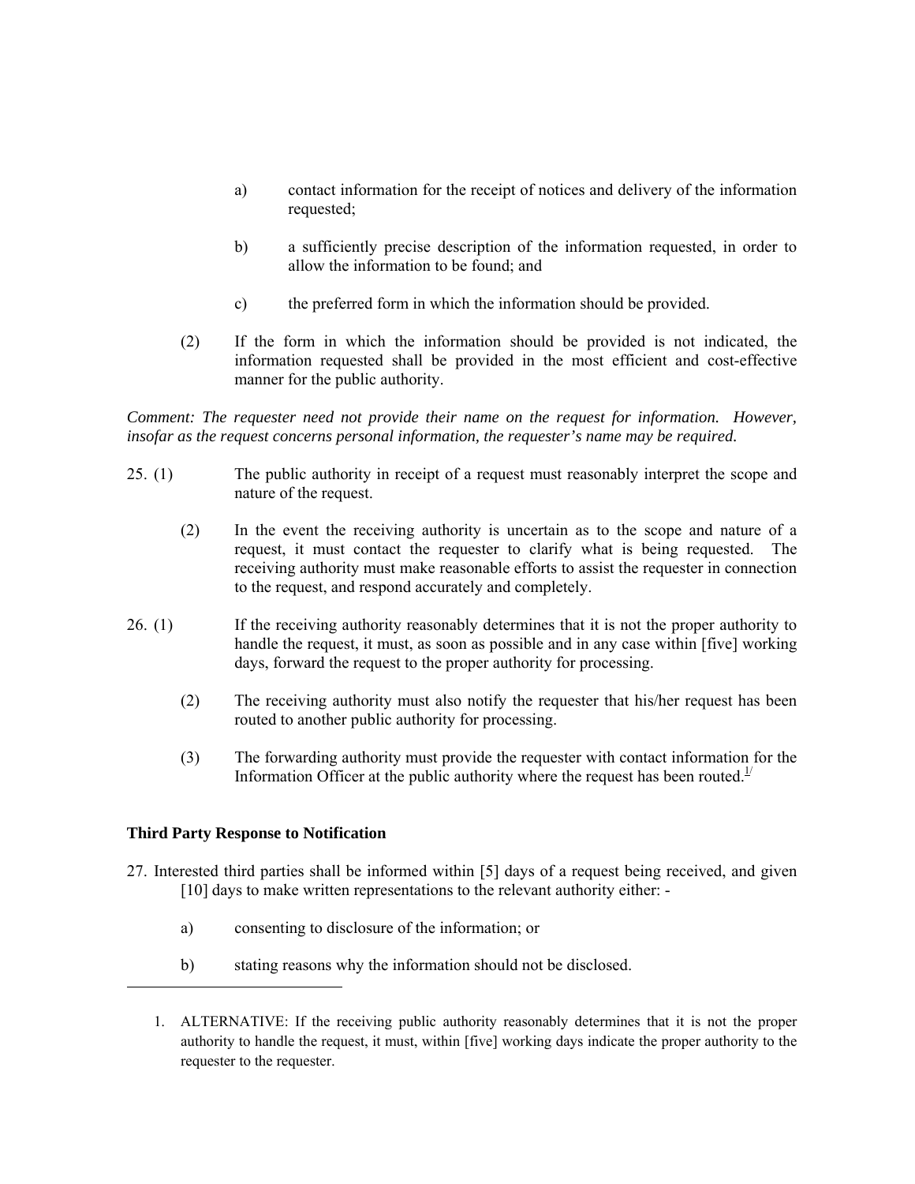a) contact information for the receipt of notices and delivery of the information requested;

b) a sufficiently precise description of the information requested, in order to allow the information to be found; and

c) the preferred form in which the information should be provided.

(2) If the form in which the information should be provided is not indicated, the information requested shall be provided in the most efficient and cost-effective manner for the public authority.

*Comment: The requester need not provide their name on the request for information. However, insofar as the request concerns personal information, the requester's name may be required.*

25. (1) The public authority in receipt of a request must reasonably interpret the scope and nature of the request.

(2) In the event the receiving authority is uncertain as to the scope and nature of a request, it must contact the requester to clarify what is being requested. The receiving authority must make reasonable efforts to assist the requester in connection to the request, and respond accurately and completely.

26. (1) If the receiving authority reasonably determines that it is not the proper authority to handle the request, it must, as soon as possible and in any case within [five] working days, forward the request to the proper authority for processing.

(2) The receiving authority must also notify the requester that his/her request has been routed to another public authority for processing.

(3) The forwarding authority must provide the requester with contact information for the Information Officer at the public authority where the request has been routed.[1]

**Third Party Response to Notification**

27. Interested third parties shall be informed within [5] days of a request being received, and given [10] days to make written representations to the relevant authority either: -

a) consenting to disclosure of the information; or

b) stating reasons why the information should not be disclosed.

---

1. ALTERNATIVE: If the receiving public authority reasonably determines that it is not the proper authority to handle the request, it must, within [five] working days indicate the proper authority to the requester to the requester.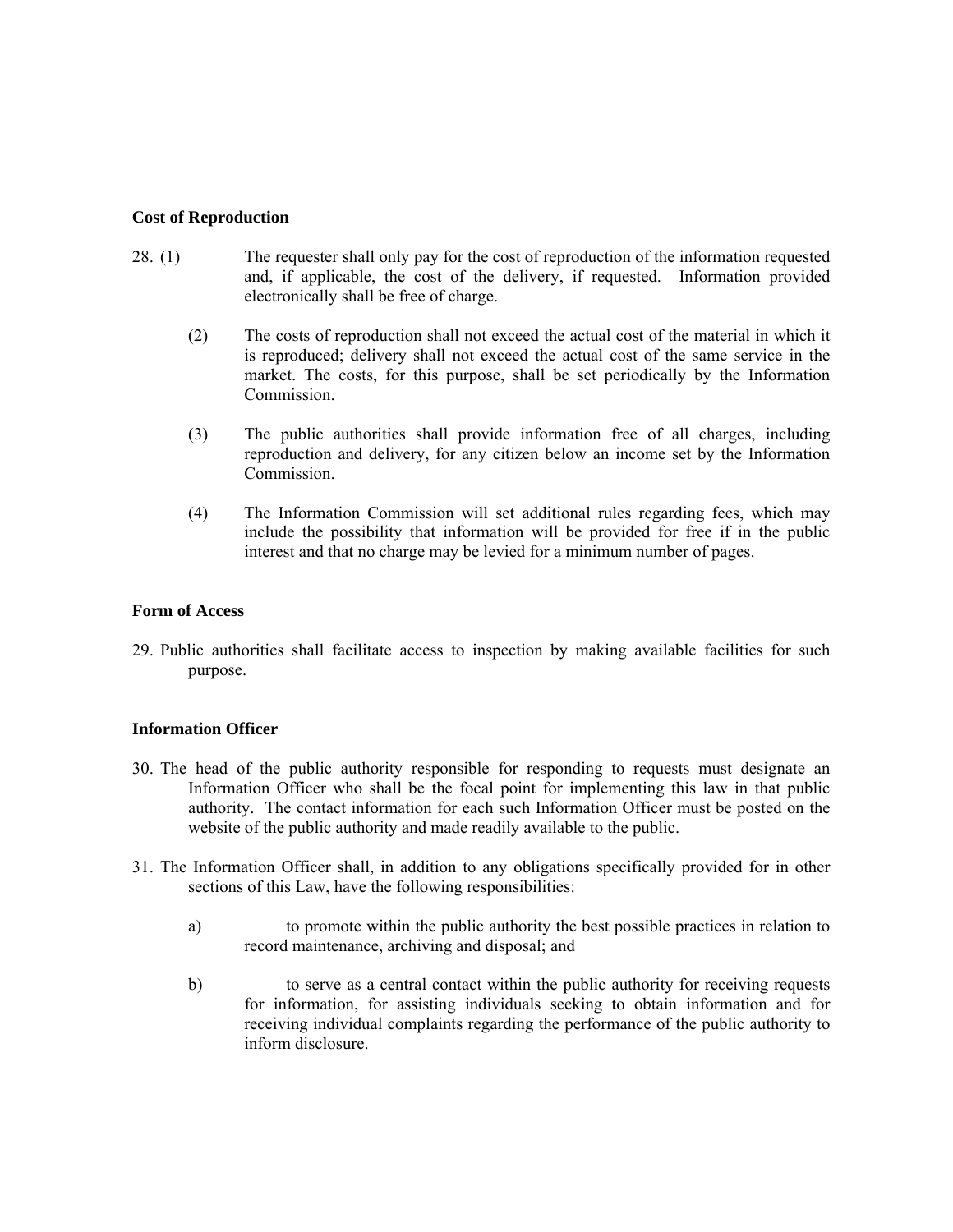**Cost of Reproduction**

28. (1) The requester shall only pay for the cost of reproduction of the information requested and, if applicable, the cost of the delivery, if requested. Information provided electronically shall be free of charge.

    (2) The costs of reproduction shall not exceed the actual cost of the material in which it is reproduced; delivery shall not exceed the actual cost of the same service in the market. The costs, for this purpose, shall be set periodically by the Information Commission.

    (3) The public authorities shall provide information free of all charges, including reproduction and delivery, for any citizen below an income set by the Information Commission.

    (4) The Information Commission will set additional rules regarding fees, which may include the possibility that information will be provided for free if in the public interest and that no charge may be levied for a minimum number of pages.

**Form of Access**

29. Public authorities shall facilitate access to inspection by making available facilities for such purpose.

**Information Officer**

30. The head of the public authority responsible for responding to requests must designate an Information Officer who shall be the focal point for implementing this law in that public authority. The contact information for each such Information Officer must be posted on the website of the public authority and made readily available to the public.

31. The Information Officer shall, in addition to any obligations specifically provided for in other sections of this Law, have the following responsibilities:

    a) to promote within the public authority the best possible practices in relation to record maintenance, archiving and disposal; and

    b) to serve as a central contact within the public authority for receiving requests for information, for assisting individuals seeking to obtain information and for receiving individual complaints regarding the performance of the public authority to inform disclosure.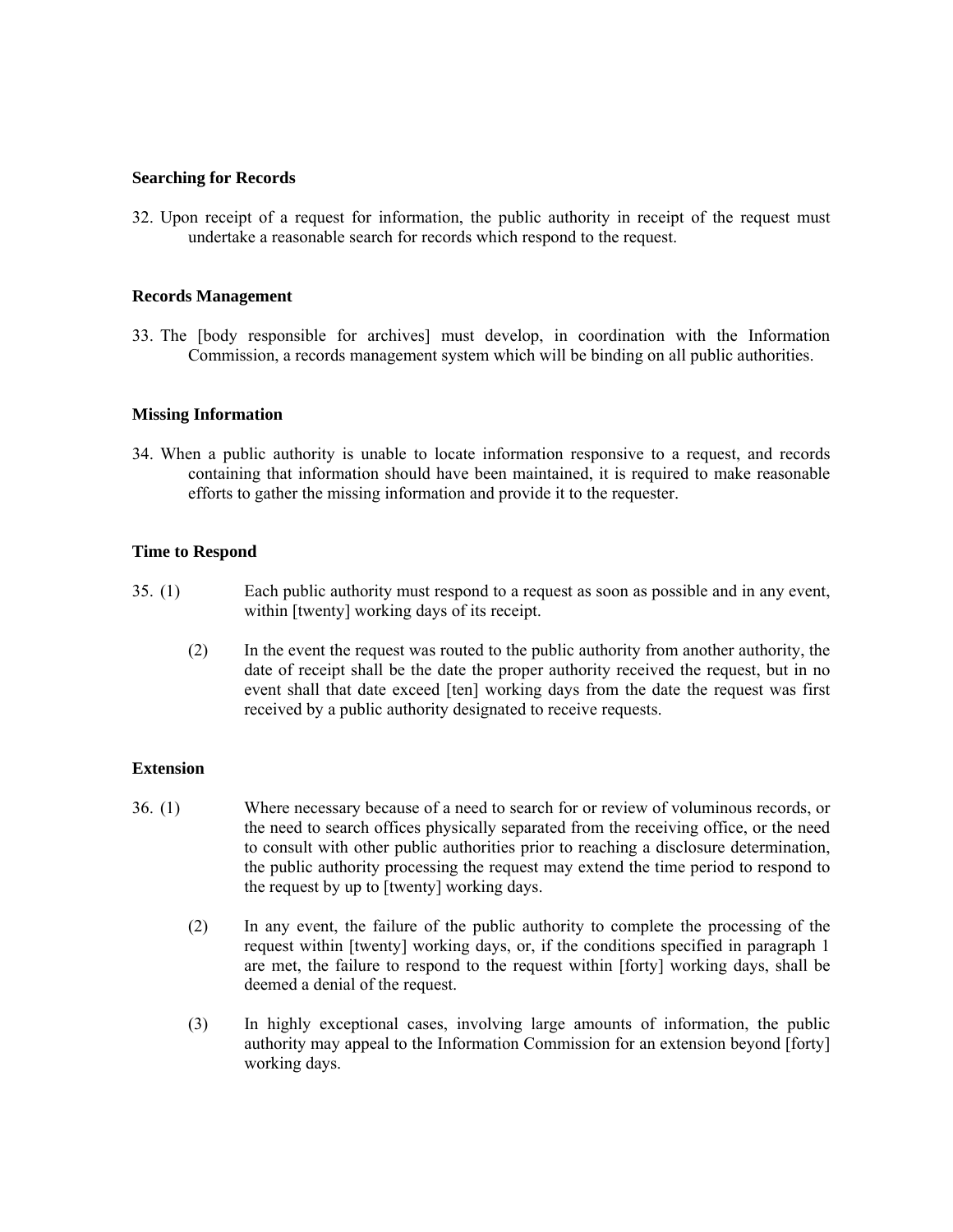**Searching for Records**

32. Upon receipt of a request for information, the public authority in receipt of the request must undertake a reasonable search for records which respond to the request.

**Records Management**

33. The [body responsible for archives] must develop, in coordination with the Information Commission, a records management system which will be binding on all public authorities.

**Missing Information**

34. When a public authority is unable to locate information responsive to a request, and records containing that information should have been maintained, it is required to make reasonable efforts to gather the missing information and provide it to the requester.

**Time to Respond**

35. (1) Each public authority must respond to a request as soon as possible and in any event, within [twenty] working days of its receipt.

(2) In the event the request was routed to the public authority from another authority, the date of receipt shall be the date the proper authority received the request, but in no event shall that date exceed [ten] working days from the date the request was first received by a public authority designated to receive requests.

**Extension**

36. (1) Where necessary because of a need to search for or review of voluminous records, or the need to search offices physically separated from the receiving office, or the need to consult with other public authorities prior to reaching a disclosure determination, the public authority processing the request may extend the time period to respond to the request by up to [twenty] working days.

(2) In any event, the failure of the public authority to complete the processing of the request within [twenty] working days, or, if the conditions specified in paragraph 1 are met, the failure to respond to the request within [forty] working days, shall be deemed a denial of the request.

(3) In highly exceptional cases, involving large amounts of information, the public authority may appeal to the Information Commission for an extension beyond [forty] working days.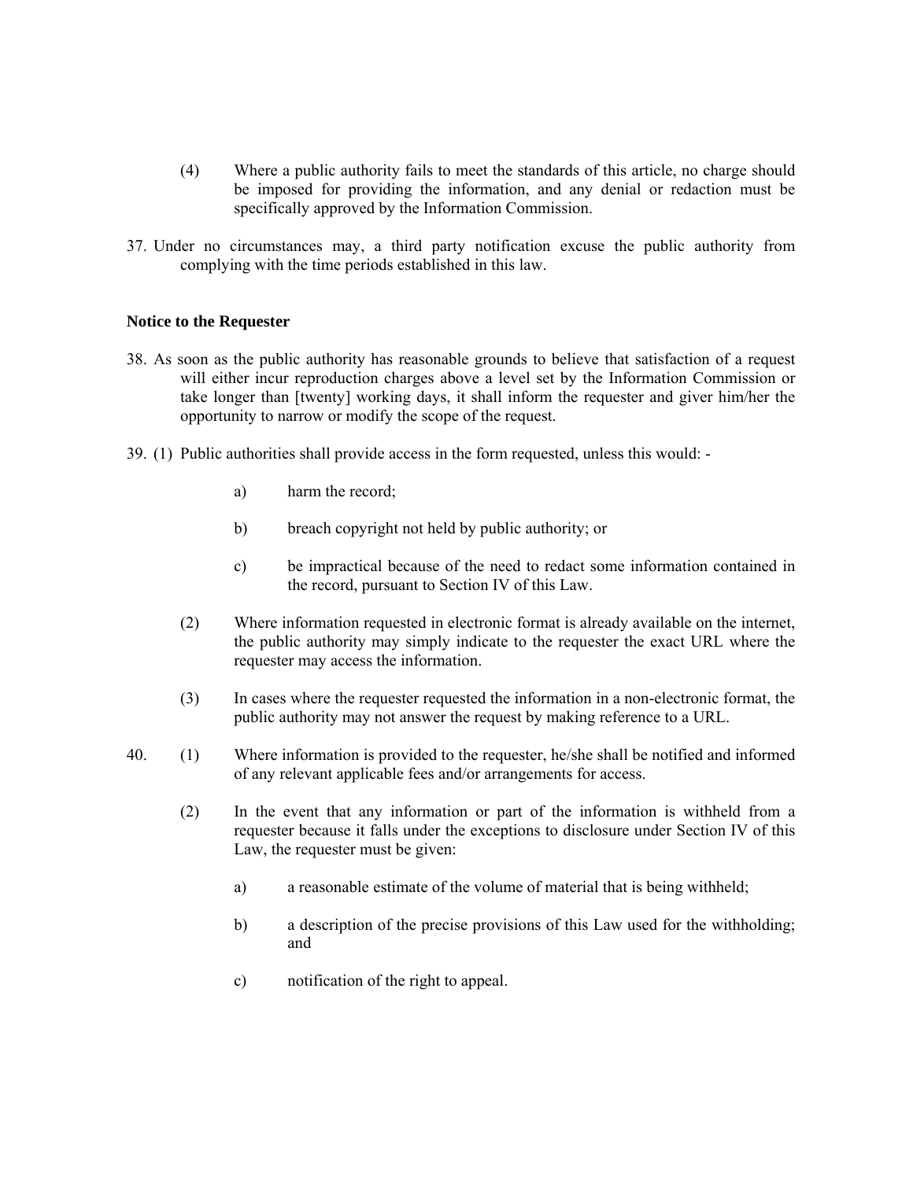(4) Where a public authority fails to meet the standards of this article, no charge should be imposed for providing the information, and any denial or redaction must be specifically approved by the Information Commission.

37. Under no circumstances may, a third party notification excuse the public authority from complying with the time periods established in this law.

**Notice to the Requester**

38. As soon as the public authority has reasonable grounds to believe that satisfaction of a request will either incur reproduction charges above a level set by the Information Commission or take longer than [twenty] working days, it shall inform the requester and giver him/her the opportunity to narrow or modify the scope of the request.

39. (1) Public authorities shall provide access in the form requested, unless this would: -

    a) harm the record;

    b) breach copyright not held by public authority; or

    c) be impractical because of the need to redact some information contained in the record, pursuant to Section IV of this Law.

    (2) Where information requested in electronic format is already available on the internet, the public authority may simply indicate to the requester the exact URL where the requester may access the information.

    (3) In cases where the requester requested the information in a non-electronic format, the public authority may not answer the request by making reference to a URL.

40. (1) Where information is provided to the requester, he/she shall be notified and informed of any relevant applicable fees and/or arrangements for access.

    (2) In the event that any information or part of the information is withheld from a requester because it falls under the exceptions to disclosure under Section IV of this Law, the requester must be given:

    a) a reasonable estimate of the volume of material that is being withheld;

    b) a description of the precise provisions of this Law used for the withholding; and

    c) notification of the right to appeal.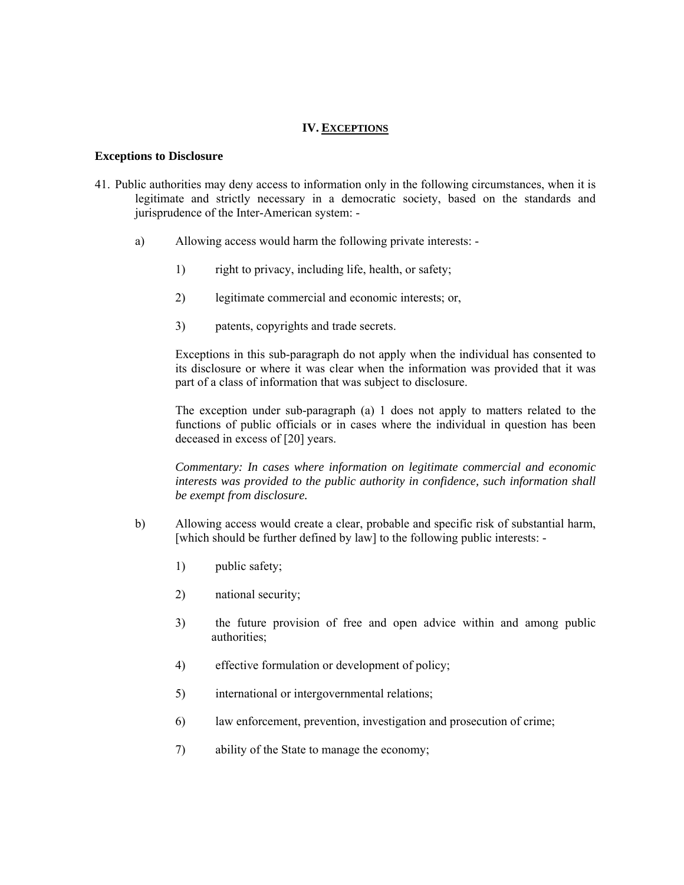# IV. EXCEPTIONS

### Exceptions to Disclosure

41. Public authorities may deny access to information only in the following circumstances, when it is legitimate and strictly necessary in a democratic society, based on the standards and jurisprudence of the Inter-American system: -

    a) Allowing access would harm the following private interests: -

        1) right to privacy, including life, health, or safety;

        2) legitimate commercial and economic interests; or,

        3) patents, copyrights and trade secrets.

       Exceptions in this sub-paragraph do not apply when the individual has consented to its disclosure or where it was clear when the information was provided that it was part of a class of information that was subject to disclosure.

       The exception under sub-paragraph (a) 1 does not apply to matters related to the functions of public officials or in cases where the individual in question has been deceased in excess of [20] years.

       *Commentary: In cases where information on legitimate commercial and economic interests was provided to the public authority in confidence, such information shall be exempt from disclosure.*

    b) Allowing access would create a clear, probable and specific risk of substantial harm, [which should be further defined by law] to the following public interests: -

        1) public safety;

        2) national security;

        3) the future provision of free and open advice within and among public authorities;

        4) effective formulation or development of policy;

        5) international or intergovernmental relations;

        6) law enforcement, prevention, investigation and prosecution of crime;

        7) ability of the State to manage the economy;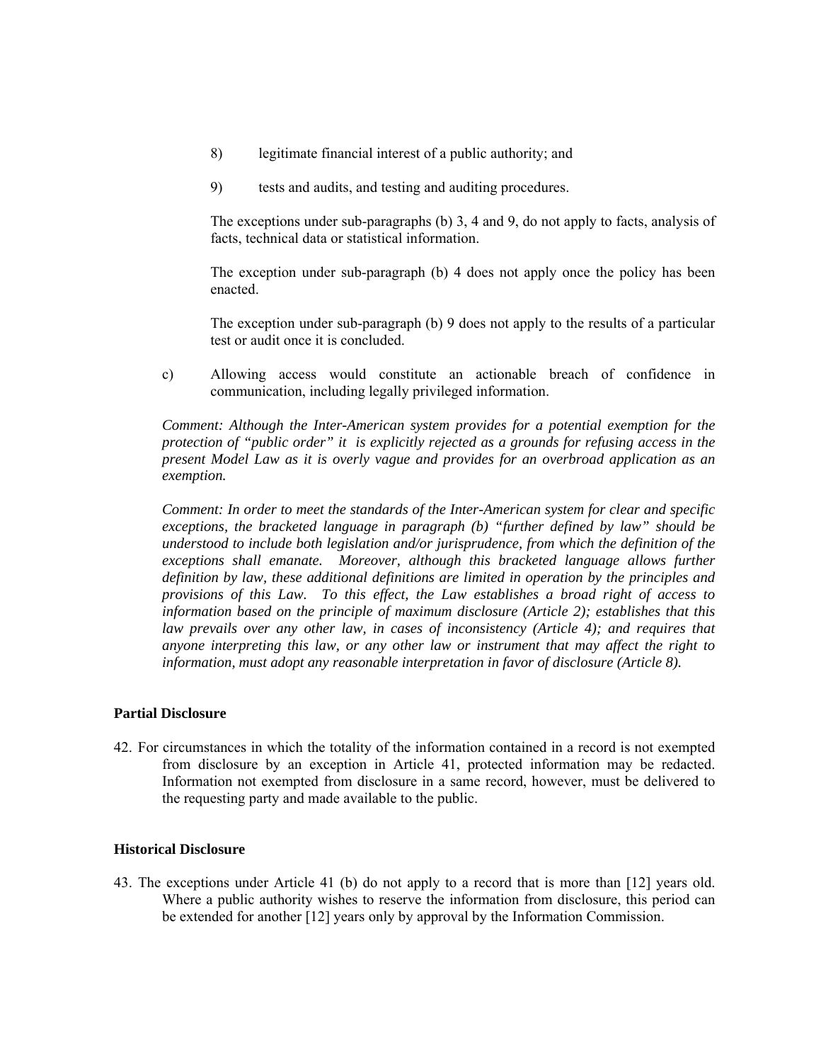8) legitimate financial interest of a public authority; and

9) tests and audits, and testing and auditing procedures.

The exceptions under sub-paragraphs (b) 3, 4 and 9, do not apply to facts, analysis of facts, technical data or statistical information.

The exception under sub-paragraph (b) 4 does not apply once the policy has been enacted.

The exception under sub-paragraph (b) 9 does not apply to the results of a particular test or audit once it is concluded.

c) Allowing access would constitute an actionable breach of confidence in communication, including legally privileged information.

*Comment: Although the Inter-American system provides for a potential exemption for the protection of "public order" it is explicitly rejected as a grounds for refusing access in the present Model Law as it is overly vague and provides for an overbroad application as an exemption.*

*Comment: In order to meet the standards of the Inter-American system for clear and specific exceptions, the bracketed language in paragraph (b) "further defined by law" should be understood to include both legislation and/or jurisprudence, from which the definition of the exceptions shall emanate. Moreover, although this bracketed language allows further definition by law, these additional definitions are limited in operation by the principles and provisions of this Law. To this effect, the Law establishes a broad right of access to information based on the principle of maximum disclosure (Article 2); establishes that this law prevails over any other law, in cases of inconsistency (Article 4); and requires that anyone interpreting this law, or any other law or instrument that may affect the right to information, must adopt any reasonable interpretation in favor of disclosure (Article 8).*

**Partial Disclosure**

42. For circumstances in which the totality of the information contained in a record is not exempted from disclosure by an exception in Article 41, protected information may be redacted. Information not exempted from disclosure in a same record, however, must be delivered to the requesting party and made available to the public.

**Historical Disclosure**

43. The exceptions under Article 41 (b) do not apply to a record that is more than [12] years old. Where a public authority wishes to reserve the information from disclosure, this period can be extended for another [12] years only by approval by the Information Commission.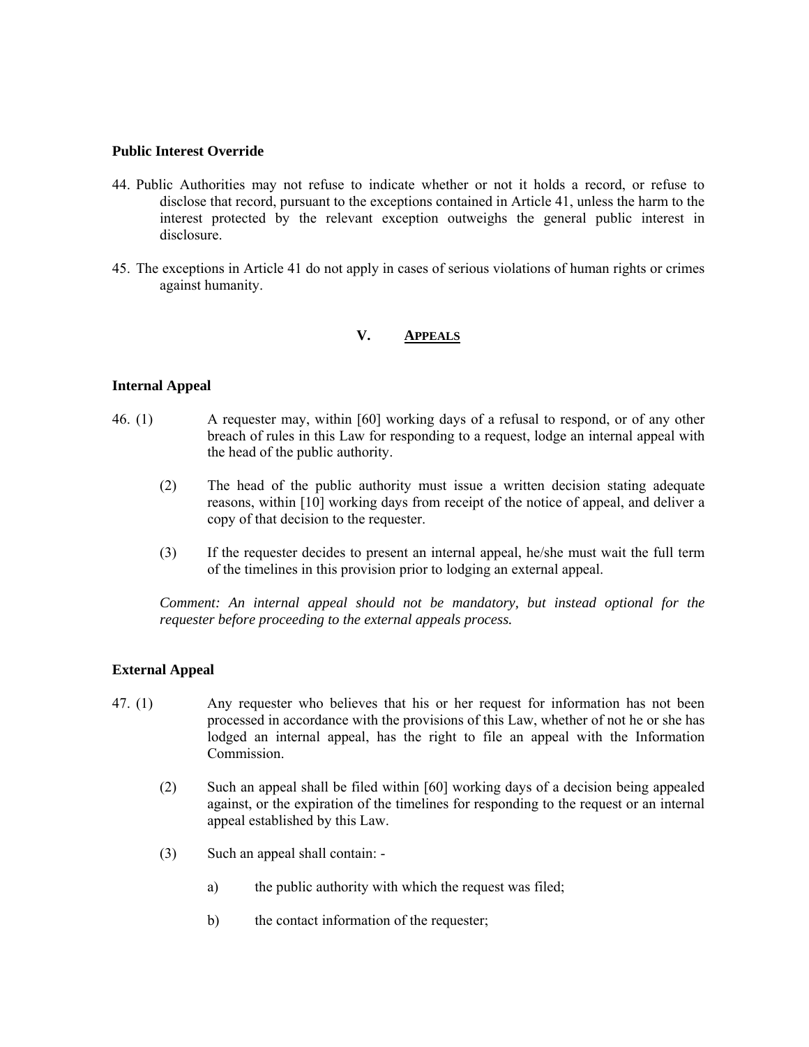**Public Interest Override**

44. Public Authorities may not refuse to indicate whether or not it holds a record, or refuse to disclose that record, pursuant to the exceptions contained in Article 41, unless the harm to the interest protected by the relevant exception outweighs the general public interest in disclosure.

45. The exceptions in Article 41 do not apply in cases of serious violations of human rights or crimes against humanity.

## V. APPEALS

**Internal Appeal**

46. (1) A requester may, within [60] working days of a refusal to respond, or of any other breach of rules in this Law for responding to a request, lodge an internal appeal with the head of the public authority.

(2) The head of the public authority must issue a written decision stating adequate reasons, within [10] working days from receipt of the notice of appeal, and deliver a copy of that decision to the requester.

(3) If the requester decides to present an internal appeal, he/she must wait the full term of the timelines in this provision prior to lodging an external appeal.

*Comment: An internal appeal should not be mandatory, but instead optional for the requester before proceeding to the external appeals process.*

**External Appeal**

47. (1) Any requester who believes that his or her request for information has not been processed in accordance with the provisions of this Law, whether of not he or she has lodged an internal appeal, has the right to file an appeal with the Information Commission.

(2) Such an appeal shall be filed within [60] working days of a decision being appealed against, or the expiration of the timelines for responding to the request or an internal appeal established by this Law.

(3) Such an appeal shall contain: -

a) the public authority with which the request was filed;

b) the contact information of the requester;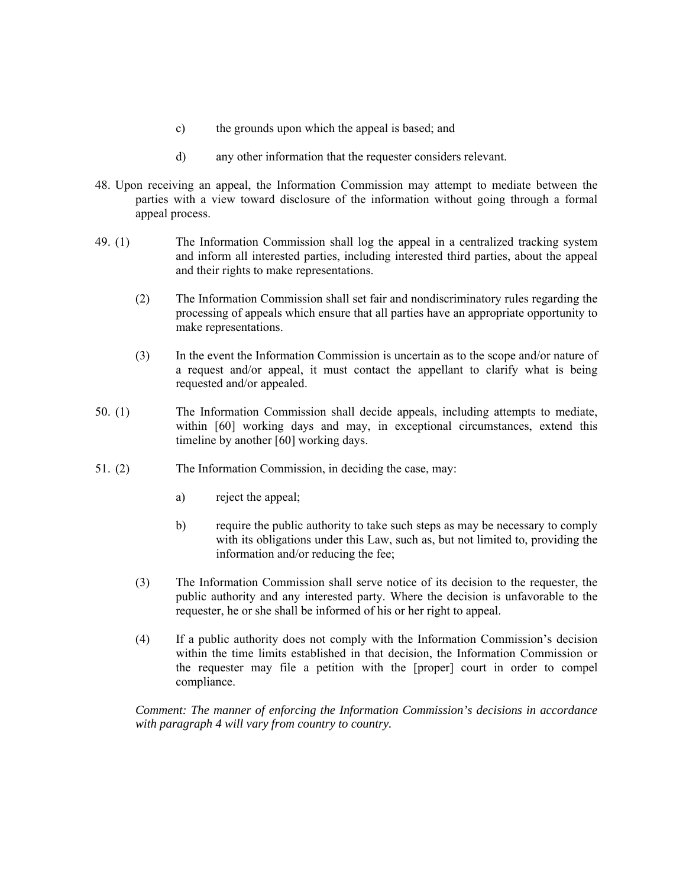c) the grounds upon which the appeal is based; and

d) any other information that the requester considers relevant.

48. Upon receiving an appeal, the Information Commission may attempt to mediate between the parties with a view toward disclosure of the information without going through a formal appeal process.

49. (1) The Information Commission shall log the appeal in a centralized tracking system and inform all interested parties, including interested third parties, about the appeal and their rights to make representations.

(2) The Information Commission shall set fair and nondiscriminatory rules regarding the processing of appeals which ensure that all parties have an appropriate opportunity to make representations.

(3) In the event the Information Commission is uncertain as to the scope and/or nature of a request and/or appeal, it must contact the appellant to clarify what is being requested and/or appealed.

50. (1) The Information Commission shall decide appeals, including attempts to mediate, within [60] working days and may, in exceptional circumstances, extend this timeline by another [60] working days.

51. (2) The Information Commission, in deciding the case, may:

a) reject the appeal;

b) require the public authority to take such steps as may be necessary to comply with its obligations under this Law, such as, but not limited to, providing the information and/or reducing the fee;

(3) The Information Commission shall serve notice of its decision to the requester, the public authority and any interested party. Where the decision is unfavorable to the requester, he or she shall be informed of his or her right to appeal.

(4) If a public authority does not comply with the Information Commission's decision within the time limits established in that decision, the Information Commission or the requester may file a petition with the [proper] court in order to compel compliance.

*Comment: The manner of enforcing the Information Commission's decisions in accordance with paragraph 4 will vary from country to country.*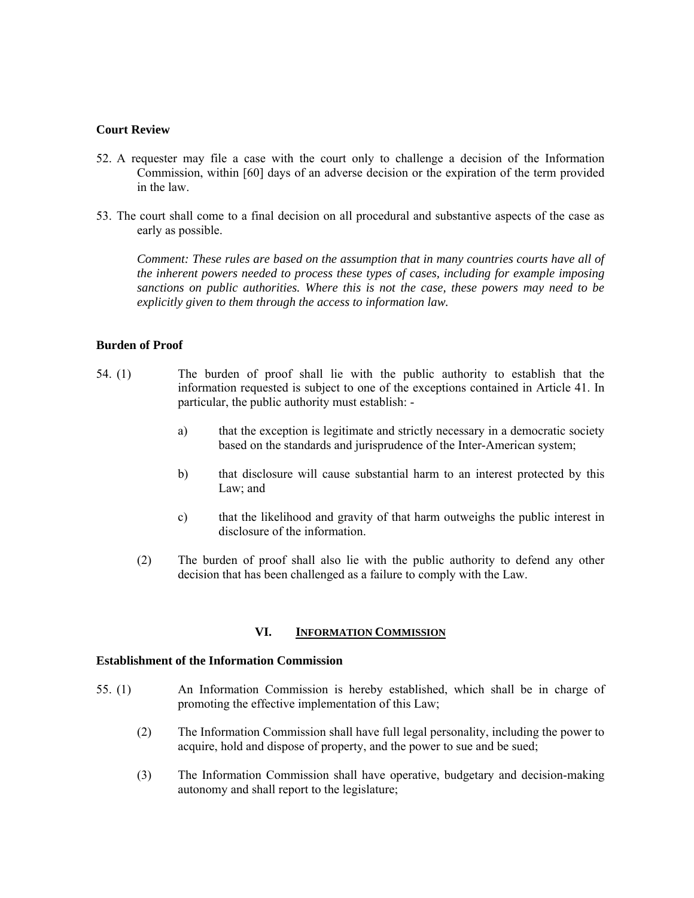**Court Review**

52. A requester may file a case with the court only to challenge a decision of the Information Commission, within [60] days of an adverse decision or the expiration of the term provided in the law.

53. The court shall come to a final decision on all procedural and substantive aspects of the case as early as possible.

*Comment: These rules are based on the assumption that in many countries courts have all of the inherent powers needed to process these types of cases, including for example imposing sanctions on public authorities. Where this is not the case, these powers may need to be explicitly given to them through the access to information law.*

**Burden of Proof**

54. (1) The burden of proof shall lie with the public authority to establish that the information requested is subject to one of the exceptions contained in Article 41. In particular, the public authority must establish: -

a) that the exception is legitimate and strictly necessary in a democratic society based on the standards and jurisprudence of the Inter-American system;

b) that disclosure will cause substantial harm to an interest protected by this Law; and

c) that the likelihood and gravity of that harm outweighs the public interest in disclosure of the information.

(2) The burden of proof shall also lie with the public authority to defend any other decision that has been challenged as a failure to comply with the Law.

## VI. <u>INFORMATION COMMISSION</u>

**Establishment of the Information Commission**

55. (1) An Information Commission is hereby established, which shall be in charge of promoting the effective implementation of this Law;

(2) The Information Commission shall have full legal personality, including the power to acquire, hold and dispose of property, and the power to sue and be sued;

(3) The Information Commission shall have operative, budgetary and decision-making autonomy and shall report to the legislature;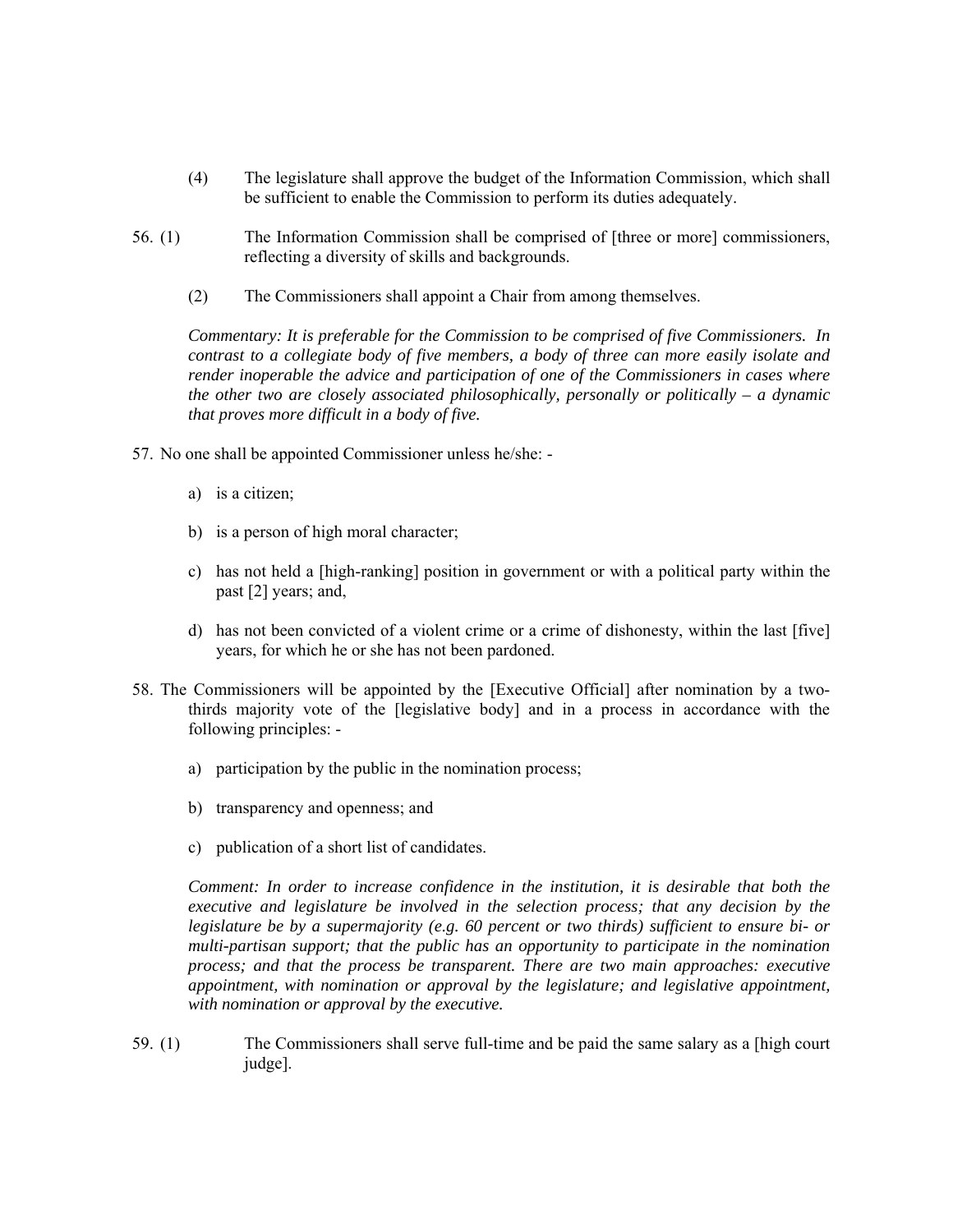(4) The legislature shall approve the budget of the Information Commission, which shall be sufficient to enable the Commission to perform its duties adequately.

56. (1) The Information Commission shall be comprised of [three or more] commissioners, reflecting a diversity of skills and backgrounds.

(2) The Commissioners shall appoint a Chair from among themselves.

*Commentary: It is preferable for the Commission to be comprised of five Commissioners. In contrast to a collegiate body of five members, a body of three can more easily isolate and render inoperable the advice and participation of one of the Commissioners in cases where the other two are closely associated philosophically, personally or politically – a dynamic that proves more difficult in a body of five.*

57. No one shall be appointed Commissioner unless he/she: -

a) is a citizen;

b) is a person of high moral character;

c) has not held a [high-ranking] position in government or with a political party within the past [2] years; and,

d) has not been convicted of a violent crime or a crime of dishonesty, within the last [five] years, for which he or she has not been pardoned.

58. The Commissioners will be appointed by the [Executive Official] after nomination by a two-thirds majority vote of the [legislative body] and in a process in accordance with the following principles: -

a) participation by the public in the nomination process;

b) transparency and openness; and

c) publication of a short list of candidates.

*Comment: In order to increase confidence in the institution, it is desirable that both the executive and legislature be involved in the selection process; that any decision by the legislature be by a supermajority (e.g. 60 percent or two thirds) sufficient to ensure bi- or multi-partisan support; that the public has an opportunity to participate in the nomination process; and that the process be transparent. There are two main approaches: executive appointment, with nomination or approval by the legislature; and legislative appointment, with nomination or approval by the executive.*

59. (1) The Commissioners shall serve full-time and be paid the same salary as a [high court judge].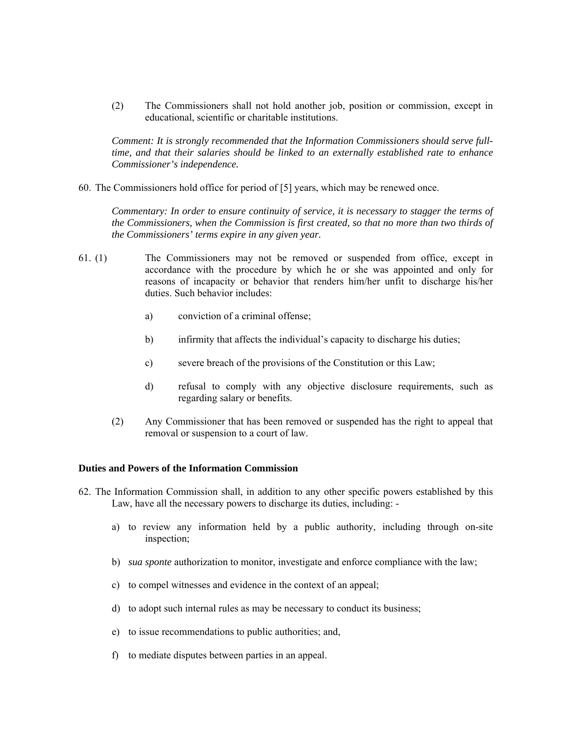(2) The Commissioners shall not hold another job, position or commission, except in educational, scientific or charitable institutions.

*Comment: It is strongly recommended that the Information Commissioners should serve full-time, and that their salaries should be linked to an externally established rate to enhance Commissioner's independence.*

60. The Commissioners hold office for period of [5] years, which may be renewed once.

*Commentary: In order to ensure continuity of service, it is necessary to stagger the terms of the Commissioners, when the Commission is first created, so that no more than two thirds of the Commissioners' terms expire in any given year.*

61. (1) The Commissioners may not be removed or suspended from office, except in accordance with the procedure by which he or she was appointed and only for reasons of incapacity or behavior that renders him/her unfit to discharge his/her duties. Such behavior includes:

   a) conviction of a criminal offense;

   b) infirmity that affects the individual's capacity to discharge his duties;

   c) severe breach of the provisions of the Constitution or this Law;

   d) refusal to comply with any objective disclosure requirements, such as regarding salary or benefits.

   (2) Any Commissioner that has been removed or suspended has the right to appeal that removal or suspension to a court of law.

**Duties and Powers of the Information Commission**

62. The Information Commission shall, in addition to any other specific powers established by this Law, have all the necessary powers to discharge its duties, including: -

   a) to review any information held by a public authority, including through on-site inspection;

   b) *sua sponte* authorization to monitor, investigate and enforce compliance with the law;

   c) to compel witnesses and evidence in the context of an appeal;

   d) to adopt such internal rules as may be necessary to conduct its business;

   e) to issue recommendations to public authorities; and,

   f) to mediate disputes between parties in an appeal.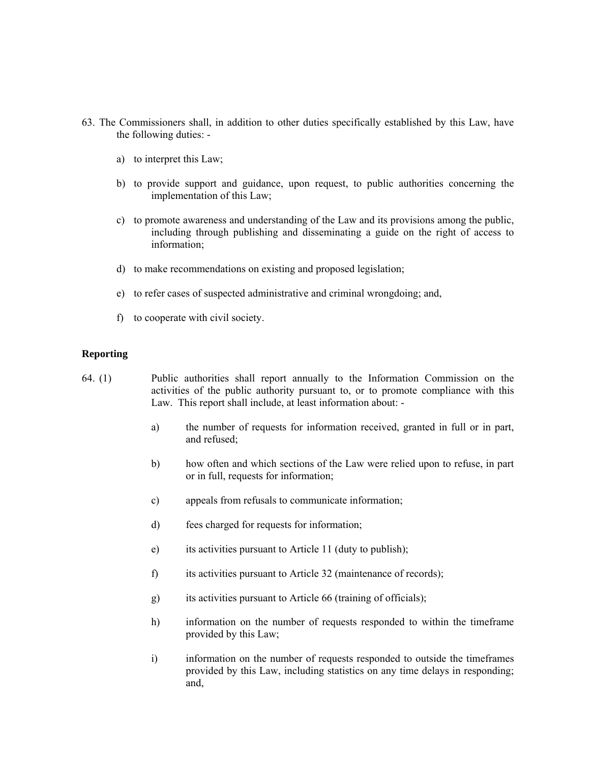63. The Commissioners shall, in addition to other duties specifically established by this Law, have the following duties: -

   a) to interpret this Law;

   b) to provide support and guidance, upon request, to public authorities concerning the implementation of this Law;

   c) to promote awareness and understanding of the Law and its provisions among the public, including through publishing and disseminating a guide on the right of access to information;

   d) to make recommendations on existing and proposed legislation;

   e) to refer cases of suspected administrative and criminal wrongdoing; and,

   f) to cooperate with civil society.

**Reporting**

64. (1) Public authorities shall report annually to the Information Commission on the activities of the public authority pursuant to, or to promote compliance with this Law. This report shall include, at least information about: -

   a) the number of requests for information received, granted in full or in part, and refused;

   b) how often and which sections of the Law were relied upon to refuse, in part or in full, requests for information;

   c) appeals from refusals to communicate information;

   d) fees charged for requests for information;

   e) its activities pursuant to Article 11 (duty to publish);

   f) its activities pursuant to Article 32 (maintenance of records);

   g) its activities pursuant to Article 66 (training of officials);

   h) information on the number of requests responded to within the timeframe provided by this Law;

   i) information on the number of requests responded to outside the timeframes provided by this Law, including statistics on any time delays in responding; and,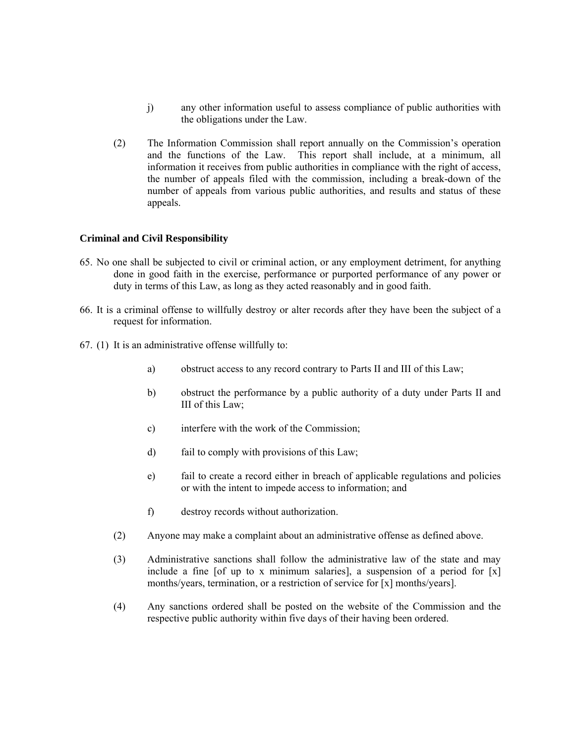j) any other information useful to assess compliance of public authorities with the obligations under the Law.

(2) The Information Commission shall report annually on the Commission's operation and the functions of the Law. This report shall include, at a minimum, all information it receives from public authorities in compliance with the right of access, the number of appeals filed with the commission, including a break-down of the number of appeals from various public authorities, and results and status of these appeals.

**Criminal and Civil Responsibility**

65. No one shall be subjected to civil or criminal action, or any employment detriment, for anything done in good faith in the exercise, performance or purported performance of any power or duty in terms of this Law, as long as they acted reasonably and in good faith.

66. It is a criminal offense to willfully destroy or alter records after they have been the subject of a request for information.

67. (1) It is an administrative offense willfully to:

a) obstruct access to any record contrary to Parts II and III of this Law;

b) obstruct the performance by a public authority of a duty under Parts II and III of this Law;

c) interfere with the work of the Commission;

d) fail to comply with provisions of this Law;

e) fail to create a record either in breach of applicable regulations and policies or with the intent to impede access to information; and

f) destroy records without authorization.

(2) Anyone may make a complaint about an administrative offense as defined above.

(3) Administrative sanctions shall follow the administrative law of the state and may include a fine [of up to x minimum salaries], a suspension of a period for [x] months/years, termination, or a restriction of service for [x] months/years].

(4) Any sanctions ordered shall be posted on the website of the Commission and the respective public authority within five days of their having been ordered.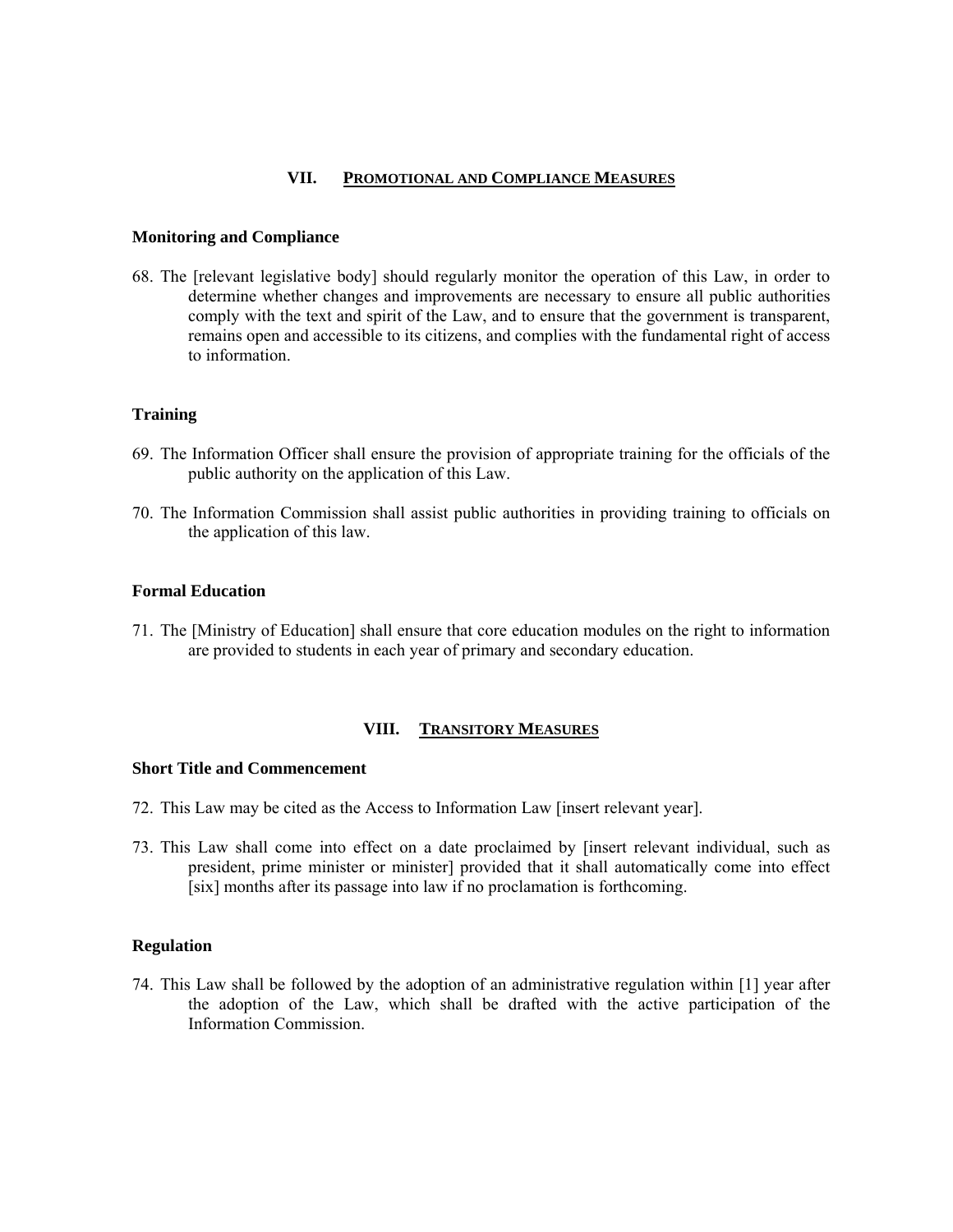## VII. PROMOTIONAL AND COMPLIANCE MEASURES

### Monitoring and Compliance

68. The [relevant legislative body] should regularly monitor the operation of this Law, in order to determine whether changes and improvements are necessary to ensure all public authorities comply with the text and spirit of the Law, and to ensure that the government is transparent, remains open and accessible to its citizens, and complies with the fundamental right of access to information.

### Training

69. The Information Officer shall ensure the provision of appropriate training for the officials of the public authority on the application of this Law.

70. The Information Commission shall assist public authorities in providing training to officials on the application of this law.

### Formal Education

71. The [Ministry of Education] shall ensure that core education modules on the right to information are provided to students in each year of primary and secondary education.

## VIII. TRANSITORY MEASURES

### Short Title and Commencement

72. This Law may be cited as the Access to Information Law [insert relevant year].

73. This Law shall come into effect on a date proclaimed by [insert relevant individual, such as president, prime minister or minister] provided that it shall automatically come into effect [six] months after its passage into law if no proclamation is forthcoming.

### Regulation

74. This Law shall be followed by the adoption of an administrative regulation within [1] year after the adoption of the Law, which shall be drafted with the active participation of the Information Commission.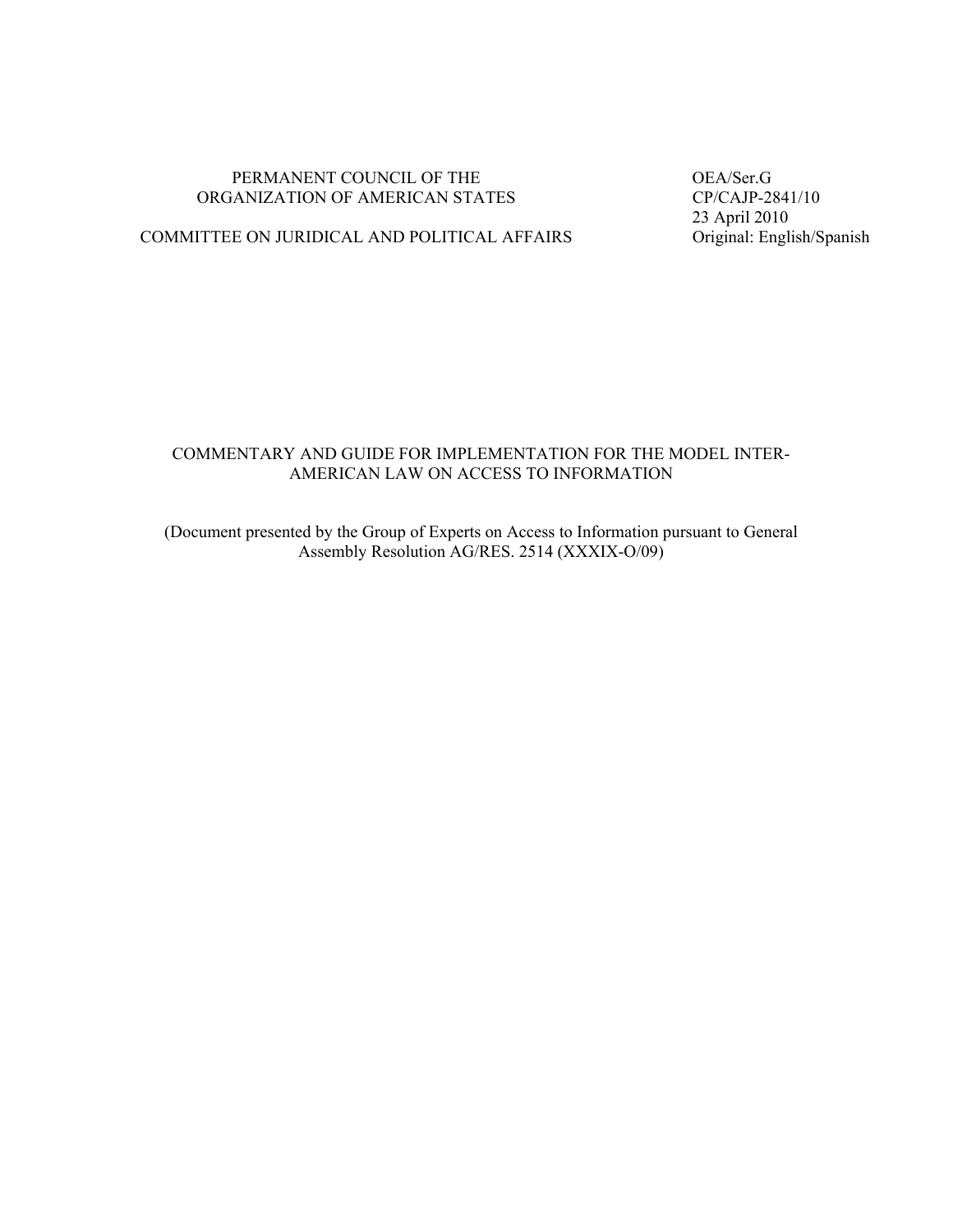PERMANENT COUNCIL OF THE
ORGANIZATION OF AMERICAN STATES

COMMITTEE ON JURIDICAL AND POLITICAL AFFAIRS

OEA/Ser.G
CP/CAJP-2841/10
23 April 2010
Original: English/Spanish

COMMENTARY AND GUIDE FOR IMPLEMENTATION FOR THE MODEL INTER-AMERICAN LAW ON ACCESS TO INFORMATION

(Document presented by the Group of Experts on Access to Information pursuant to General Assembly Resolution AG/RES. 2514 (XXXIX-O/09)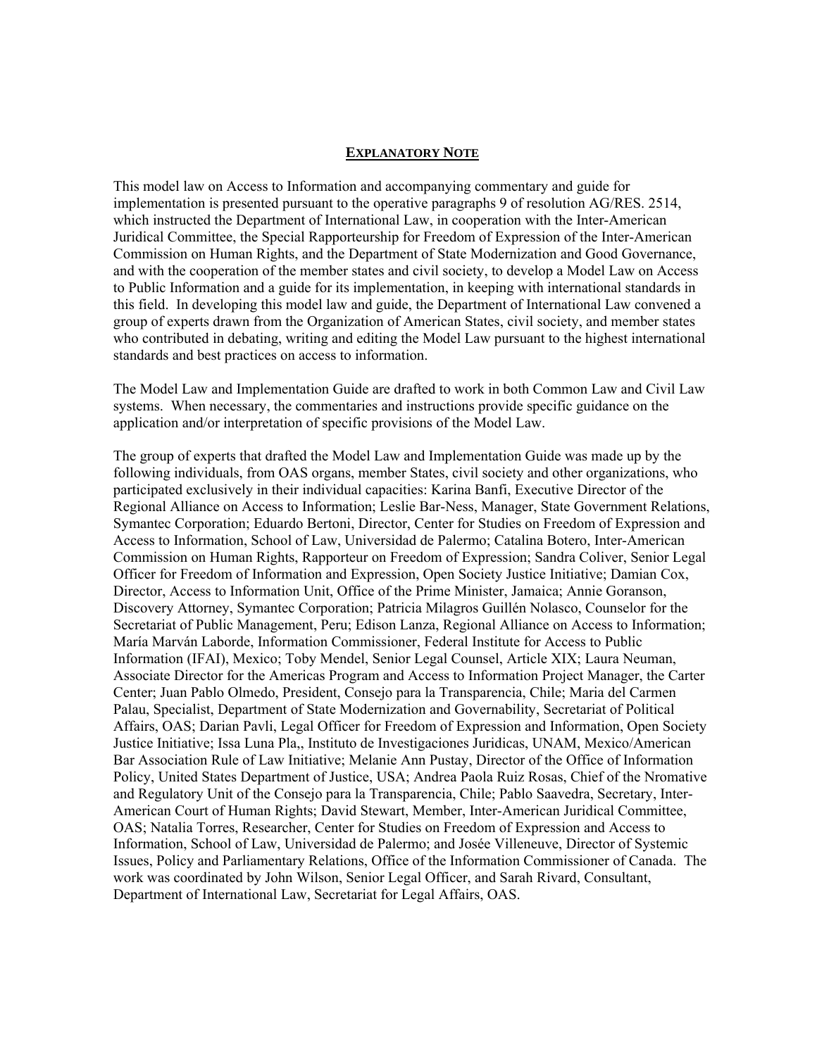## EXPLANATORY NOTE

This model law on Access to Information and accompanying commentary and guide for implementation is presented pursuant to the operative paragraphs 9 of resolution AG/RES. 2514, which instructed the Department of International Law, in cooperation with the Inter-American Juridical Committee, the Special Rapporteurship for Freedom of Expression of the Inter-American Commission on Human Rights, and the Department of State Modernization and Good Governance, and with the cooperation of the member states and civil society, to develop a Model Law on Access to Public Information and a guide for its implementation, in keeping with international standards in this field. In developing this model law and guide, the Department of International Law convened a group of experts drawn from the Organization of American States, civil society, and member states who contributed in debating, writing and editing the Model Law pursuant to the highest international standards and best practices on access to information.

The Model Law and Implementation Guide are drafted to work in both Common Law and Civil Law systems. When necessary, the commentaries and instructions provide specific guidance on the application and/or interpretation of specific provisions of the Model Law.

The group of experts that drafted the Model Law and Implementation Guide was made up by the following individuals, from OAS organs, member States, civil society and other organizations, who participated exclusively in their individual capacities: Karina Banfi, Executive Director of the Regional Alliance on Access to Information; Leslie Bar-Ness, Manager, State Government Relations, Symantec Corporation; Eduardo Bertoni, Director, Center for Studies on Freedom of Expression and Access to Information, School of Law, Universidad de Palermo; Catalina Botero, Inter-American Commission on Human Rights, Rapporteur on Freedom of Expression; Sandra Coliver, Senior Legal Officer for Freedom of Information and Expression, Open Society Justice Initiative; Damian Cox, Director, Access to Information Unit, Office of the Prime Minister, Jamaica; Annie Goranson, Discovery Attorney, Symantec Corporation; Patricia Milagros Guillén Nolasco, Counselor for the Secretariat of Public Management, Peru; Edison Lanza, Regional Alliance on Access to Information; María Marván Laborde, Information Commissioner, Federal Institute for Access to Public Information (IFAI), Mexico; Toby Mendel, Senior Legal Counsel, Article XIX; Laura Neuman, Associate Director for the Americas Program and Access to Information Project Manager, the Carter Center; Juan Pablo Olmedo, President, Consejo para la Transparencia, Chile; Maria del Carmen Palau, Specialist, Department of State Modernization and Governability, Secretariat of Political Affairs, OAS; Darian Pavli, Legal Officer for Freedom of Expression and Information, Open Society Justice Initiative; Issa Luna Pla,, Instituto de Investigaciones Juridicas, UNAM, Mexico/American Bar Association Rule of Law Initiative; Melanie Ann Pustay, Director of the Office of Information Policy, United States Department of Justice, USA; Andrea Paola Ruiz Rosas, Chief of the Nromative and Regulatory Unit of the Consejo para la Transparencia, Chile; Pablo Saavedra, Secretary, Inter-American Court of Human Rights; David Stewart, Member, Inter-American Juridical Committee, OAS; Natalia Torres, Researcher, Center for Studies on Freedom of Expression and Access to Information, School of Law, Universidad de Palermo; and Josée Villeneuve, Director of Systemic Issues, Policy and Parliamentary Relations, Office of the Information Commissioner of Canada. The work was coordinated by John Wilson, Senior Legal Officer, and Sarah Rivard, Consultant, Department of International Law, Secretariat for Legal Affairs, OAS.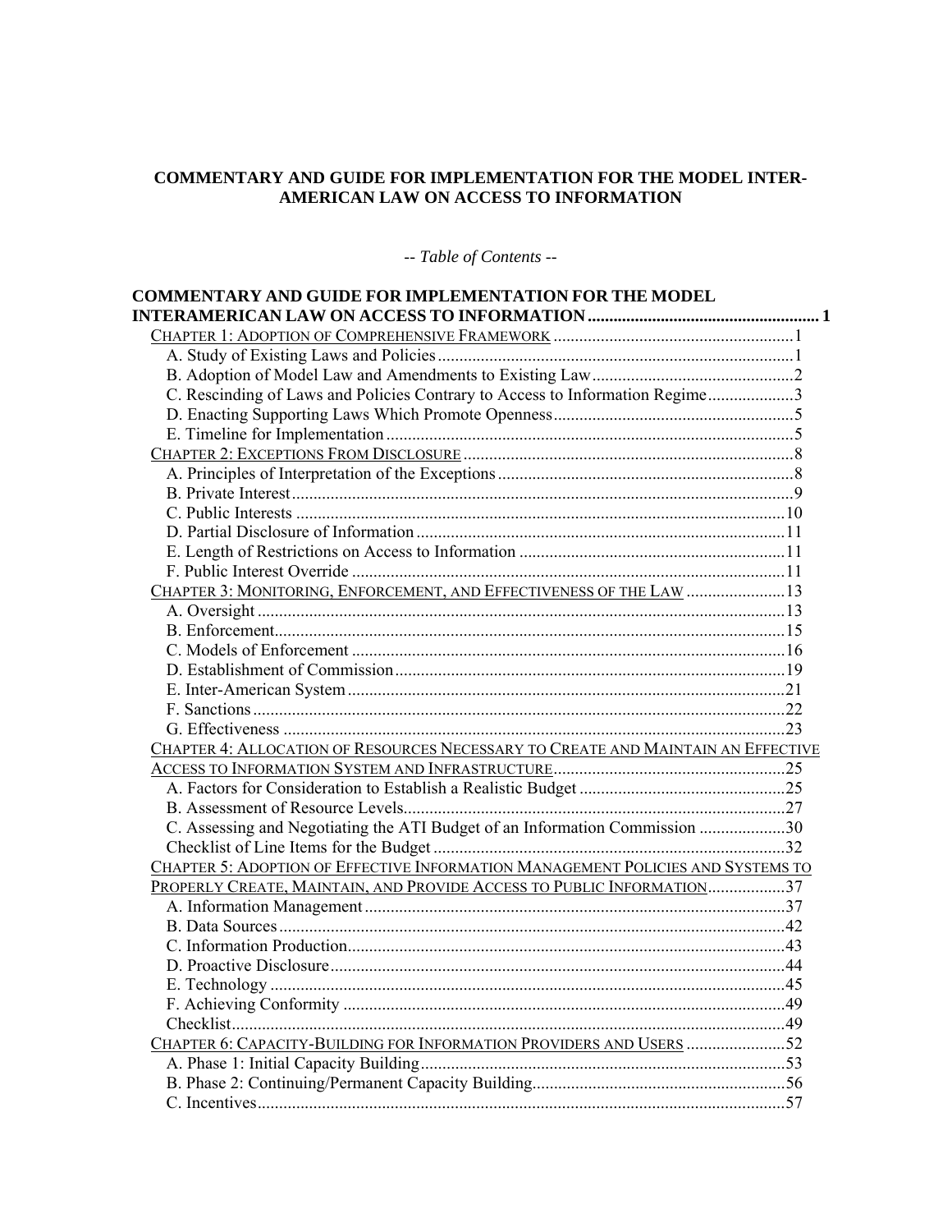**COMMENTARY AND GUIDE FOR IMPLEMENTATION FOR THE MODEL INTER-AMERICAN LAW ON ACCESS TO INFORMATION**

*-- Table of Contents --*

**COMMENTARY AND GUIDE FOR IMPLEMENTATION FOR THE MODEL INTERAMERICAN LAW ON ACCESS TO INFORMATION ...................................................... 1**

CHAPTER 1: ADOPTION OF COMPREHENSIVE FRAMEWORK ........................................................1
- A. Study of Existing Laws and Policies ..................................................................................1
- B. Adoption of Model Law and Amendments to Existing Law...............................................2
- C. Rescinding of Laws and Policies Contrary to Access to Information Regime....................3
- D. Enacting Supporting Laws Which Promote Openness........................................................5
- E. Timeline for Implementation ..............................................................................................5

CHAPTER 2: EXCEPTIONS FROM DISCLOSURE .............................................................................8
- A. Principles of Interpretation of the Exceptions .....................................................................8
- B. Private Interest....................................................................................................................9
- C. Public Interests ..................................................................................................................10
- D. Partial Disclosure of Information ......................................................................................11
- E. Length of Restrictions on Access to Information ..............................................................11
- F. Public Interest Override .....................................................................................................11

CHAPTER 3: MONITORING, ENFORCEMENT, AND EFFECTIVENESS OF THE LAW .......................13
- A. Oversight ..........................................................................................................................13
- B. Enforcement......................................................................................................................15
- C. Models of Enforcement .....................................................................................................16
- D. Establishment of Commission...........................................................................................19
- E. Inter-American System .....................................................................................................21
- F. Sanctions ...........................................................................................................................22
- G. Effectiveness .....................................................................................................................23

CHAPTER 4: ALLOCATION OF RESOURCES NECESSARY TO CREATE AND MAINTAIN AN EFFECTIVE ACCESS TO INFORMATION SYSTEM AND INFRASTRUCTURE.....................................................25
- A. Factors for Consideration to Establish a Realistic Budget ................................................25
- B. Assessment of Resource Levels.........................................................................................27
- C. Assessing and Negotiating the ATI Budget of an Information Commission ....................30
- Checklist of Line Items for the Budget ..................................................................................32

CHAPTER 5: ADOPTION OF EFFECTIVE INFORMATION MANAGEMENT POLICIES AND SYSTEMS TO PROPERLY CREATE, MAINTAIN, AND PROVIDE ACCESS TO PUBLIC INFORMATION.................37
- A. Information Management ..................................................................................................37
- B. Data Sources......................................................................................................................42
- C. Information Production.....................................................................................................43
- D. Proactive Disclosure .........................................................................................................44
- E. Technology ........................................................................................................................45
- F. Achieving Conformity .......................................................................................................49
- Checklist................................................................................................................................49

CHAPTER 6: CAPACITY-BUILDING FOR INFORMATION PROVIDERS AND USERS .......................52
- A. Phase 1: Initial Capacity Building.....................................................................................53
- B. Phase 2: Continuing/Permanent Capacity Building...........................................................56
- C. Incentives..........................................................................................................................57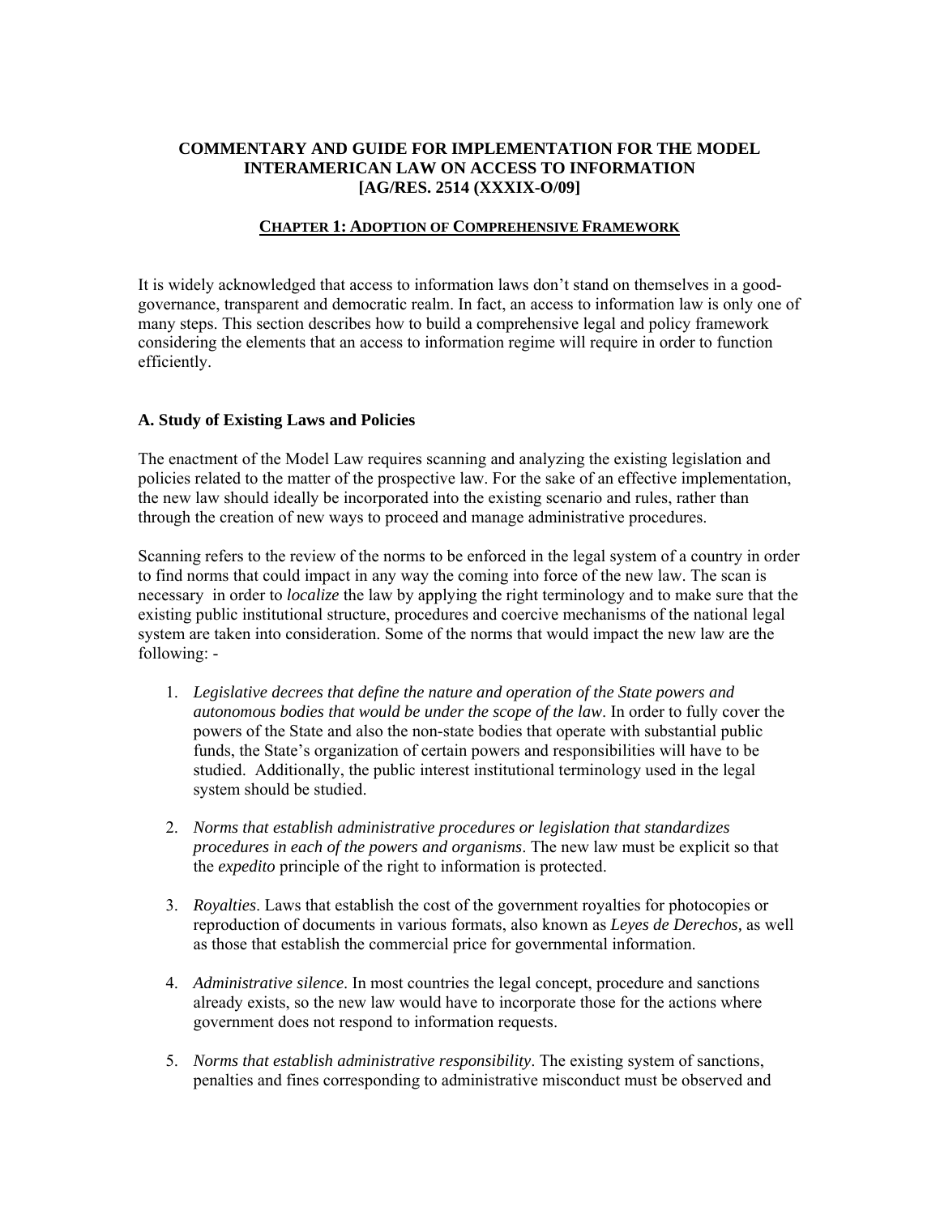**COMMENTARY AND GUIDE FOR IMPLEMENTATION FOR THE MODEL INTERAMERICAN LAW ON ACCESS TO INFORMATION [AG/RES. 2514 (XXXIX-O/09]**

## CHAPTER 1: ADOPTION OF COMPREHENSIVE FRAMEWORK

It is widely acknowledged that access to information laws don't stand on themselves in a good-governance, transparent and democratic realm. In fact, an access to information law is only one of many steps. This section describes how to build a comprehensive legal and policy framework considering the elements that an access to information regime will require in order to function efficiently.

### A. Study of Existing Laws and Policies

The enactment of the Model Law requires scanning and analyzing the existing legislation and policies related to the matter of the prospective law. For the sake of an effective implementation, the new law should ideally be incorporated into the existing scenario and rules, rather than through the creation of new ways to proceed and manage administrative procedures.

Scanning refers to the review of the norms to be enforced in the legal system of a country in order to find norms that could impact in any way the coming into force of the new law. The scan is necessary in order to *localize* the law by applying the right terminology and to make sure that the existing public institutional structure, procedures and coercive mechanisms of the national legal system are taken into consideration. Some of the norms that would impact the new law are the following: -

1. *Legislative decrees that define the nature and operation of the State powers and autonomous bodies that would be under the scope of the law*. In order to fully cover the powers of the State and also the non-state bodies that operate with substantial public funds, the State's organization of certain powers and responsibilities will have to be studied. Additionally, the public interest institutional terminology used in the legal system should be studied.

2. *Norms that establish administrative procedures or legislation that standardizes procedures in each of the powers and organisms*. The new law must be explicit so that the *expedito* principle of the right to information is protected.

3. *Royalties*. Laws that establish the cost of the government royalties for photocopies or reproduction of documents in various formats, also known as *Leyes de Derechos,* as well as those that establish the commercial price for governmental information.

4. *Administrative silence*. In most countries the legal concept, procedure and sanctions already exists, so the new law would have to incorporate those for the actions where government does not respond to information requests.

5. *Norms that establish administrative responsibility*. The existing system of sanctions, penalties and fines corresponding to administrative misconduct must be observed and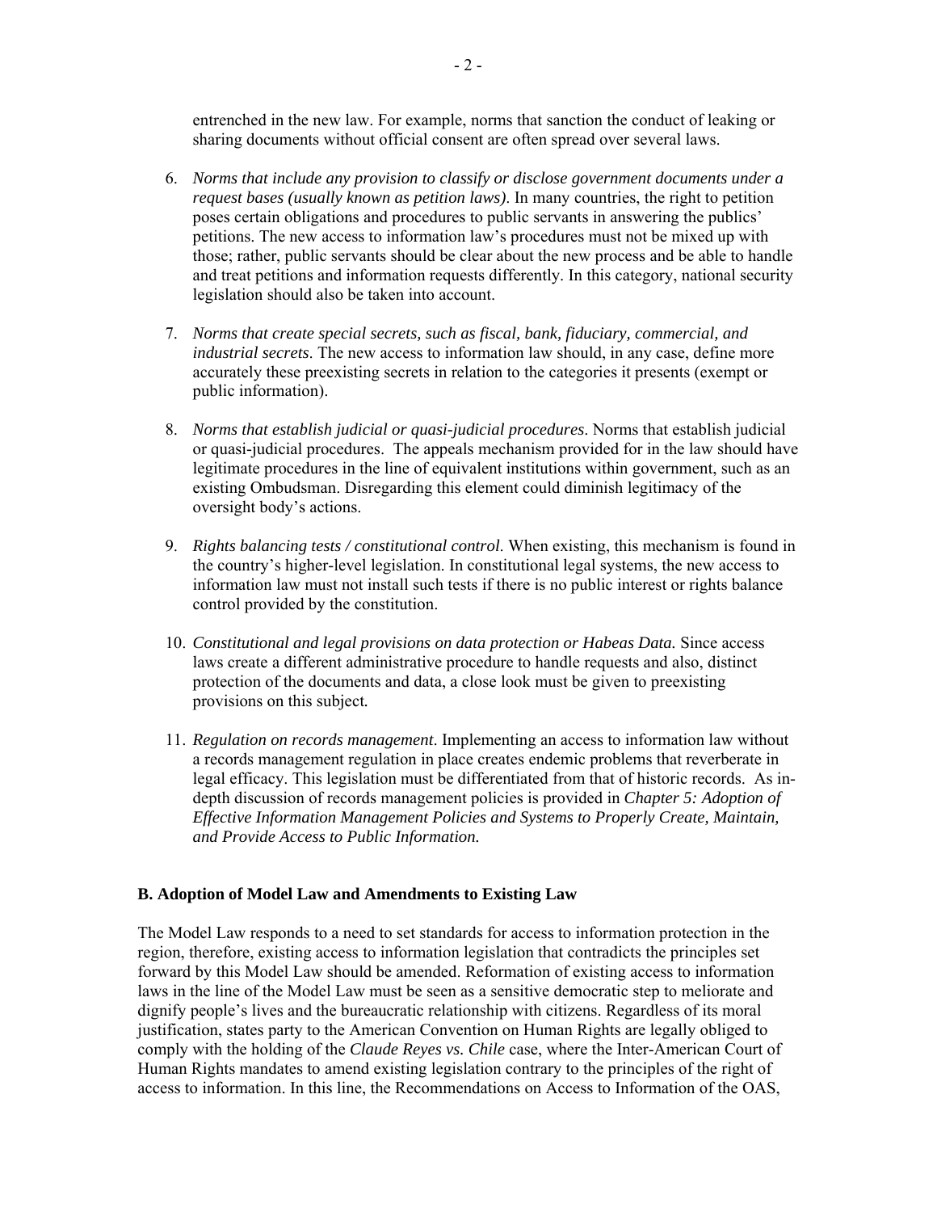entrenched in the new law. For example, norms that sanction the conduct of leaking or sharing documents without official consent are often spread over several laws.

6. *Norms that include any provision to classify or disclose government documents under a request bases (usually known as petition laws)*. In many countries, the right to petition poses certain obligations and procedures to public servants in answering the publics' petitions. The new access to information law's procedures must not be mixed up with those; rather, public servants should be clear about the new process and be able to handle and treat petitions and information requests differently. In this category, national security legislation should also be taken into account.

7. *Norms that create special secrets, such as fiscal, bank, fiduciary, commercial, and industrial secrets*. The new access to information law should, in any case, define more accurately these preexisting secrets in relation to the categories it presents (exempt or public information).

8. *Norms that establish judicial or quasi-judicial procedures*. Norms that establish judicial or quasi-judicial procedures. The appeals mechanism provided for in the law should have legitimate procedures in the line of equivalent institutions within government, such as an existing Ombudsman. Disregarding this element could diminish legitimacy of the oversight body's actions.

9. *Rights balancing tests / constitutional control.* When existing, this mechanism is found in the country's higher-level legislation. In constitutional legal systems, the new access to information law must not install such tests if there is no public interest or rights balance control provided by the constitution.

10. *Constitutional and legal provisions on data protection or Habeas Data.* Since access laws create a different administrative procedure to handle requests and also, distinct protection of the documents and data, a close look must be given to preexisting provisions on this subject*.*

11. *Regulation on records management*. Implementing an access to information law without a records management regulation in place creates endemic problems that reverberate in legal efficacy. This legislation must be differentiated from that of historic records. As in-depth discussion of records management policies is provided in *Chapter 5: Adoption of Effective Information Management Policies and Systems to Properly Create, Maintain, and Provide Access to Public Information.*

### B. Adoption of Model Law and Amendments to Existing Law

The Model Law responds to a need to set standards for access to information protection in the region, therefore, existing access to information legislation that contradicts the principles set forward by this Model Law should be amended. Reformation of existing access to information laws in the line of the Model Law must be seen as a sensitive democratic step to meliorate and dignify people's lives and the bureaucratic relationship with citizens. Regardless of its moral justification, states party to the American Convention on Human Rights are legally obliged to comply with the holding of the *Claude Reyes vs. Chile* case, where the Inter-American Court of Human Rights mandates to amend existing legislation contrary to the principles of the right of access to information. In this line, the Recommendations on Access to Information of the OAS,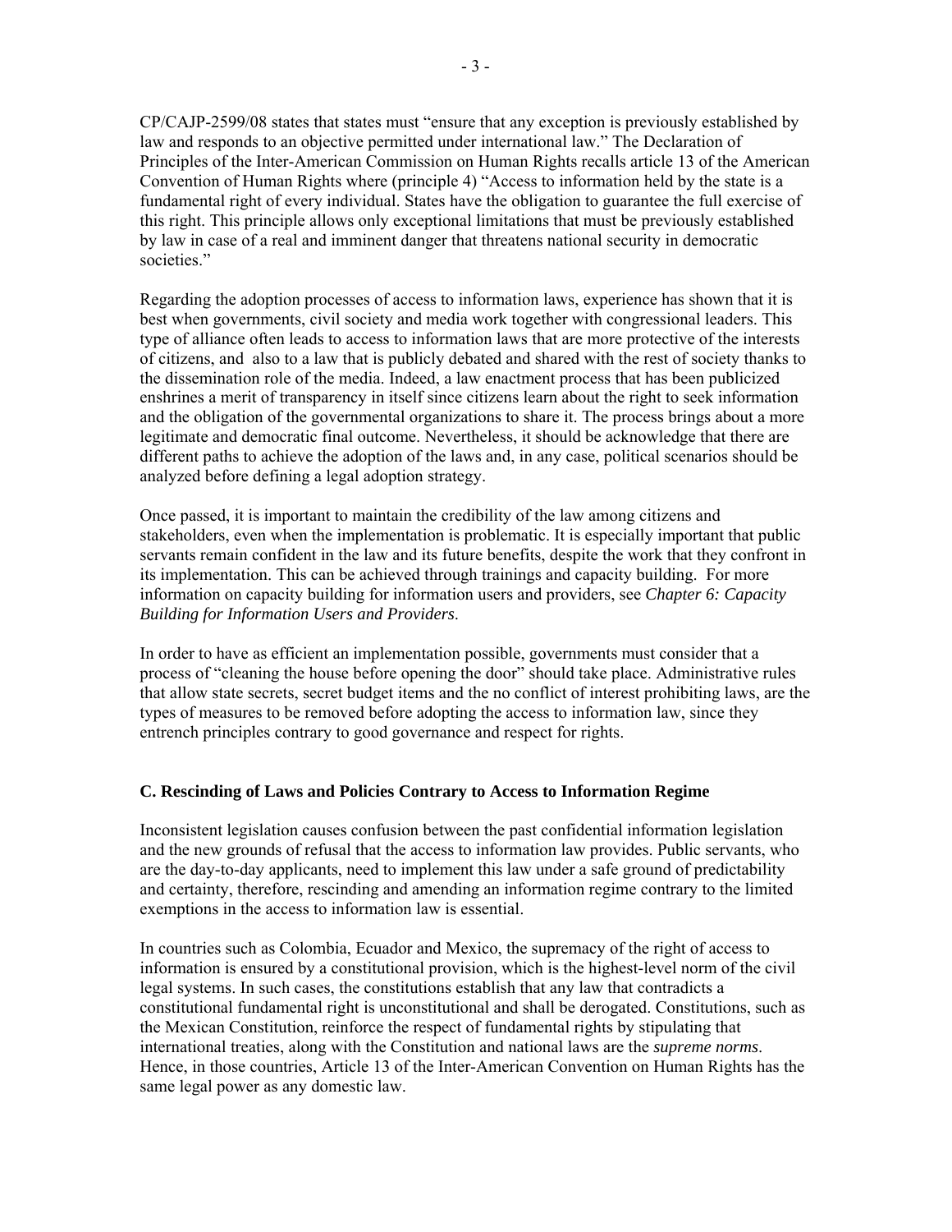CP/CAJP-2599/08 states that states must "ensure that any exception is previously established by law and responds to an objective permitted under international law." The Declaration of Principles of the Inter-American Commission on Human Rights recalls article 13 of the American Convention of Human Rights where (principle 4) "Access to information held by the state is a fundamental right of every individual. States have the obligation to guarantee the full exercise of this right. This principle allows only exceptional limitations that must be previously established by law in case of a real and imminent danger that threatens national security in democratic societies."

Regarding the adoption processes of access to information laws, experience has shown that it is best when governments, civil society and media work together with congressional leaders. This type of alliance often leads to access to information laws that are more protective of the interests of citizens, and also to a law that is publicly debated and shared with the rest of society thanks to the dissemination role of the media. Indeed, a law enactment process that has been publicized enshrines a merit of transparency in itself since citizens learn about the right to seek information and the obligation of the governmental organizations to share it. The process brings about a more legitimate and democratic final outcome. Nevertheless, it should be acknowledge that there are different paths to achieve the adoption of the laws and, in any case, political scenarios should be analyzed before defining a legal adoption strategy.

Once passed, it is important to maintain the credibility of the law among citizens and stakeholders, even when the implementation is problematic. It is especially important that public servants remain confident in the law and its future benefits, despite the work that they confront in its implementation. This can be achieved through trainings and capacity building. For more information on capacity building for information users and providers, see *Chapter 6: Capacity Building for Information Users and Providers*.

In order to have as efficient an implementation possible, governments must consider that a process of "cleaning the house before opening the door" should take place. Administrative rules that allow state secrets, secret budget items and the no conflict of interest prohibiting laws, are the types of measures to be removed before adopting the access to information law, since they entrench principles contrary to good governance and respect for rights.

### C. Rescinding of Laws and Policies Contrary to Access to Information Regime

Inconsistent legislation causes confusion between the past confidential information legislation and the new grounds of refusal that the access to information law provides. Public servants, who are the day-to-day applicants, need to implement this law under a safe ground of predictability and certainty, therefore, rescinding and amending an information regime contrary to the limited exemptions in the access to information law is essential.

In countries such as Colombia, Ecuador and Mexico, the supremacy of the right of access to information is ensured by a constitutional provision, which is the highest-level norm of the civil legal systems. In such cases, the constitutions establish that any law that contradicts a constitutional fundamental right is unconstitutional and shall be derogated. Constitutions, such as the Mexican Constitution, reinforce the respect of fundamental rights by stipulating that international treaties, along with the Constitution and national laws are the *supreme norms*. Hence, in those countries, Article 13 of the Inter-American Convention on Human Rights has the same legal power as any domestic law.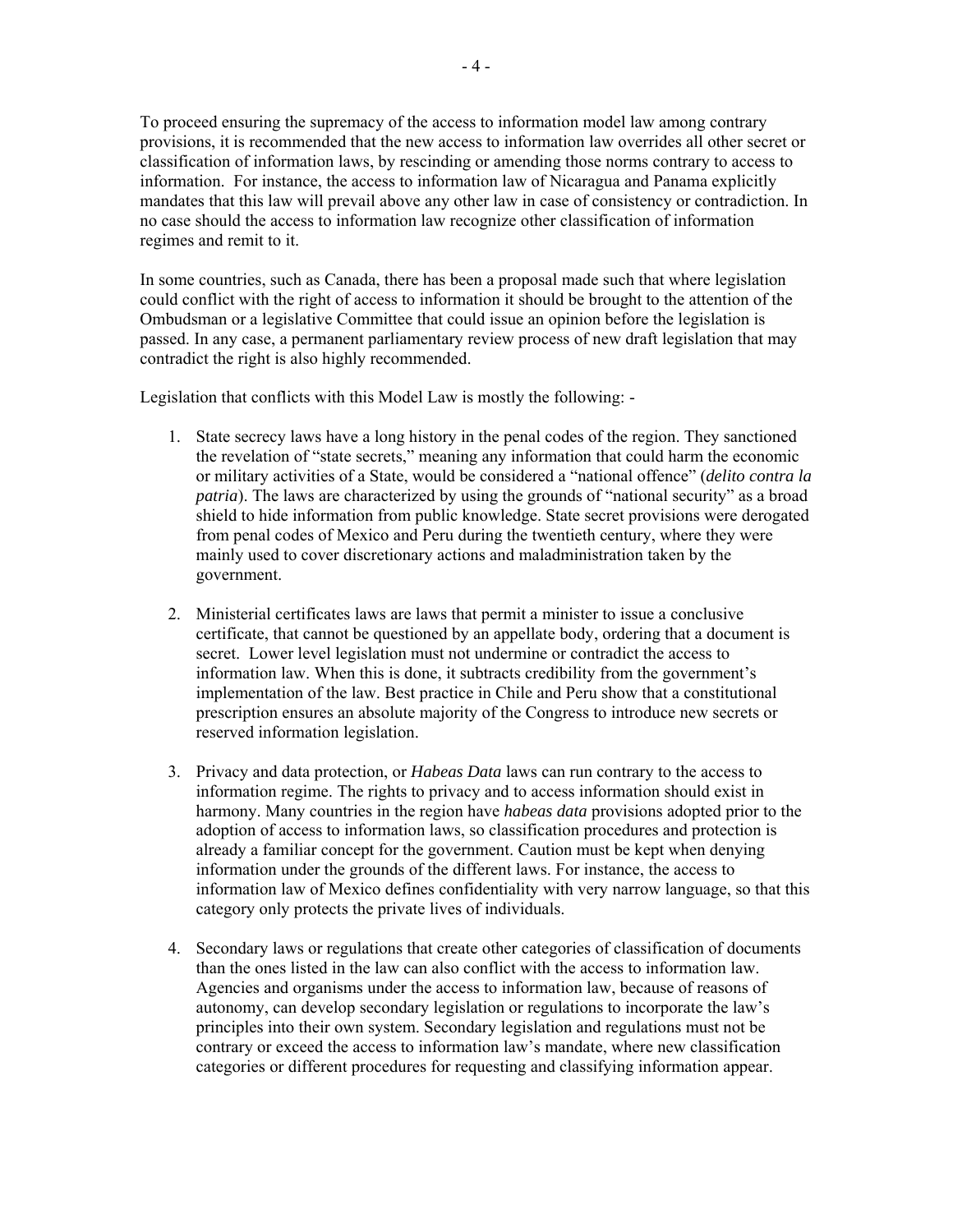To proceed ensuring the supremacy of the access to information model law among contrary provisions, it is recommended that the new access to information law overrides all other secret or classification of information laws, by rescinding or amending those norms contrary to access to information. For instance, the access to information law of Nicaragua and Panama explicitly mandates that this law will prevail above any other law in case of consistency or contradiction. In no case should the access to information law recognize other classification of information regimes and remit to it.

In some countries, such as Canada, there has been a proposal made such that where legislation could conflict with the right of access to information it should be brought to the attention of the Ombudsman or a legislative Committee that could issue an opinion before the legislation is passed. In any case, a permanent parliamentary review process of new draft legislation that may contradict the right is also highly recommended.

Legislation that conflicts with this Model Law is mostly the following: -

1. State secrecy laws have a long history in the penal codes of the region. They sanctioned the revelation of "state secrets," meaning any information that could harm the economic or military activities of a State, would be considered a "national offence" (*delito contra la patria*). The laws are characterized by using the grounds of "national security" as a broad shield to hide information from public knowledge. State secret provisions were derogated from penal codes of Mexico and Peru during the twentieth century, where they were mainly used to cover discretionary actions and maladministration taken by the government.

2. Ministerial certificates laws are laws that permit a minister to issue a conclusive certificate, that cannot be questioned by an appellate body, ordering that a document is secret. Lower level legislation must not undermine or contradict the access to information law. When this is done, it subtracts credibility from the government's implementation of the law. Best practice in Chile and Peru show that a constitutional prescription ensures an absolute majority of the Congress to introduce new secrets or reserved information legislation.

3. Privacy and data protection, or *Habeas Data* laws can run contrary to the access to information regime. The rights to privacy and to access information should exist in harmony. Many countries in the region have *habeas data* provisions adopted prior to the adoption of access to information laws, so classification procedures and protection is already a familiar concept for the government. Caution must be kept when denying information under the grounds of the different laws. For instance, the access to information law of Mexico defines confidentiality with very narrow language, so that this category only protects the private lives of individuals.

4. Secondary laws or regulations that create other categories of classification of documents than the ones listed in the law can also conflict with the access to information law. Agencies and organisms under the access to information law, because of reasons of autonomy, can develop secondary legislation or regulations to incorporate the law's principles into their own system. Secondary legislation and regulations must not be contrary or exceed the access to information law's mandate, where new classification categories or different procedures for requesting and classifying information appear.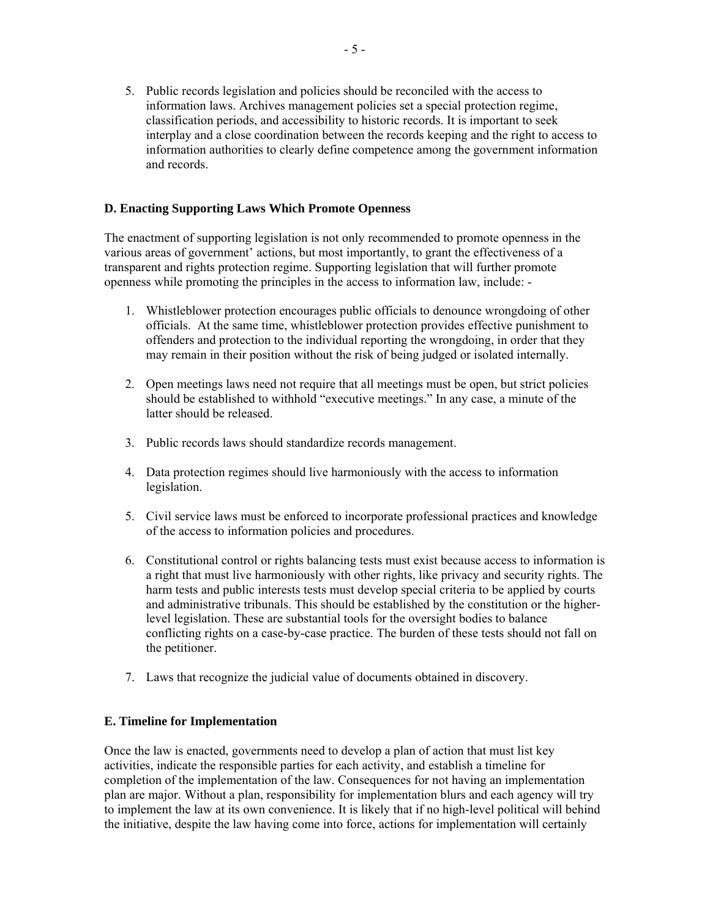5. Public records legislation and policies should be reconciled with the access to information laws. Archives management policies set a special protection regime, classification periods, and accessibility to historic records. It is important to seek interplay and a close coordination between the records keeping and the right to access to information authorities to clearly define competence among the government information and records.

### D. Enacting Supporting Laws Which Promote Openness

The enactment of supporting legislation is not only recommended to promote openness in the various areas of government' actions, but most importantly, to grant the effectiveness of a transparent and rights protection regime. Supporting legislation that will further promote openness while promoting the principles in the access to information law, include: -

1. Whistleblower protection encourages public officials to denounce wrongdoing of other officials. At the same time, whistleblower protection provides effective punishment to offenders and protection to the individual reporting the wrongdoing, in order that they may remain in their position without the risk of being judged or isolated internally.

2. Open meetings laws need not require that all meetings must be open, but strict policies should be established to withhold "executive meetings." In any case, a minute of the latter should be released.

3. Public records laws should standardize records management.

4. Data protection regimes should live harmoniously with the access to information legislation.

5. Civil service laws must be enforced to incorporate professional practices and knowledge of the access to information policies and procedures.

6. Constitutional control or rights balancing tests must exist because access to information is a right that must live harmoniously with other rights, like privacy and security rights. The harm tests and public interests tests must develop special criteria to be applied by courts and administrative tribunals. This should be established by the constitution or the higher-level legislation. These are substantial tools for the oversight bodies to balance conflicting rights on a case-by-case practice. The burden of these tests should not fall on the petitioner.

7. Laws that recognize the judicial value of documents obtained in discovery.

### E. Timeline for Implementation

Once the law is enacted, governments need to develop a plan of action that must list key activities, indicate the responsible parties for each activity, and establish a timeline for completion of the implementation of the law. Consequences for not having an implementation plan are major. Without a plan, responsibility for implementation blurs and each agency will try to implement the law at its own convenience. It is likely that if no high-level political will behind the initiative, despite the law having come into force, actions for implementation will certainly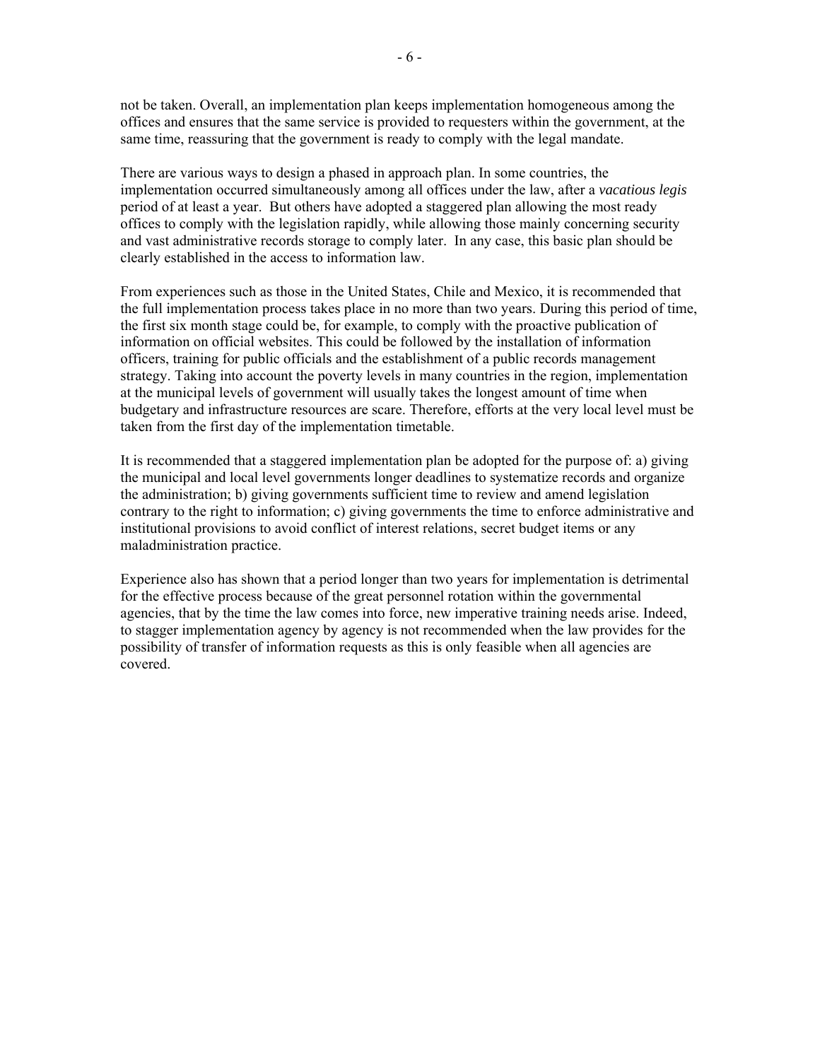not be taken. Overall, an implementation plan keeps implementation homogeneous among the offices and ensures that the same service is provided to requesters within the government, at the same time, reassuring that the government is ready to comply with the legal mandate.

There are various ways to design a phased in approach plan. In some countries, the implementation occurred simultaneously among all offices under the law, after a *vacatious legis* period of at least a year. But others have adopted a staggered plan allowing the most ready offices to comply with the legislation rapidly, while allowing those mainly concerning security and vast administrative records storage to comply later. In any case, this basic plan should be clearly established in the access to information law.

From experiences such as those in the United States, Chile and Mexico, it is recommended that the full implementation process takes place in no more than two years. During this period of time, the first six month stage could be, for example, to comply with the proactive publication of information on official websites. This could be followed by the installation of information officers, training for public officials and the establishment of a public records management strategy. Taking into account the poverty levels in many countries in the region, implementation at the municipal levels of government will usually takes the longest amount of time when budgetary and infrastructure resources are scare. Therefore, efforts at the very local level must be taken from the first day of the implementation timetable.

It is recommended that a staggered implementation plan be adopted for the purpose of: a) giving the municipal and local level governments longer deadlines to systematize records and organize the administration; b) giving governments sufficient time to review and amend legislation contrary to the right to information; c) giving governments the time to enforce administrative and institutional provisions to avoid conflict of interest relations, secret budget items or any maladministration practice.

Experience also has shown that a period longer than two years for implementation is detrimental for the effective process because of the great personnel rotation within the governmental agencies, that by the time the law comes into force, new imperative training needs arise. Indeed, to stagger implementation agency by agency is not recommended when the law provides for the possibility of transfer of information requests as this is only feasible when all agencies are covered.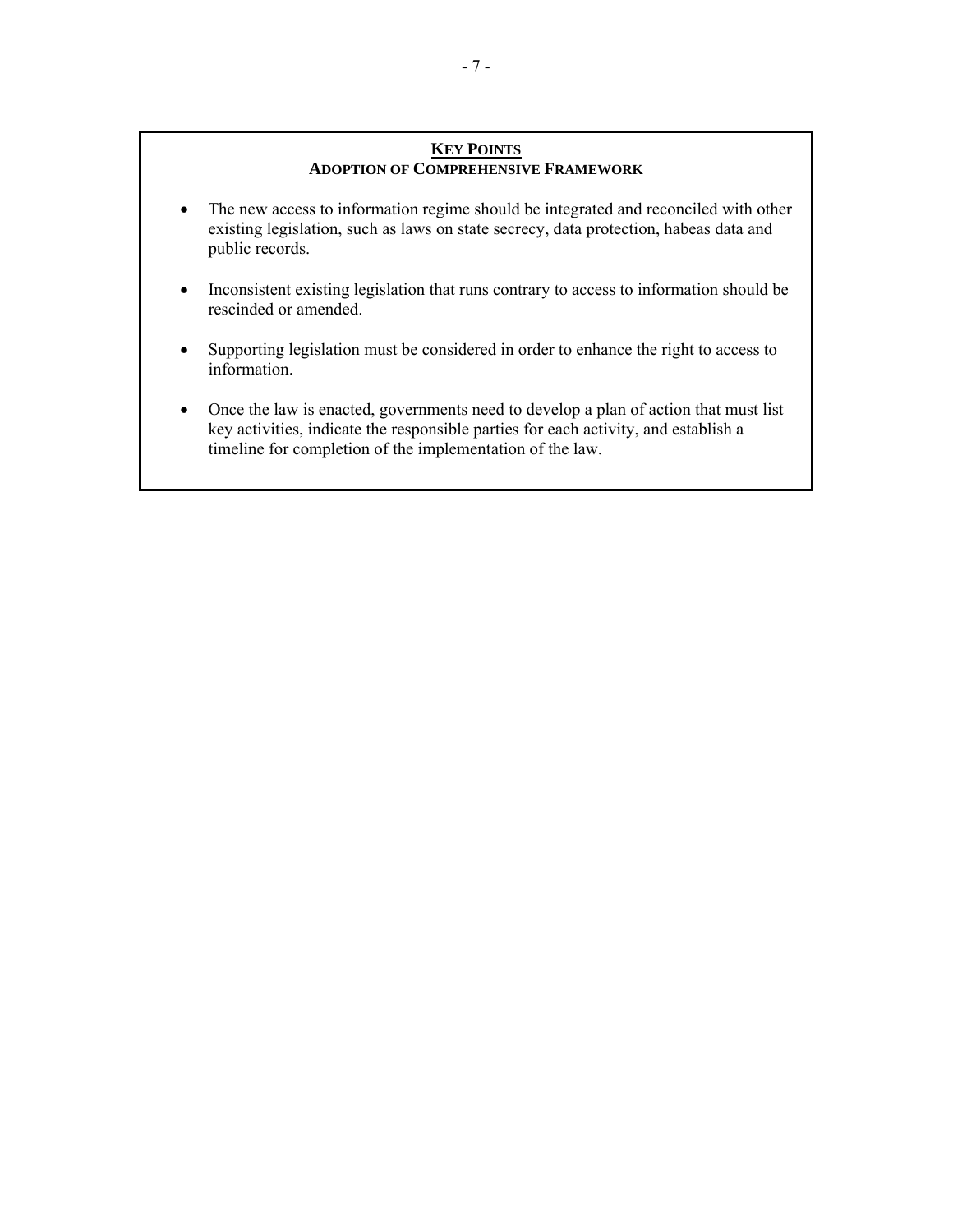**KEY POINTS**
**ADOPTION OF COMPREHENSIVE FRAMEWORK**

- The new access to information regime should be integrated and reconciled with other existing legislation, such as laws on state secrecy, data protection, habeas data and public records.

- Inconsistent existing legislation that runs contrary to access to information should be rescinded or amended.

- Supporting legislation must be considered in order to enhance the right to access to information.

- Once the law is enacted, governments need to develop a plan of action that must list key activities, indicate the responsible parties for each activity, and establish a timeline for completion of the implementation of the law.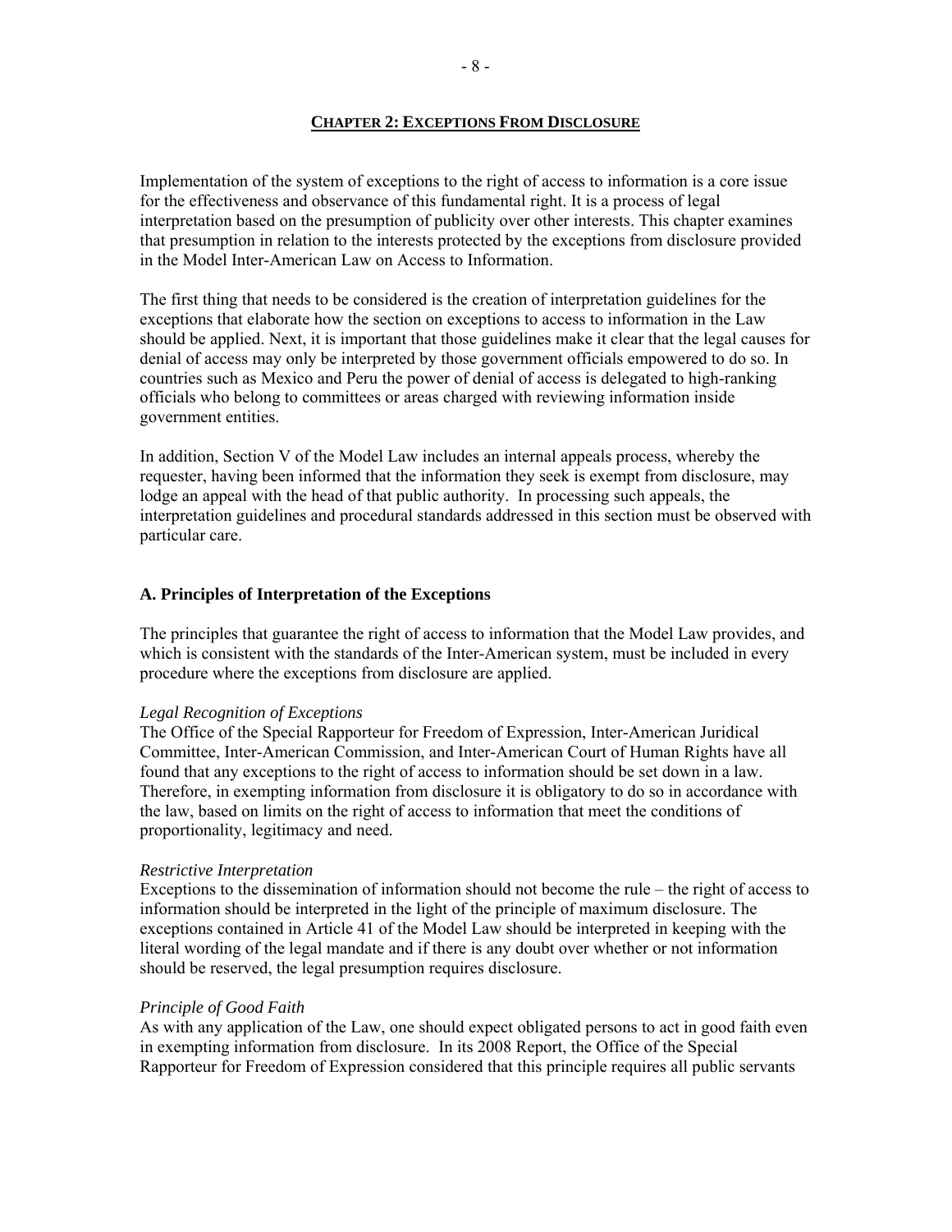## CHAPTER 2: EXCEPTIONS FROM DISCLOSURE

Implementation of the system of exceptions to the right of access to information is a core issue for the effectiveness and observance of this fundamental right. It is a process of legal interpretation based on the presumption of publicity over other interests. This chapter examines that presumption in relation to the interests protected by the exceptions from disclosure provided in the Model Inter-American Law on Access to Information.

The first thing that needs to be considered is the creation of interpretation guidelines for the exceptions that elaborate how the section on exceptions to access to information in the Law should be applied. Next, it is important that those guidelines make it clear that the legal causes for denial of access may only be interpreted by those government officials empowered to do so. In countries such as Mexico and Peru the power of denial of access is delegated to high-ranking officials who belong to committees or areas charged with reviewing information inside government entities.

In addition, Section V of the Model Law includes an internal appeals process, whereby the requester, having been informed that the information they seek is exempt from disclosure, may lodge an appeal with the head of that public authority. In processing such appeals, the interpretation guidelines and procedural standards addressed in this section must be observed with particular care.

### A. Principles of Interpretation of the Exceptions

The principles that guarantee the right of access to information that the Model Law provides, and which is consistent with the standards of the Inter-American system, must be included in every procedure where the exceptions from disclosure are applied.

*Legal Recognition of Exceptions*
The Office of the Special Rapporteur for Freedom of Expression, Inter-American Juridical Committee, Inter-American Commission, and Inter-American Court of Human Rights have all found that any exceptions to the right of access to information should be set down in a law. Therefore, in exempting information from disclosure it is obligatory to do so in accordance with the law, based on limits on the right of access to information that meet the conditions of proportionality, legitimacy and need.

*Restrictive Interpretation*
Exceptions to the dissemination of information should not become the rule – the right of access to information should be interpreted in the light of the principle of maximum disclosure. The exceptions contained in Article 41 of the Model Law should be interpreted in keeping with the literal wording of the legal mandate and if there is any doubt over whether or not information should be reserved, the legal presumption requires disclosure.

*Principle of Good Faith*
As with any application of the Law, one should expect obligated persons to act in good faith even in exempting information from disclosure. In its 2008 Report, the Office of the Special Rapporteur for Freedom of Expression considered that this principle requires all public servants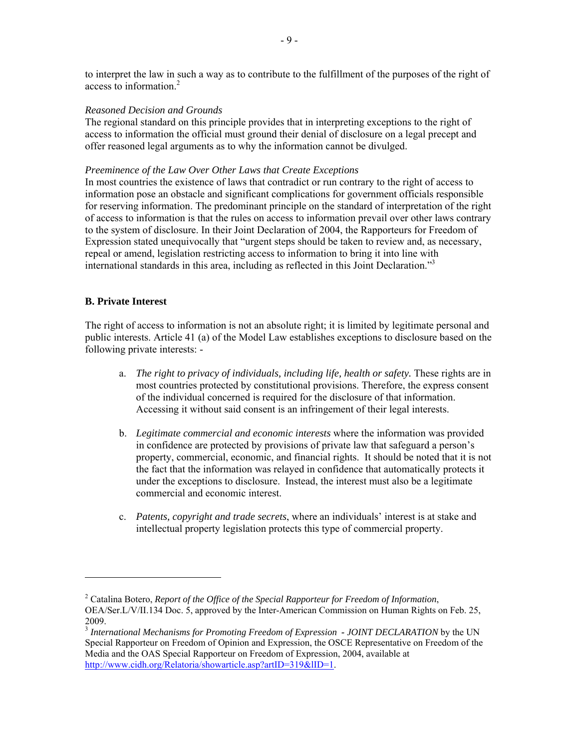to interpret the law in such a way as to contribute to the fulfillment of the purposes of the right of access to information.[2]

*Reasoned Decision and Grounds*
The regional standard on this principle provides that in interpreting exceptions to the right of access to information the official must ground their denial of disclosure on a legal precept and offer reasoned legal arguments as to why the information cannot be divulged.

*Preeminence of the Law Over Other Laws that Create Exceptions*
In most countries the existence of laws that contradict or run contrary to the right of access to information pose an obstacle and significant complications for government officials responsible for reserving information. The predominant principle on the standard of interpretation of the right of access to information is that the rules on access to information prevail over other laws contrary to the system of disclosure. In their Joint Declaration of 2004, the Rapporteurs for Freedom of Expression stated unequivocally that "urgent steps should be taken to review and, as necessary, repeal or amend, legislation restricting access to information to bring it into line with international standards in this area, including as reflected in this Joint Declaration."[3]

**B. Private Interest**

The right of access to information is not an absolute right; it is limited by legitimate personal and public interests. Article 41 (a) of the Model Law establishes exceptions to disclosure based on the following private interests: -

a. *The right to privacy of individuals, including life, health or safety.* These rights are in most countries protected by constitutional provisions. Therefore, the express consent of the individual concerned is required for the disclosure of that information. Accessing it without said consent is an infringement of their legal interests.

b. *Legitimate commercial and economic interests* where the information was provided in confidence are protected by provisions of private law that safeguard a person's property, commercial, economic, and financial rights. It should be noted that it is not the fact that the information was relayed in confidence that automatically protects it under the exceptions to disclosure. Instead, the interest must also be a legitimate commercial and economic interest.

c. *Patents, copyright and trade secrets*, where an individuals' interest is at stake and intellectual property legislation protects this type of commercial property.

---

[2] Catalina Botero, *Report of the Office of the Special Rapporteur for Freedom of Information*, OEA/Ser.L/V/II.134 Doc. 5, approved by the Inter-American Commission on Human Rights on Feb. 25, 2009.

[3] *International Mechanisms for Promoting Freedom of Expression - JOINT DECLARATION* by the UN Special Rapporteur on Freedom of Opinion and Expression, the OSCE Representative on Freedom of the Media and the OAS Special Rapporteur on Freedom of Expression, 2004, available at http://www.cidh.org/Relatoria/showarticle.asp?artID=319&lID=1.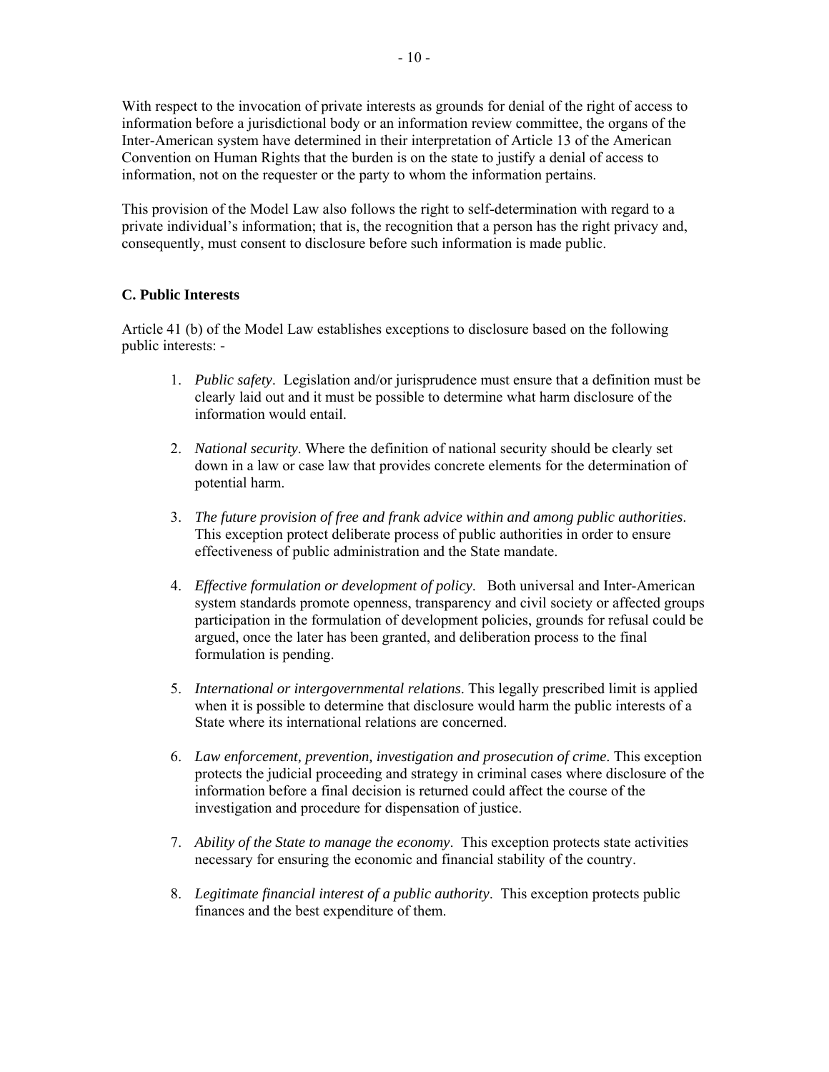With respect to the invocation of private interests as grounds for denial of the right of access to information before a jurisdictional body or an information review committee, the organs of the Inter-American system have determined in their interpretation of Article 13 of the American Convention on Human Rights that the burden is on the state to justify a denial of access to information, not on the requester or the party to whom the information pertains.

This provision of the Model Law also follows the right to self-determination with regard to a private individual's information; that is, the recognition that a person has the right privacy and, consequently, must consent to disclosure before such information is made public.

### C. Public Interests

Article 41 (b) of the Model Law establishes exceptions to disclosure based on the following public interests: -

1. *Public safety*. Legislation and/or jurisprudence must ensure that a definition must be clearly laid out and it must be possible to determine what harm disclosure of the information would entail.

2. *National security*. Where the definition of national security should be clearly set down in a law or case law that provides concrete elements for the determination of potential harm.

3. *The future provision of free and frank advice within and among public authorities*. This exception protect deliberate process of public authorities in order to ensure effectiveness of public administration and the State mandate.

4. *Effective formulation or development of policy*. Both universal and Inter-American system standards promote openness, transparency and civil society or affected groups participation in the formulation of development policies, grounds for refusal could be argued, once the later has been granted, and deliberation process to the final formulation is pending.

5. *International or intergovernmental relations*. This legally prescribed limit is applied when it is possible to determine that disclosure would harm the public interests of a State where its international relations are concerned.

6. *Law enforcement, prevention, investigation and prosecution of crime*. This exception protects the judicial proceeding and strategy in criminal cases where disclosure of the information before a final decision is returned could affect the course of the investigation and procedure for dispensation of justice.

7. *Ability of the State to manage the economy*. This exception protects state activities necessary for ensuring the economic and financial stability of the country.

8. *Legitimate financial interest of a public authority*. This exception protects public finances and the best expenditure of them.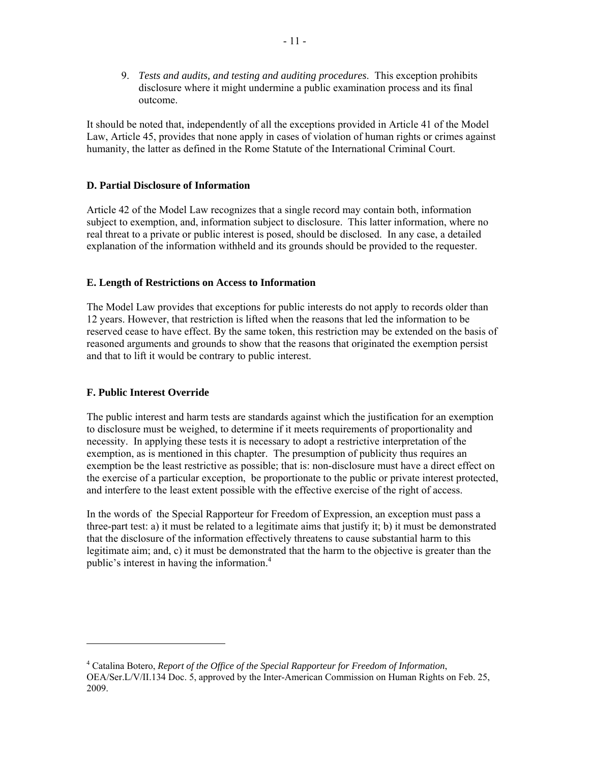9. *Tests and audits, and testing and auditing procedures*. This exception prohibits disclosure where it might undermine a public examination process and its final outcome.

It should be noted that, independently of all the exceptions provided in Article 41 of the Model Law, Article 45, provides that none apply in cases of violation of human rights or crimes against humanity, the latter as defined in the Rome Statute of the International Criminal Court.

### D. Partial Disclosure of Information

Article 42 of the Model Law recognizes that a single record may contain both, information subject to exemption, and, information subject to disclosure. This latter information, where no real threat to a private or public interest is posed, should be disclosed. In any case, a detailed explanation of the information withheld and its grounds should be provided to the requester.

### E. Length of Restrictions on Access to Information

The Model Law provides that exceptions for public interests do not apply to records older than 12 years. However, that restriction is lifted when the reasons that led the information to be reserved cease to have effect. By the same token, this restriction may be extended on the basis of reasoned arguments and grounds to show that the reasons that originated the exemption persist and that to lift it would be contrary to public interest.

### F. Public Interest Override

The public interest and harm tests are standards against which the justification for an exemption to disclosure must be weighed, to determine if it meets requirements of proportionality and necessity. In applying these tests it is necessary to adopt a restrictive interpretation of the exemption, as is mentioned in this chapter. The presumption of publicity thus requires an exemption be the least restrictive as possible; that is: non-disclosure must have a direct effect on the exercise of a particular exception, be proportionate to the public or private interest protected, and interfere to the least extent possible with the effective exercise of the right of access.

In the words of the Special Rapporteur for Freedom of Expression, an exception must pass a three-part test: a) it must be related to a legitimate aims that justify it; b) it must be demonstrated that the disclosure of the information effectively threatens to cause substantial harm to this legitimate aim; and, c) it must be demonstrated that the harm to the objective is greater than the public's interest in having the information.[4]

---

[4] Catalina Botero, *Report of the Office of the Special Rapporteur for Freedom of Information*, OEA/Ser.L/V/II.134 Doc. 5, approved by the Inter-American Commission on Human Rights on Feb. 25, 2009.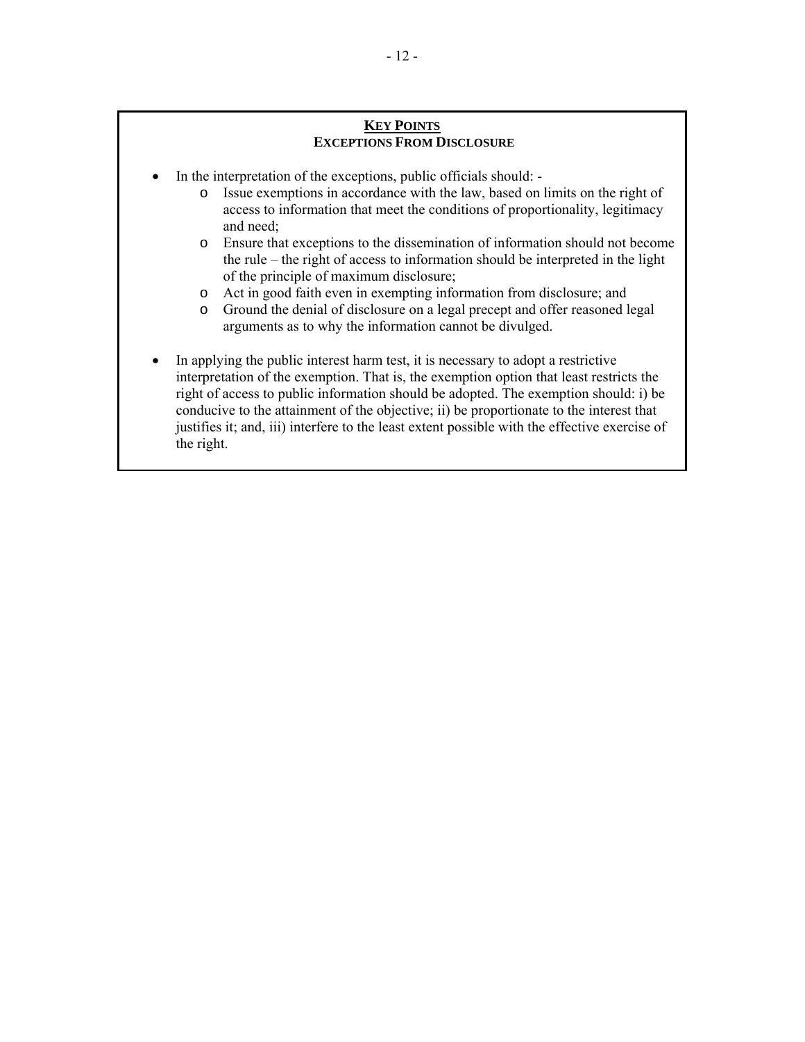## KEY POINTS
### EXCEPTIONS FROM DISCLOSURE

- In the interpretation of the exceptions, public officials should: -
  - Issue exemptions in accordance with the law, based on limits on the right of access to information that meet the conditions of proportionality, legitimacy and need;
  - Ensure that exceptions to the dissemination of information should not become the rule – the right of access to information should be interpreted in the light of the principle of maximum disclosure;
  - Act in good faith even in exempting information from disclosure; and
  - Ground the denial of disclosure on a legal precept and offer reasoned legal arguments as to why the information cannot be divulged.

- In applying the public interest harm test, it is necessary to adopt a restrictive interpretation of the exemption. That is, the exemption option that least restricts the right of access to public information should be adopted. The exemption should: i) be conducive to the attainment of the objective; ii) be proportionate to the interest that justifies it; and, iii) interfere to the least extent possible with the effective exercise of the right.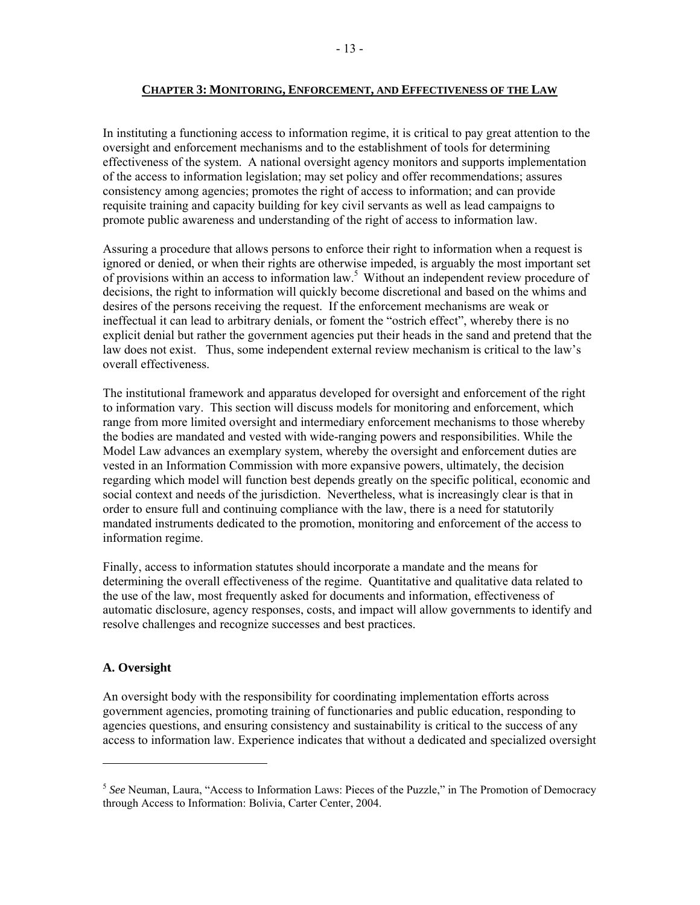## CHAPTER 3: MONITORING, ENFORCEMENT, AND EFFECTIVENESS OF THE LAW

In instituting a functioning access to information regime, it is critical to pay great attention to the oversight and enforcement mechanisms and to the establishment of tools for determining effectiveness of the system. A national oversight agency monitors and supports implementation of the access to information legislation; may set policy and offer recommendations; assures consistency among agencies; promotes the right of access to information; and can provide requisite training and capacity building for key civil servants as well as lead campaigns to promote public awareness and understanding of the right of access to information law.

Assuring a procedure that allows persons to enforce their right to information when a request is ignored or denied, or when their rights are otherwise impeded, is arguably the most important set of provisions within an access to information law.[5] Without an independent review procedure of decisions, the right to information will quickly become discretional and based on the whims and desires of the persons receiving the request. If the enforcement mechanisms are weak or ineffectual it can lead to arbitrary denials, or foment the "ostrich effect", whereby there is no explicit denial but rather the government agencies put their heads in the sand and pretend that the law does not exist. Thus, some independent external review mechanism is critical to the law's overall effectiveness.

The institutional framework and apparatus developed for oversight and enforcement of the right to information vary. This section will discuss models for monitoring and enforcement, which range from more limited oversight and intermediary enforcement mechanisms to those whereby the bodies are mandated and vested with wide-ranging powers and responsibilities. While the Model Law advances an exemplary system, whereby the oversight and enforcement duties are vested in an Information Commission with more expansive powers, ultimately, the decision regarding which model will function best depends greatly on the specific political, economic and social context and needs of the jurisdiction. Nevertheless, what is increasingly clear is that in order to ensure full and continuing compliance with the law, there is a need for statutorily mandated instruments dedicated to the promotion, monitoring and enforcement of the access to information regime.

Finally, access to information statutes should incorporate a mandate and the means for determining the overall effectiveness of the regime. Quantitative and qualitative data related to the use of the law, most frequently asked for documents and information, effectiveness of automatic disclosure, agency responses, costs, and impact will allow governments to identify and resolve challenges and recognize successes and best practices.

### A. Oversight

An oversight body with the responsibility for coordinating implementation efforts across government agencies, promoting training of functionaries and public education, responding to agencies questions, and ensuring consistency and sustainability is critical to the success of any access to information law. Experience indicates that without a dedicated and specialized oversight

---

[5] *See* Neuman, Laura, "Access to Information Laws: Pieces of the Puzzle," in The Promotion of Democracy through Access to Information: Bolivia, Carter Center, 2004.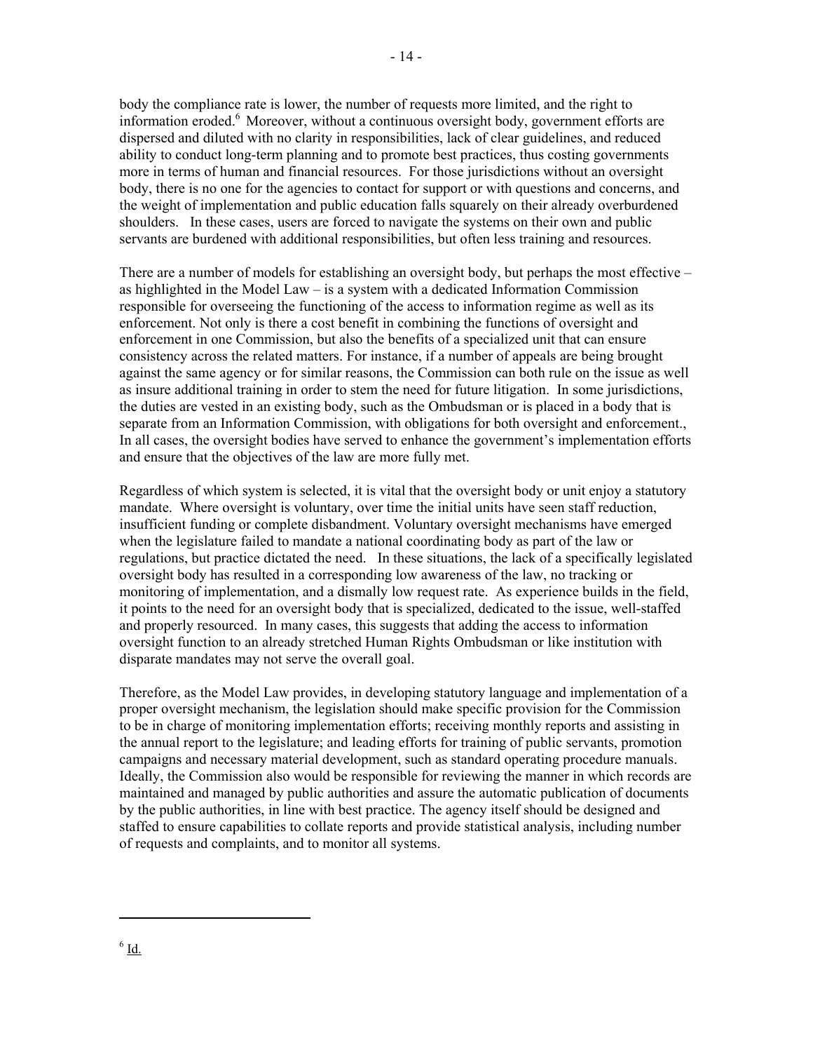body the compliance rate is lower, the number of requests more limited, and the right to information eroded.[6] Moreover, without a continuous oversight body, government efforts are dispersed and diluted with no clarity in responsibilities, lack of clear guidelines, and reduced ability to conduct long-term planning and to promote best practices, thus costing governments more in terms of human and financial resources. For those jurisdictions without an oversight body, there is no one for the agencies to contact for support or with questions and concerns, and the weight of implementation and public education falls squarely on their already overburdened shoulders. In these cases, users are forced to navigate the systems on their own and public servants are burdened with additional responsibilities, but often less training and resources.

There are a number of models for establishing an oversight body, but perhaps the most effective – as highlighted in the Model Law – is a system with a dedicated Information Commission responsible for overseeing the functioning of the access to information regime as well as its enforcement. Not only is there a cost benefit in combining the functions of oversight and enforcement in one Commission, but also the benefits of a specialized unit that can ensure consistency across the related matters. For instance, if a number of appeals are being brought against the same agency or for similar reasons, the Commission can both rule on the issue as well as insure additional training in order to stem the need for future litigation. In some jurisdictions, the duties are vested in an existing body, such as the Ombudsman or is placed in a body that is separate from an Information Commission, with obligations for both oversight and enforcement., In all cases, the oversight bodies have served to enhance the government's implementation efforts and ensure that the objectives of the law are more fully met.

Regardless of which system is selected, it is vital that the oversight body or unit enjoy a statutory mandate. Where oversight is voluntary, over time the initial units have seen staff reduction, insufficient funding or complete disbandment. Voluntary oversight mechanisms have emerged when the legislature failed to mandate a national coordinating body as part of the law or regulations, but practice dictated the need. In these situations, the lack of a specifically legislated oversight body has resulted in a corresponding low awareness of the law, no tracking or monitoring of implementation, and a dismally low request rate. As experience builds in the field, it points to the need for an oversight body that is specialized, dedicated to the issue, well-staffed and properly resourced. In many cases, this suggests that adding the access to information oversight function to an already stretched Human Rights Ombudsman or like institution with disparate mandates may not serve the overall goal.

Therefore, as the Model Law provides, in developing statutory language and implementation of a proper oversight mechanism, the legislation should make specific provision for the Commission to be in charge of monitoring implementation efforts; receiving monthly reports and assisting in the annual report to the legislature; and leading efforts for training of public servants, promotion campaigns and necessary material development, such as standard operating procedure manuals. Ideally, the Commission also would be responsible for reviewing the manner in which records are maintained and managed by public authorities and assure the automatic publication of documents by the public authorities, in line with best practice. The agency itself should be designed and staffed to ensure capabilities to collate reports and provide statistical analysis, including number of requests and complaints, and to monitor all systems.

---

[6] Id.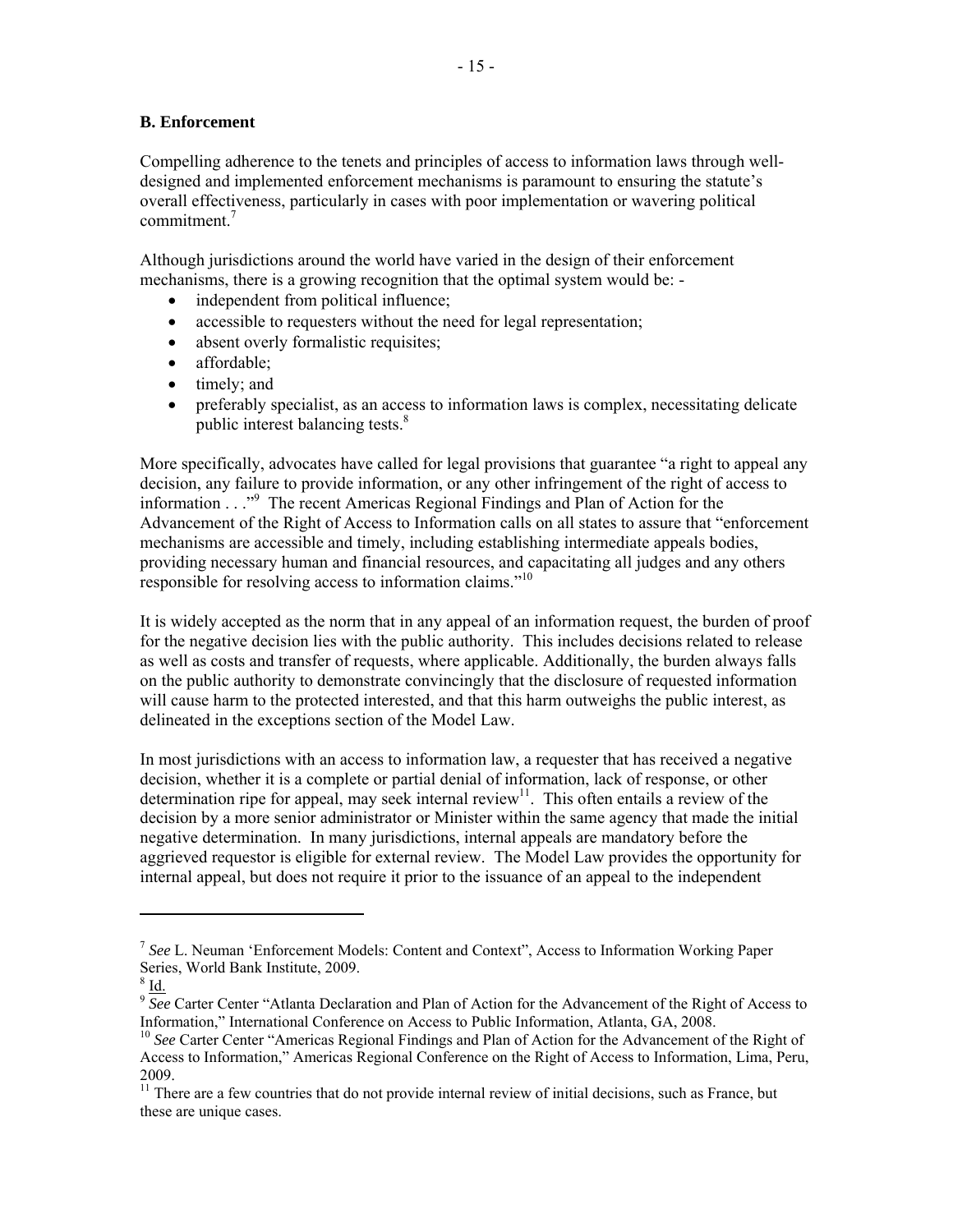**B. Enforcement**

Compelling adherence to the tenets and principles of access to information laws through well-designed and implemented enforcement mechanisms is paramount to ensuring the statute's overall effectiveness, particularly in cases with poor implementation or wavering political commitment.[7]

Although jurisdictions around the world have varied in the design of their enforcement mechanisms, there is a growing recognition that the optimal system would be: -

- independent from political influence;
- accessible to requesters without the need for legal representation;
- absent overly formalistic requisites;
- affordable;
- timely; and
- preferably specialist, as an access to information laws is complex, necessitating delicate public interest balancing tests.[8]

More specifically, advocates have called for legal provisions that guarantee "a right to appeal any decision, any failure to provide information, or any other infringement of the right of access to information . . ."[9] The recent Americas Regional Findings and Plan of Action for the Advancement of the Right of Access to Information calls on all states to assure that "enforcement mechanisms are accessible and timely, including establishing intermediate appeals bodies, providing necessary human and financial resources, and capacitating all judges and any others responsible for resolving access to information claims."[10]

It is widely accepted as the norm that in any appeal of an information request, the burden of proof for the negative decision lies with the public authority. This includes decisions related to release as well as costs and transfer of requests, where applicable. Additionally, the burden always falls on the public authority to demonstrate convincingly that the disclosure of requested information will cause harm to the protected interested, and that this harm outweighs the public interest, as delineated in the exceptions section of the Model Law.

In most jurisdictions with an access to information law, a requester that has received a negative decision, whether it is a complete or partial denial of information, lack of response, or other determination ripe for appeal, may seek internal review[11]. This often entails a review of the decision by a more senior administrator or Minister within the same agency that made the initial negative determination. In many jurisdictions, internal appeals are mandatory before the aggrieved requestor is eligible for external review. The Model Law provides the opportunity for internal appeal, but does not require it prior to the issuance of an appeal to the independent

---

[7] *See* L. Neuman 'Enforcement Models: Content and Context", Access to Information Working Paper Series, World Bank Institute, 2009.

[8] Id.

[9] *See* Carter Center "Atlanta Declaration and Plan of Action for the Advancement of the Right of Access to Information," International Conference on Access to Public Information, Atlanta, GA, 2008.

[10] *See* Carter Center "Americas Regional Findings and Plan of Action for the Advancement of the Right of Access to Information," Americas Regional Conference on the Right of Access to Information, Lima, Peru, 2009.

[11] There are a few countries that do not provide internal review of initial decisions, such as France, but these are unique cases.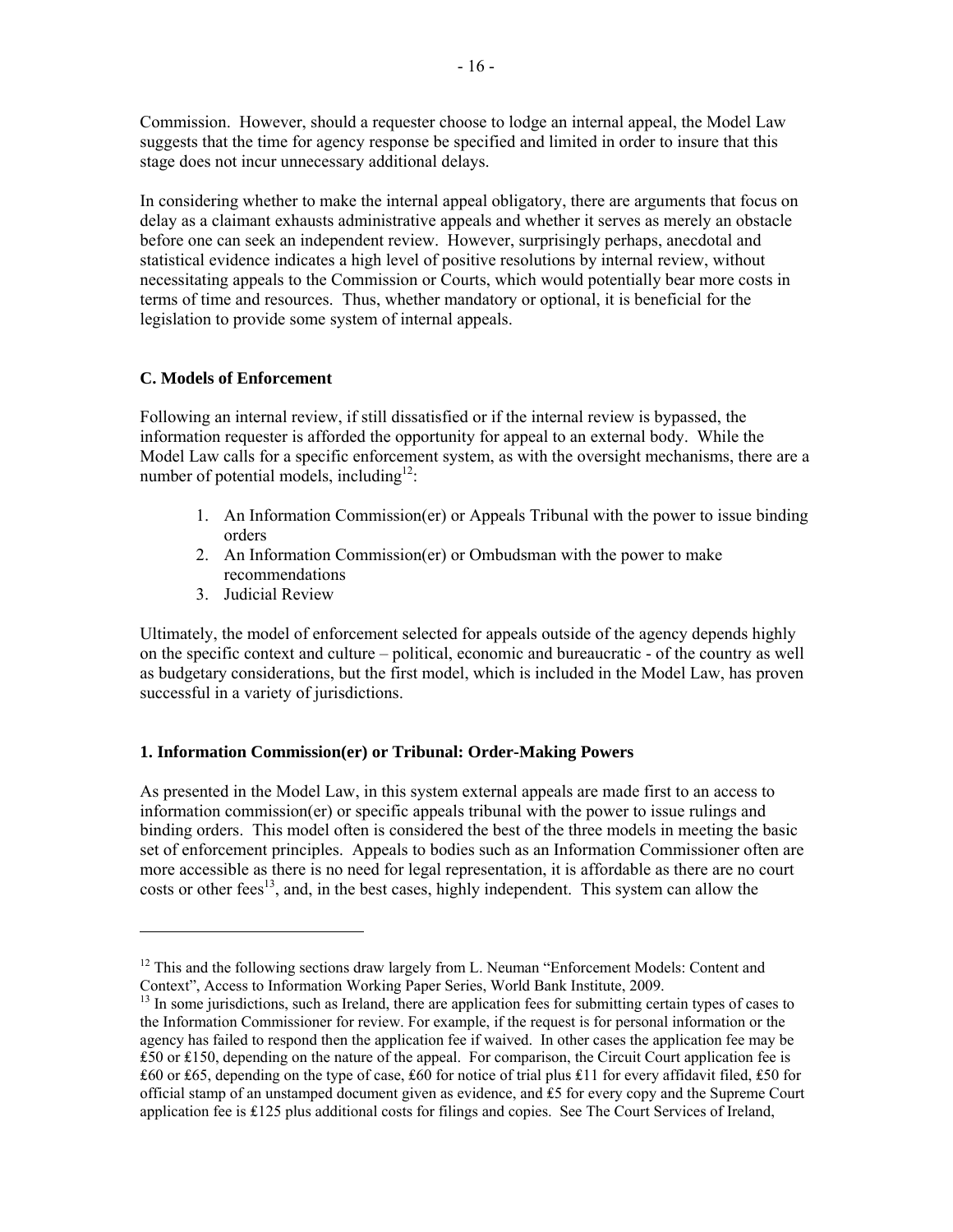Commission. However, should a requester choose to lodge an internal appeal, the Model Law suggests that the time for agency response be specified and limited in order to insure that this stage does not incur unnecessary additional delays.

In considering whether to make the internal appeal obligatory, there are arguments that focus on delay as a claimant exhausts administrative appeals and whether it serves as merely an obstacle before one can seek an independent review. However, surprisingly perhaps, anecdotal and statistical evidence indicates a high level of positive resolutions by internal review, without necessitating appeals to the Commission or Courts, which would potentially bear more costs in terms of time and resources. Thus, whether mandatory or optional, it is beneficial for the legislation to provide some system of internal appeals.

### C. Models of Enforcement

Following an internal review, if still dissatisfied or if the internal review is bypassed, the information requester is afforded the opportunity for appeal to an external body. While the Model Law calls for a specific enforcement system, as with the oversight mechanisms, there are a number of potential models, including[12]:

1. An Information Commission(er) or Appeals Tribunal with the power to issue binding orders
2. An Information Commission(er) or Ombudsman with the power to make recommendations
3. Judicial Review

Ultimately, the model of enforcement selected for appeals outside of the agency depends highly on the specific context and culture – political, economic and bureaucratic - of the country as well as budgetary considerations, but the first model, which is included in the Model Law, has proven successful in a variety of jurisdictions.

#### 1. Information Commission(er) or Tribunal: Order-Making Powers

As presented in the Model Law, in this system external appeals are made first to an access to information commission(er) or specific appeals tribunal with the power to issue rulings and binding orders. This model often is considered the best of the three models in meeting the basic set of enforcement principles. Appeals to bodies such as an Information Commissioner often are more accessible as there is no need for legal representation, it is affordable as there are no court costs or other fees[13], and, in the best cases, highly independent. This system can allow the

---

[12] This and the following sections draw largely from L. Neuman "Enforcement Models: Content and Context", Access to Information Working Paper Series, World Bank Institute, 2009.

[13] In some jurisdictions, such as Ireland, there are application fees for submitting certain types of cases to the Information Commissioner for review. For example, if the request is for personal information or the agency has failed to respond then the application fee if waived. In other cases the application fee may be ₤50 or ₤150, depending on the nature of the appeal. For comparison, the Circuit Court application fee is ₤60 or ₤65, depending on the type of case, ₤60 for notice of trial plus ₤11 for every affidavit filed, ₤50 for official stamp of an unstamped document given as evidence, and ₤5 for every copy and the Supreme Court application fee is ₤125 plus additional costs for filings and copies. See The Court Services of Ireland,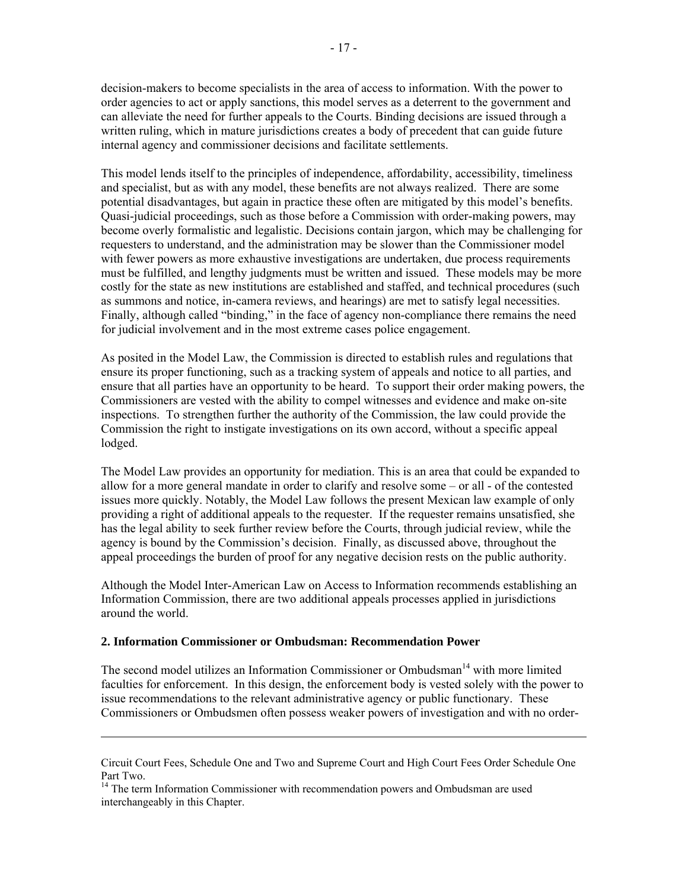decision-makers to become specialists in the area of access to information. With the power to order agencies to act or apply sanctions, this model serves as a deterrent to the government and can alleviate the need for further appeals to the Courts. Binding decisions are issued through a written ruling, which in mature jurisdictions creates a body of precedent that can guide future internal agency and commissioner decisions and facilitate settlements.

This model lends itself to the principles of independence, affordability, accessibility, timeliness and specialist, but as with any model, these benefits are not always realized. There are some potential disadvantages, but again in practice these often are mitigated by this model's benefits. Quasi-judicial proceedings, such as those before a Commission with order-making powers, may become overly formalistic and legalistic. Decisions contain jargon, which may be challenging for requesters to understand, and the administration may be slower than the Commissioner model with fewer powers as more exhaustive investigations are undertaken, due process requirements must be fulfilled, and lengthy judgments must be written and issued. These models may be more costly for the state as new institutions are established and staffed, and technical procedures (such as summons and notice, in-camera reviews, and hearings) are met to satisfy legal necessities. Finally, although called "binding," in the face of agency non-compliance there remains the need for judicial involvement and in the most extreme cases police engagement.

As posited in the Model Law, the Commission is directed to establish rules and regulations that ensure its proper functioning, such as a tracking system of appeals and notice to all parties, and ensure that all parties have an opportunity to be heard. To support their order making powers, the Commissioners are vested with the ability to compel witnesses and evidence and make on-site inspections. To strengthen further the authority of the Commission, the law could provide the Commission the right to instigate investigations on its own accord, without a specific appeal lodged.

The Model Law provides an opportunity for mediation. This is an area that could be expanded to allow for a more general mandate in order to clarify and resolve some – or all - of the contested issues more quickly. Notably, the Model Law follows the present Mexican law example of only providing a right of additional appeals to the requester. If the requester remains unsatisfied, she has the legal ability to seek further review before the Courts, through judicial review, while the agency is bound by the Commission's decision. Finally, as discussed above, throughout the appeal proceedings the burden of proof for any negative decision rests on the public authority.

Although the Model Inter-American Law on Access to Information recommends establishing an Information Commission, there are two additional appeals processes applied in jurisdictions around the world.

### 2. Information Commissioner or Ombudsman: Recommendation Power

The second model utilizes an Information Commissioner or Ombudsman[14] with more limited faculties for enforcement. In this design, the enforcement body is vested solely with the power to issue recommendations to the relevant administrative agency or public functionary. These Commissioners or Ombudsmen often possess weaker powers of investigation and with no order-

---

Circuit Court Fees, Schedule One and Two and Supreme Court and High Court Fees Order Schedule One Part Two.

[14] The term Information Commissioner with recommendation powers and Ombudsman are used interchangeably in this Chapter.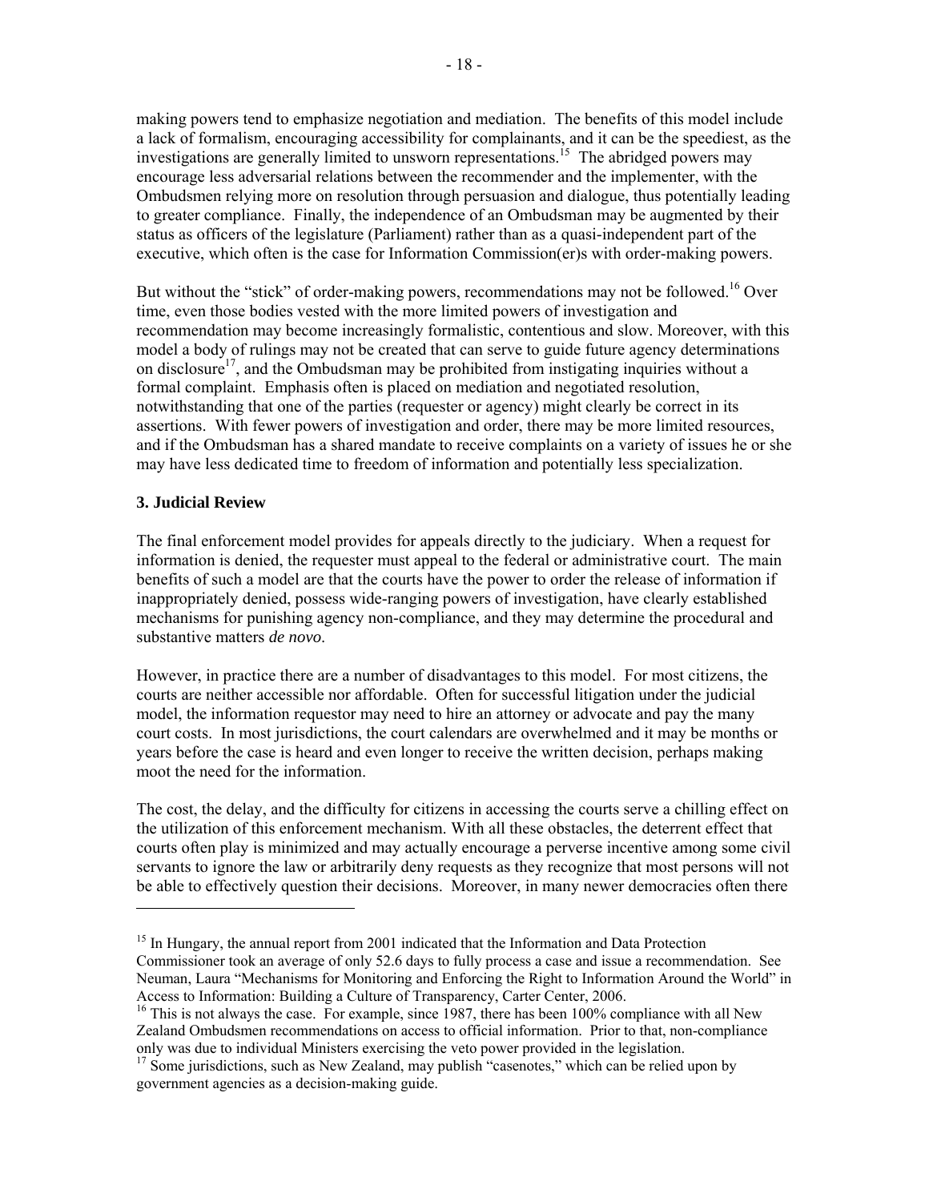making powers tend to emphasize negotiation and mediation. The benefits of this model include a lack of formalism, encouraging accessibility for complainants, and it can be the speediest, as the investigations are generally limited to unsworn representations.[15] The abridged powers may encourage less adversarial relations between the recommender and the implementer, with the Ombudsmen relying more on resolution through persuasion and dialogue, thus potentially leading to greater compliance. Finally, the independence of an Ombudsman may be augmented by their status as officers of the legislature (Parliament) rather than as a quasi-independent part of the executive, which often is the case for Information Commission(er)s with order-making powers.

But without the "stick" of order-making powers, recommendations may not be followed.[16] Over time, even those bodies vested with the more limited powers of investigation and recommendation may become increasingly formalistic, contentious and slow. Moreover, with this model a body of rulings may not be created that can serve to guide future agency determinations on disclosure[17], and the Ombudsman may be prohibited from instigating inquiries without a formal complaint. Emphasis often is placed on mediation and negotiated resolution, notwithstanding that one of the parties (requester or agency) might clearly be correct in its assertions. With fewer powers of investigation and order, there may be more limited resources, and if the Ombudsman has a shared mandate to receive complaints on a variety of issues he or she may have less dedicated time to freedom of information and potentially less specialization.

**3. Judicial Review**

The final enforcement model provides for appeals directly to the judiciary. When a request for information is denied, the requester must appeal to the federal or administrative court. The main benefits of such a model are that the courts have the power to order the release of information if inappropriately denied, possess wide-ranging powers of investigation, have clearly established mechanisms for punishing agency non-compliance, and they may determine the procedural and substantive matters *de novo*.

However, in practice there are a number of disadvantages to this model. For most citizens, the courts are neither accessible nor affordable. Often for successful litigation under the judicial model, the information requestor may need to hire an attorney or advocate and pay the many court costs. In most jurisdictions, the court calendars are overwhelmed and it may be months or years before the case is heard and even longer to receive the written decision, perhaps making moot the need for the information.

The cost, the delay, and the difficulty for citizens in accessing the courts serve a chilling effect on the utilization of this enforcement mechanism. With all these obstacles, the deterrent effect that courts often play is minimized and may actually encourage a perverse incentive among some civil servants to ignore the law or arbitrarily deny requests as they recognize that most persons will not be able to effectively question their decisions. Moreover, in many newer democracies often there

---

[15] In Hungary, the annual report from 2001 indicated that the Information and Data Protection Commissioner took an average of only 52.6 days to fully process a case and issue a recommendation. See Neuman, Laura "Mechanisms for Monitoring and Enforcing the Right to Information Around the World" in Access to Information: Building a Culture of Transparency, Carter Center, 2006.

[16] This is not always the case. For example, since 1987, there has been 100% compliance with all New Zealand Ombudsmen recommendations on access to official information. Prior to that, non-compliance only was due to individual Ministers exercising the veto power provided in the legislation.

[17] Some jurisdictions, such as New Zealand, may publish "casenotes," which can be relied upon by government agencies as a decision-making guide.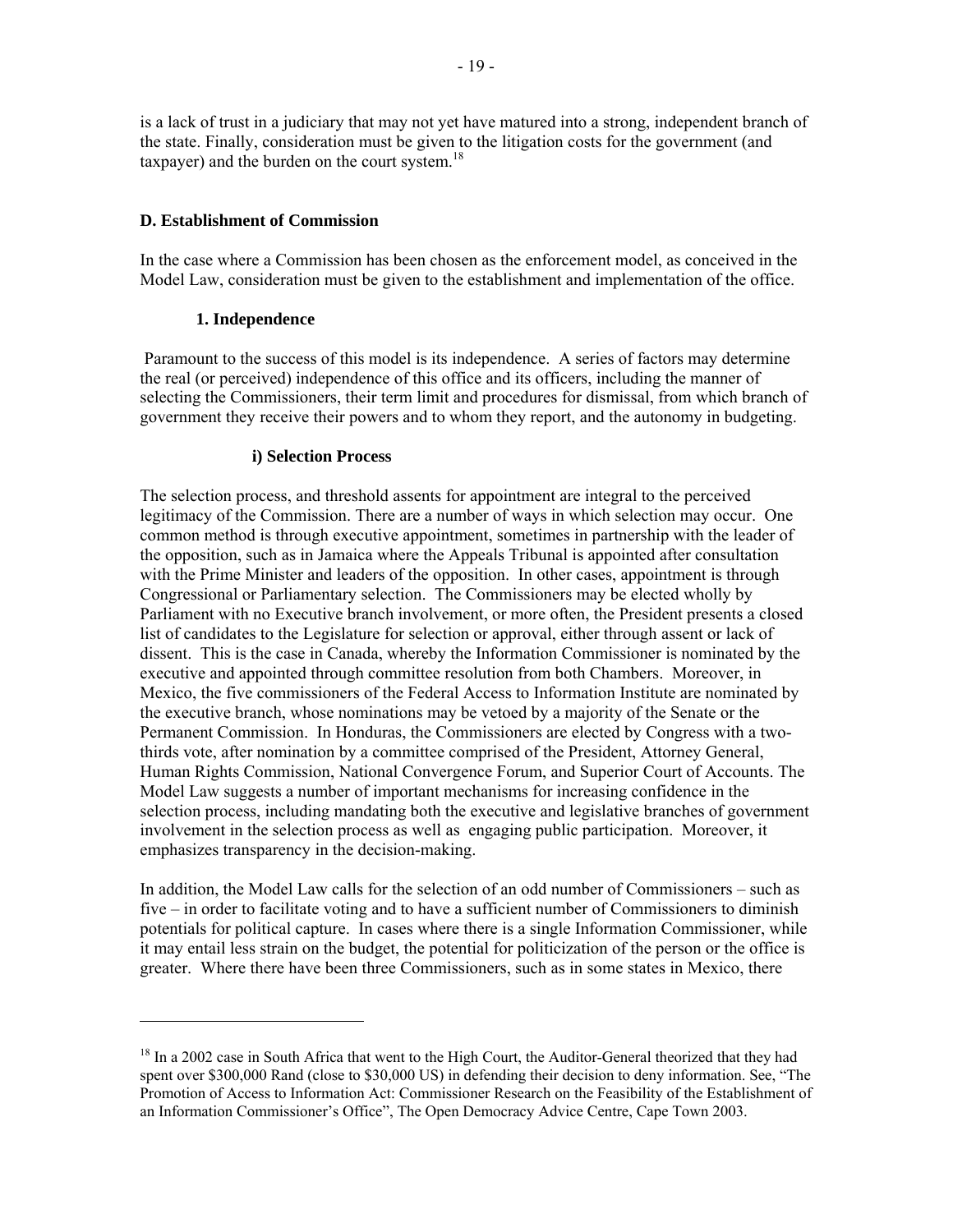is a lack of trust in a judiciary that may not yet have matured into a strong, independent branch of the state. Finally, consideration must be given to the litigation costs for the government (and taxpayer) and the burden on the court system.[18]

### D. Establishment of Commission

In the case where a Commission has been chosen as the enforcement model, as conceived in the Model Law, consideration must be given to the establishment and implementation of the office.

#### 1. Independence

Paramount to the success of this model is its independence. A series of factors may determine the real (or perceived) independence of this office and its officers, including the manner of selecting the Commissioners, their term limit and procedures for dismissal, from which branch of government they receive their powers and to whom they report, and the autonomy in budgeting.

##### i) Selection Process

The selection process, and threshold assents for appointment are integral to the perceived legitimacy of the Commission. There are a number of ways in which selection may occur. One common method is through executive appointment, sometimes in partnership with the leader of the opposition, such as in Jamaica where the Appeals Tribunal is appointed after consultation with the Prime Minister and leaders of the opposition. In other cases, appointment is through Congressional or Parliamentary selection. The Commissioners may be elected wholly by Parliament with no Executive branch involvement, or more often, the President presents a closed list of candidates to the Legislature for selection or approval, either through assent or lack of dissent. This is the case in Canada, whereby the Information Commissioner is nominated by the executive and appointed through committee resolution from both Chambers. Moreover, in Mexico, the five commissioners of the Federal Access to Information Institute are nominated by the executive branch, whose nominations may be vetoed by a majority of the Senate or the Permanent Commission. In Honduras, the Commissioners are elected by Congress with a two-thirds vote, after nomination by a committee comprised of the President, Attorney General, Human Rights Commission, National Convergence Forum, and Superior Court of Accounts. The Model Law suggests a number of important mechanisms for increasing confidence in the selection process, including mandating both the executive and legislative branches of government involvement in the selection process as well as engaging public participation. Moreover, it emphasizes transparency in the decision-making.

In addition, the Model Law calls for the selection of an odd number of Commissioners – such as five – in order to facilitate voting and to have a sufficient number of Commissioners to diminish potentials for political capture. In cases where there is a single Information Commissioner, while it may entail less strain on the budget, the potential for politicization of the person or the office is greater. Where there have been three Commissioners, such as in some states in Mexico, there

---

[18] In a 2002 case in South Africa that went to the High Court, the Auditor-General theorized that they had spent over $300,000 Rand (close to $30,000 US) in defending their decision to deny information. See, "The Promotion of Access to Information Act: Commissioner Research on the Feasibility of the Establishment of an Information Commissioner's Office", The Open Democracy Advice Centre, Cape Town 2003.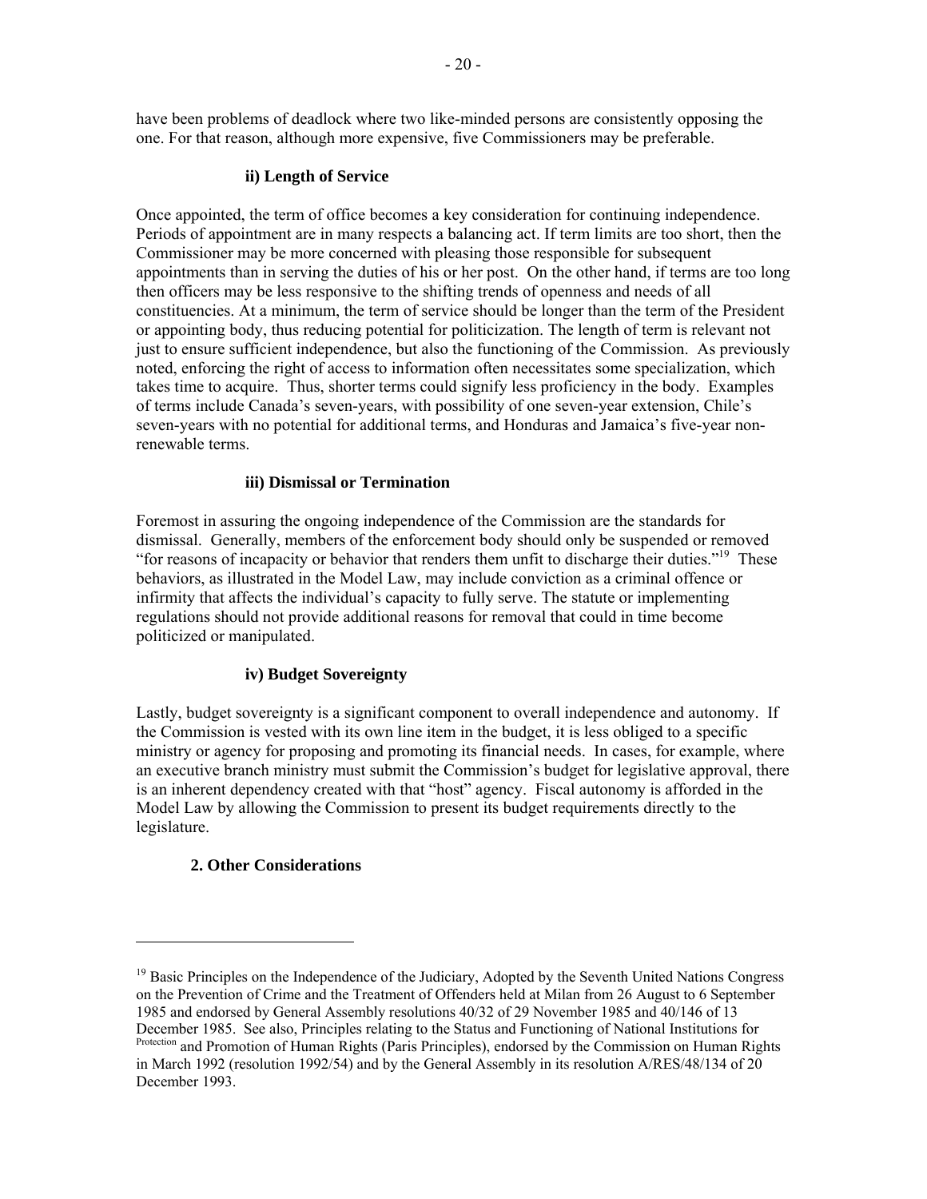have been problems of deadlock where two like-minded persons are consistently opposing the one. For that reason, although more expensive, five Commissioners may be preferable.

#### ii) Length of Service

Once appointed, the term of office becomes a key consideration for continuing independence. Periods of appointment are in many respects a balancing act. If term limits are too short, then the Commissioner may be more concerned with pleasing those responsible for subsequent appointments than in serving the duties of his or her post. On the other hand, if terms are too long then officers may be less responsive to the shifting trends of openness and needs of all constituencies. At a minimum, the term of service should be longer than the term of the President or appointing body, thus reducing potential for politicization. The length of term is relevant not just to ensure sufficient independence, but also the functioning of the Commission. As previously noted, enforcing the right of access to information often necessitates some specialization, which takes time to acquire. Thus, shorter terms could signify less proficiency in the body. Examples of terms include Canada's seven-years, with possibility of one seven-year extension, Chile's seven-years with no potential for additional terms, and Honduras and Jamaica's five-year non-renewable terms.

#### iii) Dismissal or Termination

Foremost in assuring the ongoing independence of the Commission are the standards for dismissal. Generally, members of the enforcement body should only be suspended or removed "for reasons of incapacity or behavior that renders them unfit to discharge their duties."[19] These behaviors, as illustrated in the Model Law, may include conviction as a criminal offence or infirmity that affects the individual's capacity to fully serve. The statute or implementing regulations should not provide additional reasons for removal that could in time become politicized or manipulated.

#### iv) Budget Sovereignty

Lastly, budget sovereignty is a significant component to overall independence and autonomy. If the Commission is vested with its own line item in the budget, it is less obliged to a specific ministry or agency for proposing and promoting its financial needs. In cases, for example, where an executive branch ministry must submit the Commission's budget for legislative approval, there is an inherent dependency created with that "host" agency. Fiscal autonomy is afforded in the Model Law by allowing the Commission to present its budget requirements directly to the legislature.

### 2. Other Considerations

---

[19] Basic Principles on the Independence of the Judiciary, Adopted by the Seventh United Nations Congress on the Prevention of Crime and the Treatment of Offenders held at Milan from 26 August to 6 September 1985 and endorsed by General Assembly resolutions 40/32 of 29 November 1985 and 40/146 of 13 December 1985. See also, Principles relating to the Status and Functioning of National Institutions for Protection and Promotion of Human Rights (Paris Principles), endorsed by the Commission on Human Rights in March 1992 (resolution 1992/54) and by the General Assembly in its resolution A/RES/48/134 of 20 December 1993.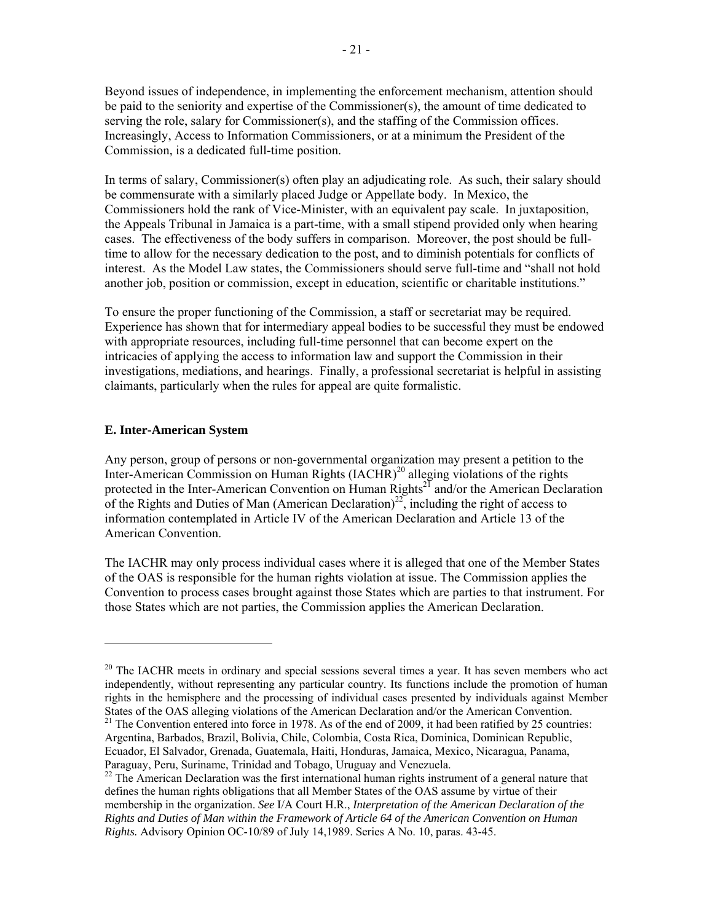Beyond issues of independence, in implementing the enforcement mechanism, attention should be paid to the seniority and expertise of the Commissioner(s), the amount of time dedicated to serving the role, salary for Commissioner(s), and the staffing of the Commission offices. Increasingly, Access to Information Commissioners, or at a minimum the President of the Commission, is a dedicated full-time position.

In terms of salary, Commissioner(s) often play an adjudicating role. As such, their salary should be commensurate with a similarly placed Judge or Appellate body. In Mexico, the Commissioners hold the rank of Vice-Minister, with an equivalent pay scale. In juxtaposition, the Appeals Tribunal in Jamaica is a part-time, with a small stipend provided only when hearing cases. The effectiveness of the body suffers in comparison. Moreover, the post should be full-time to allow for the necessary dedication to the post, and to diminish potentials for conflicts of interest. As the Model Law states, the Commissioners should serve full-time and "shall not hold another job, position or commission, except in education, scientific or charitable institutions."

To ensure the proper functioning of the Commission, a staff or secretariat may be required. Experience has shown that for intermediary appeal bodies to be successful they must be endowed with appropriate resources, including full-time personnel that can become expert on the intricacies of applying the access to information law and support the Commission in their investigations, mediations, and hearings. Finally, a professional secretariat is helpful in assisting claimants, particularly when the rules for appeal are quite formalistic.

### E. Inter-American System

Any person, group of persons or non-governmental organization may present a petition to the Inter-American Commission on Human Rights (IACHR)[20] alleging violations of the rights protected in the Inter-American Convention on Human Rights[21] and/or the American Declaration of the Rights and Duties of Man (American Declaration)[22], including the right of access to information contemplated in Article IV of the American Declaration and Article 13 of the American Convention.

The IACHR may only process individual cases where it is alleged that one of the Member States of the OAS is responsible for the human rights violation at issue. The Commission applies the Convention to process cases brought against those States which are parties to that instrument. For those States which are not parties, the Commission applies the American Declaration.

---

[20] The IACHR meets in ordinary and special sessions several times a year. It has seven members who act independently, without representing any particular country. Its functions include the promotion of human rights in the hemisphere and the processing of individual cases presented by individuals against Member States of the OAS alleging violations of the American Declaration and/or the American Convention.

[21] The Convention entered into force in 1978. As of the end of 2009, it had been ratified by 25 countries: Argentina, Barbados, Brazil, Bolivia, Chile, Colombia, Costa Rica, Dominica, Dominican Republic, Ecuador, El Salvador, Grenada, Guatemala, Haiti, Honduras, Jamaica, Mexico, Nicaragua, Panama, Paraguay, Peru, Suriname, Trinidad and Tobago, Uruguay and Venezuela.

[22] The American Declaration was the first international human rights instrument of a general nature that defines the human rights obligations that all Member States of the OAS assume by virtue of their membership in the organization. *See* I/A Court H.R., *Interpretation of the American Declaration of the Rights and Duties of Man within the Framework of Article 64 of the American Convention on Human Rights.* Advisory Opinion OC-10/89 of July 14,1989. Series A No. 10, paras. 43-45.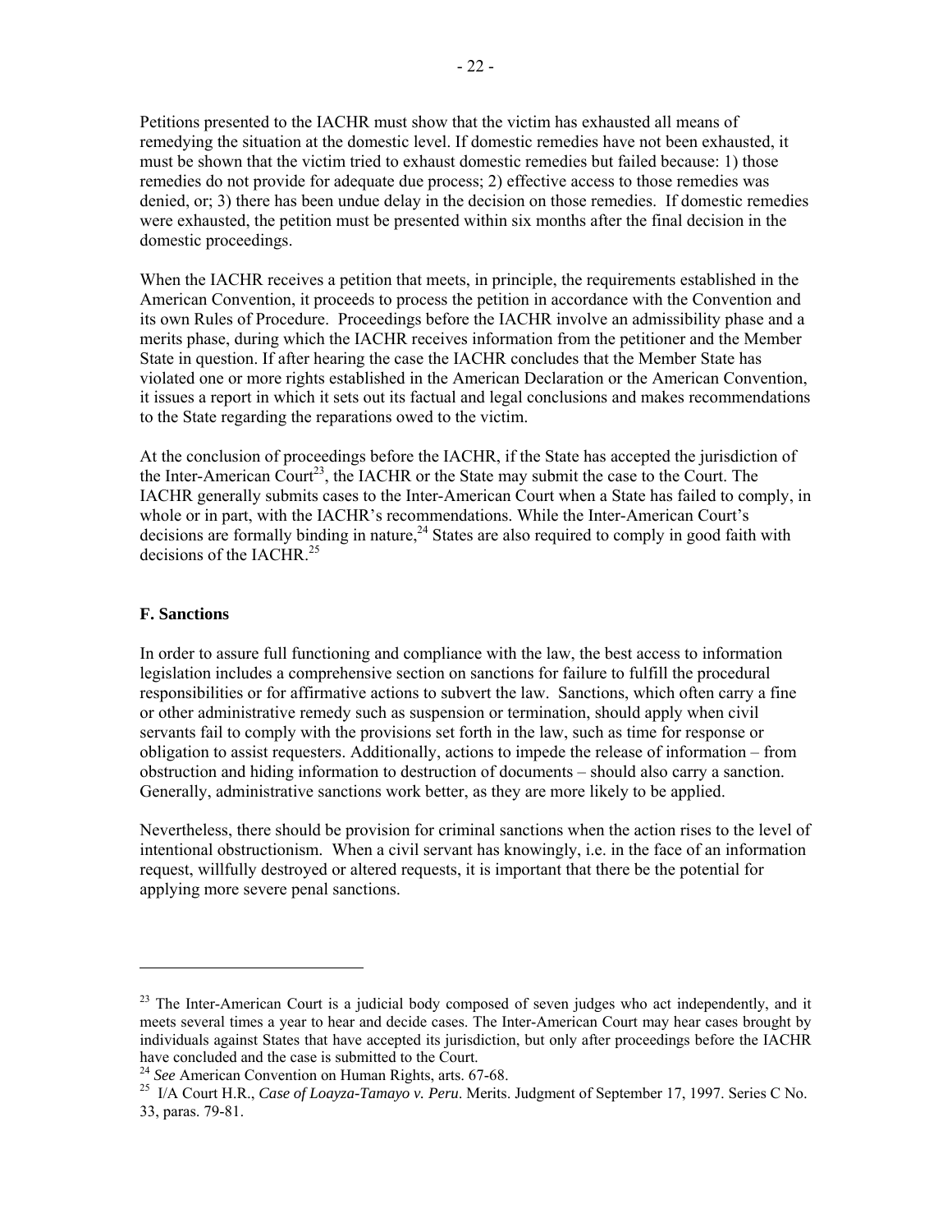Petitions presented to the IACHR must show that the victim has exhausted all means of remedying the situation at the domestic level. If domestic remedies have not been exhausted, it must be shown that the victim tried to exhaust domestic remedies but failed because: 1) those remedies do not provide for adequate due process; 2) effective access to those remedies was denied, or; 3) there has been undue delay in the decision on those remedies. If domestic remedies were exhausted, the petition must be presented within six months after the final decision in the domestic proceedings.

When the IACHR receives a petition that meets, in principle, the requirements established in the American Convention, it proceeds to process the petition in accordance with the Convention and its own Rules of Procedure. Proceedings before the IACHR involve an admissibility phase and a merits phase, during which the IACHR receives information from the petitioner and the Member State in question. If after hearing the case the IACHR concludes that the Member State has violated one or more rights established in the American Declaration or the American Convention, it issues a report in which it sets out its factual and legal conclusions and makes recommendations to the State regarding the reparations owed to the victim.

At the conclusion of proceedings before the IACHR, if the State has accepted the jurisdiction of the Inter-American Court[23], the IACHR or the State may submit the case to the Court. The IACHR generally submits cases to the Inter-American Court when a State has failed to comply, in whole or in part, with the IACHR's recommendations. While the Inter-American Court's decisions are formally binding in nature,[24] States are also required to comply in good faith with decisions of the IACHR.[25]

### F. Sanctions

In order to assure full functioning and compliance with the law, the best access to information legislation includes a comprehensive section on sanctions for failure to fulfill the procedural responsibilities or for affirmative actions to subvert the law. Sanctions, which often carry a fine or other administrative remedy such as suspension or termination, should apply when civil servants fail to comply with the provisions set forth in the law, such as time for response or obligation to assist requesters. Additionally, actions to impede the release of information – from obstruction and hiding information to destruction of documents – should also carry a sanction. Generally, administrative sanctions work better, as they are more likely to be applied.

Nevertheless, there should be provision for criminal sanctions when the action rises to the level of intentional obstructionism. When a civil servant has knowingly, i.e. in the face of an information request, willfully destroyed or altered requests, it is important that there be the potential for applying more severe penal sanctions.

---

[23] The Inter-American Court is a judicial body composed of seven judges who act independently, and it meets several times a year to hear and decide cases. The Inter-American Court may hear cases brought by individuals against States that have accepted its jurisdiction, but only after proceedings before the IACHR have concluded and the case is submitted to the Court.

[24] *See* American Convention on Human Rights, arts. 67-68.

[25] I/A Court H.R., *Case of Loayza-Tamayo v. Peru*. Merits. Judgment of September 17, 1997. Series C No. 33, paras. 79-81.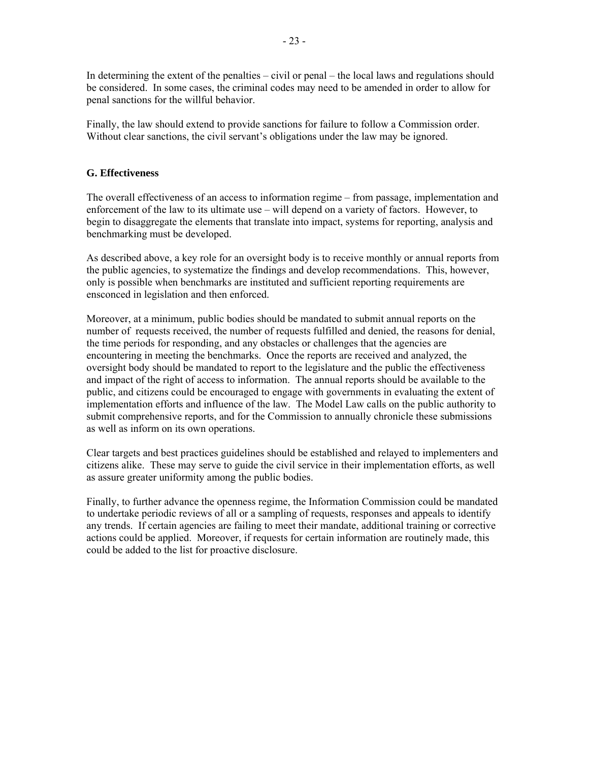In determining the extent of the penalties – civil or penal – the local laws and regulations should be considered. In some cases, the criminal codes may need to be amended in order to allow for penal sanctions for the willful behavior.

Finally, the law should extend to provide sanctions for failure to follow a Commission order. Without clear sanctions, the civil servant's obligations under the law may be ignored.

### G. Effectiveness

The overall effectiveness of an access to information regime – from passage, implementation and enforcement of the law to its ultimate use – will depend on a variety of factors. However, to begin to disaggregate the elements that translate into impact, systems for reporting, analysis and benchmarking must be developed.

As described above, a key role for an oversight body is to receive monthly or annual reports from the public agencies, to systematize the findings and develop recommendations. This, however, only is possible when benchmarks are instituted and sufficient reporting requirements are ensconced in legislation and then enforced.

Moreover, at a minimum, public bodies should be mandated to submit annual reports on the number of requests received, the number of requests fulfilled and denied, the reasons for denial, the time periods for responding, and any obstacles or challenges that the agencies are encountering in meeting the benchmarks. Once the reports are received and analyzed, the oversight body should be mandated to report to the legislature and the public the effectiveness and impact of the right of access to information. The annual reports should be available to the public, and citizens could be encouraged to engage with governments in evaluating the extent of implementation efforts and influence of the law. The Model Law calls on the public authority to submit comprehensive reports, and for the Commission to annually chronicle these submissions as well as inform on its own operations.

Clear targets and best practices guidelines should be established and relayed to implementers and citizens alike. These may serve to guide the civil service in their implementation efforts, as well as assure greater uniformity among the public bodies.

Finally, to further advance the openness regime, the Information Commission could be mandated to undertake periodic reviews of all or a sampling of requests, responses and appeals to identify any trends. If certain agencies are failing to meet their mandate, additional training or corrective actions could be applied. Moreover, if requests for certain information are routinely made, this could be added to the list for proactive disclosure.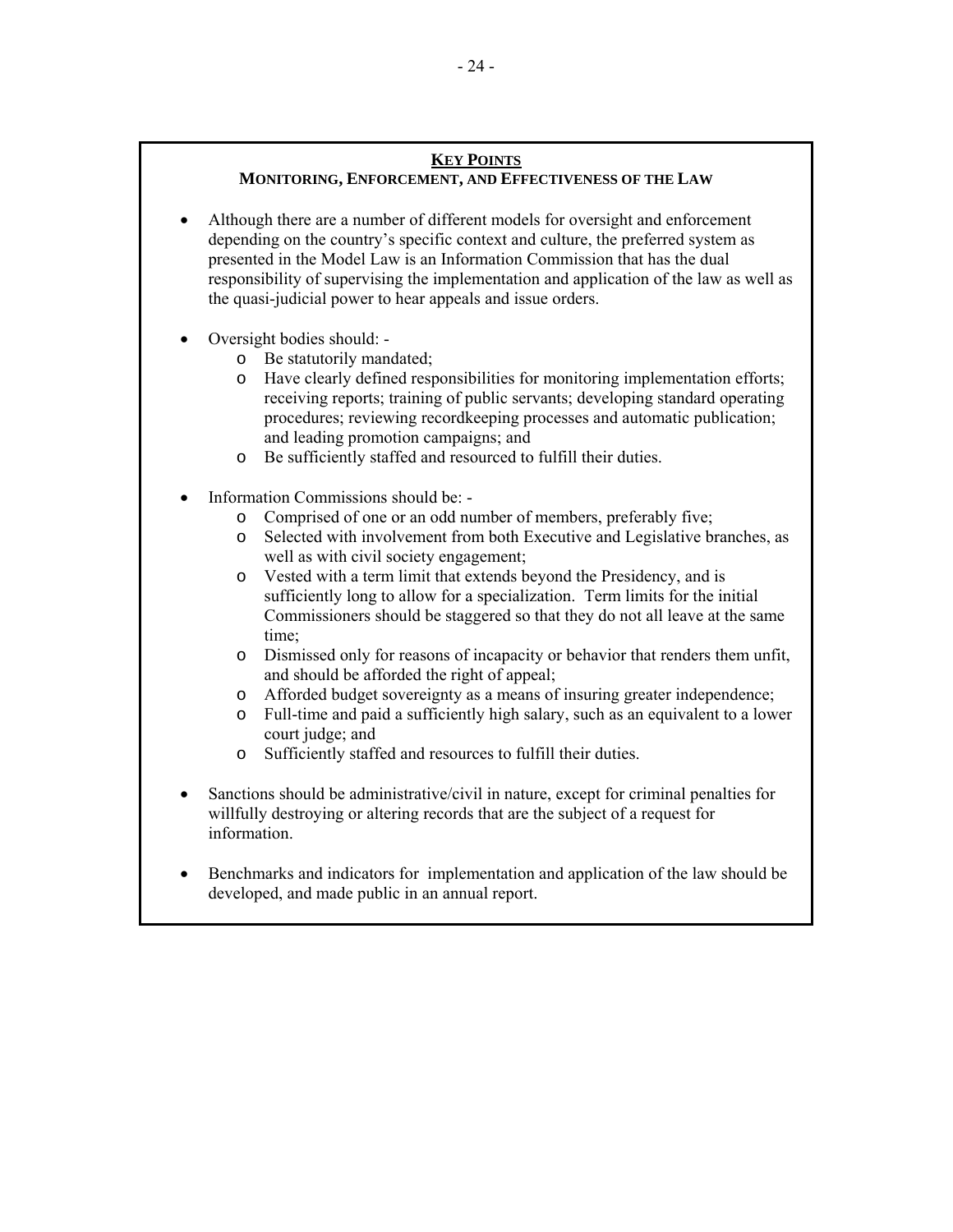## KEY POINTS

### MONITORING, ENFORCEMENT, AND EFFECTIVENESS OF THE LAW

- Although there are a number of different models for oversight and enforcement depending on the country's specific context and culture, the preferred system as presented in the Model Law is an Information Commission that has the dual responsibility of supervising the implementation and application of the law as well as the quasi-judicial power to hear appeals and issue orders.

- Oversight bodies should: -
  - Be statutorily mandated;
  - Have clearly defined responsibilities for monitoring implementation efforts; receiving reports; training of public servants; developing standard operating procedures; reviewing recordkeeping processes and automatic publication; and leading promotion campaigns; and
  - Be sufficiently staffed and resourced to fulfill their duties.

- Information Commissions should be: -
  - Comprised of one or an odd number of members, preferably five;
  - Selected with involvement from both Executive and Legislative branches, as well as with civil society engagement;
  - Vested with a term limit that extends beyond the Presidency, and is sufficiently long to allow for a specialization. Term limits for the initial Commissioners should be staggered so that they do not all leave at the same time;
  - Dismissed only for reasons of incapacity or behavior that renders them unfit, and should be afforded the right of appeal;
  - Afforded budget sovereignty as a means of insuring greater independence;
  - Full-time and paid a sufficiently high salary, such as an equivalent to a lower court judge; and
  - Sufficiently staffed and resources to fulfill their duties.

- Sanctions should be administrative/civil in nature, except for criminal penalties for willfully destroying or altering records that are the subject of a request for information.

- Benchmarks and indicators for implementation and application of the law should be developed, and made public in an annual report.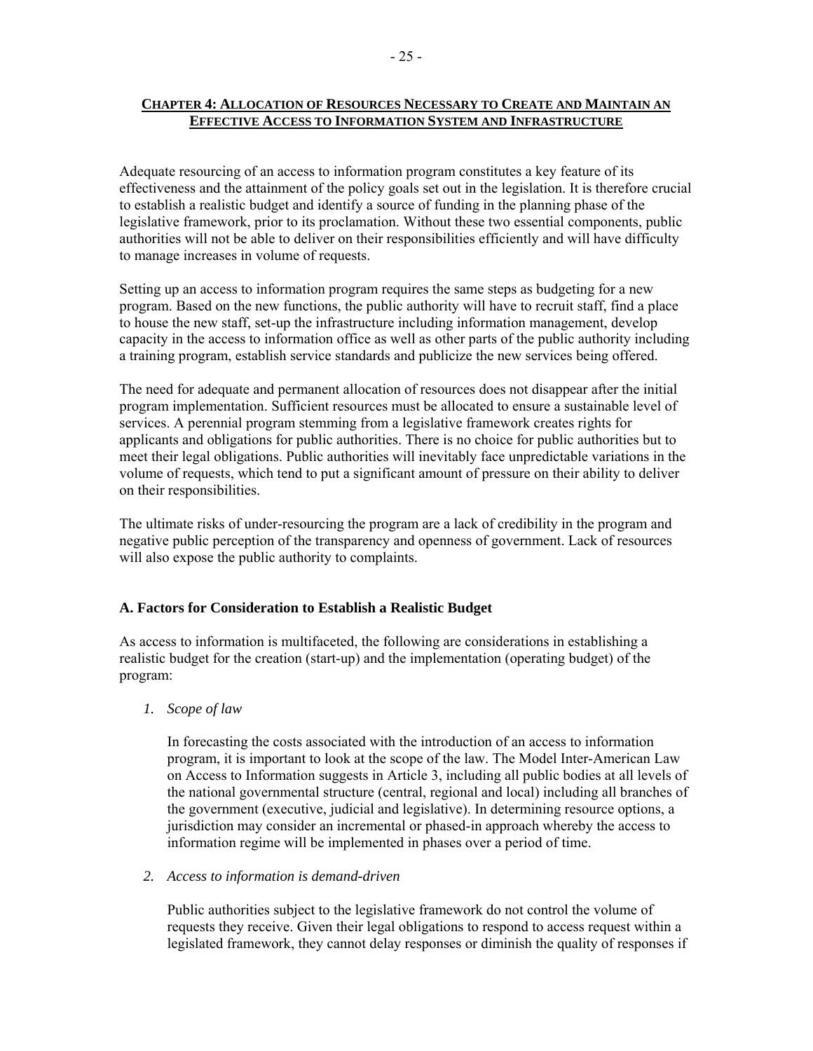## CHAPTER 4: ALLOCATION OF RESOURCES NECESSARY TO CREATE AND MAINTAIN AN EFFECTIVE ACCESS TO INFORMATION SYSTEM AND INFRASTRUCTURE

Adequate resourcing of an access to information program constitutes a key feature of its effectiveness and the attainment of the policy goals set out in the legislation. It is therefore crucial to establish a realistic budget and identify a source of funding in the planning phase of the legislative framework, prior to its proclamation. Without these two essential components, public authorities will not be able to deliver on their responsibilities efficiently and will have difficulty to manage increases in volume of requests.

Setting up an access to information program requires the same steps as budgeting for a new program. Based on the new functions, the public authority will have to recruit staff, find a place to house the new staff, set-up the infrastructure including information management, develop capacity in the access to information office as well as other parts of the public authority including a training program, establish service standards and publicize the new services being offered.

The need for adequate and permanent allocation of resources does not disappear after the initial program implementation. Sufficient resources must be allocated to ensure a sustainable level of services. A perennial program stemming from a legislative framework creates rights for applicants and obligations for public authorities. There is no choice for public authorities but to meet their legal obligations. Public authorities will inevitably face unpredictable variations in the volume of requests, which tend to put a significant amount of pressure on their ability to deliver on their responsibilities.

The ultimate risks of under-resourcing the program are a lack of credibility in the program and negative public perception of the transparency and openness of government. Lack of resources will also expose the public authority to complaints.

### A. Factors for Consideration to Establish a Realistic Budget

As access to information is multifaceted, the following are considerations in establishing a realistic budget for the creation (start-up) and the implementation (operating budget) of the program:

1. *Scope of law*

   In forecasting the costs associated with the introduction of an access to information program, it is important to look at the scope of the law. The Model Inter-American Law on Access to Information suggests in Article 3, including all public bodies at all levels of the national governmental structure (central, regional and local) including all branches of the government (executive, judicial and legislative). In determining resource options, a jurisdiction may consider an incremental or phased-in approach whereby the access to information regime will be implemented in phases over a period of time.

2. *Access to information is demand-driven*

   Public authorities subject to the legislative framework do not control the volume of requests they receive. Given their legal obligations to respond to access request within a legislated framework, they cannot delay responses or diminish the quality of responses if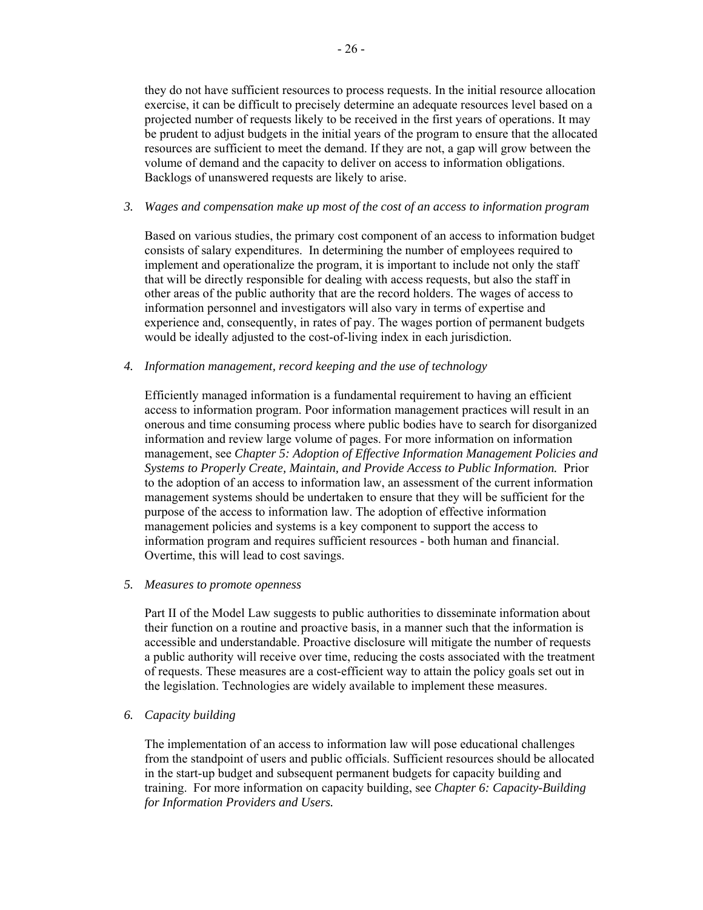they do not have sufficient resources to process requests. In the initial resource allocation exercise, it can be difficult to precisely determine an adequate resources level based on a projected number of requests likely to be received in the first years of operations. It may be prudent to adjust budgets in the initial years of the program to ensure that the allocated resources are sufficient to meet the demand. If they are not, a gap will grow between the volume of demand and the capacity to deliver on access to information obligations. Backlogs of unanswered requests are likely to arise.

3. *Wages and compensation make up most of the cost of an access to information program*

   Based on various studies, the primary cost component of an access to information budget consists of salary expenditures. In determining the number of employees required to implement and operationalize the program, it is important to include not only the staff that will be directly responsible for dealing with access requests, but also the staff in other areas of the public authority that are the record holders. The wages of access to information personnel and investigators will also vary in terms of expertise and experience and, consequently, in rates of pay. The wages portion of permanent budgets would be ideally adjusted to the cost-of-living index in each jurisdiction.

4. *Information management, record keeping and the use of technology*

   Efficiently managed information is a fundamental requirement to having an efficient access to information program. Poor information management practices will result in an onerous and time consuming process where public bodies have to search for disorganized information and review large volume of pages. For more information on information management, see *Chapter 5: Adoption of Effective Information Management Policies and Systems to Properly Create, Maintain, and Provide Access to Public Information.* Prior to the adoption of an access to information law, an assessment of the current information management systems should be undertaken to ensure that they will be sufficient for the purpose of the access to information law. The adoption of effective information management policies and systems is a key component to support the access to information program and requires sufficient resources - both human and financial. Overtime, this will lead to cost savings.

5. *Measures to promote openness*

   Part II of the Model Law suggests to public authorities to disseminate information about their function on a routine and proactive basis, in a manner such that the information is accessible and understandable. Proactive disclosure will mitigate the number of requests a public authority will receive over time, reducing the costs associated with the treatment of requests. These measures are a cost-efficient way to attain the policy goals set out in the legislation. Technologies are widely available to implement these measures.

6. *Capacity building*

   The implementation of an access to information law will pose educational challenges from the standpoint of users and public officials. Sufficient resources should be allocated in the start-up budget and subsequent permanent budgets for capacity building and training. For more information on capacity building, see *Chapter 6: Capacity-Building for Information Providers and Users.*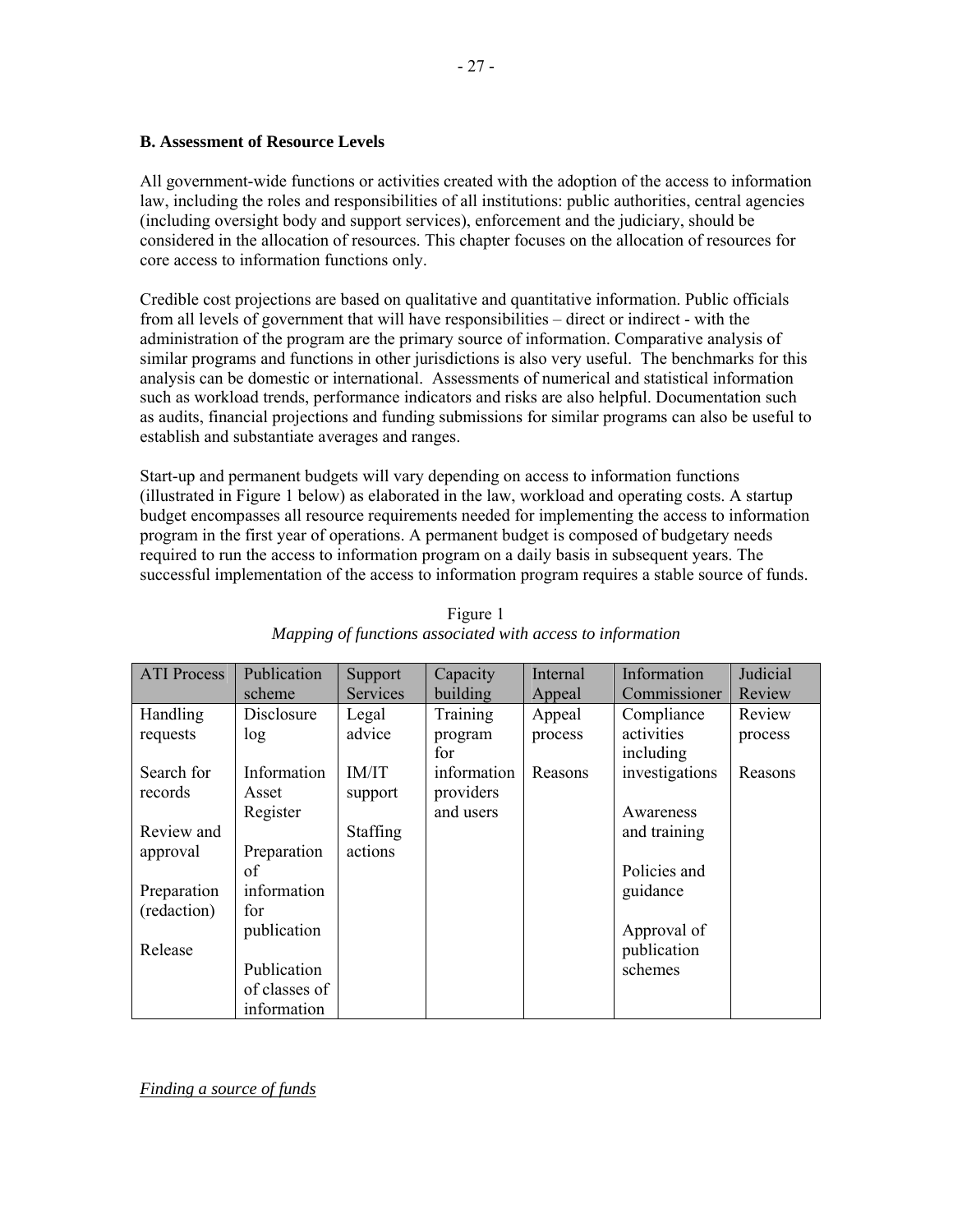### B. Assessment of Resource Levels

All government-wide functions or activities created with the adoption of the access to information law, including the roles and responsibilities of all institutions: public authorities, central agencies (including oversight body and support services), enforcement and the judiciary, should be considered in the allocation of resources. This chapter focuses on the allocation of resources for core access to information functions only.

Credible cost projections are based on qualitative and quantitative information. Public officials from all levels of government that will have responsibilities – direct or indirect - with the administration of the program are the primary source of information. Comparative analysis of similar programs and functions in other jurisdictions is also very useful. The benchmarks for this analysis can be domestic or international. Assessments of numerical and statistical information such as workload trends, performance indicators and risks are also helpful. Documentation such as audits, financial projections and funding submissions for similar programs can also be useful to establish and substantiate averages and ranges.

Start-up and permanent budgets will vary depending on access to information functions (illustrated in Figure 1 below) as elaborated in the law, workload and operating costs. A startup budget encompasses all resource requirements needed for implementing the access to information program in the first year of operations. A permanent budget is composed of budgetary needs required to run the access to information program on a daily basis in subsequent years. The successful implementation of the access to information program requires a stable source of funds.

Figure 1
*Mapping of functions associated with access to information*

| ATI Process | Publication scheme | Support Services | Capacity building | Internal Appeal | Information Commissioner | Judicial Review |
|---|---|---|---|---|---|---|
| Handling requests<br><br>Search for records<br><br>Review and approval<br><br>Preparation (redaction)<br><br>Release | Disclosure log<br><br>Information Asset Register<br><br>Preparation of information for publication<br><br>Publication of classes of information | Legal advice<br><br>IM/IT support<br><br>Staffing actions | Training program for information providers and users | Appeal process<br><br>Reasons | Compliance activities including investigations<br><br>Awareness and training<br><br>Policies and guidance<br><br>Approval of publication schemes | Review process<br><br>Reasons |

*Finding a source of funds*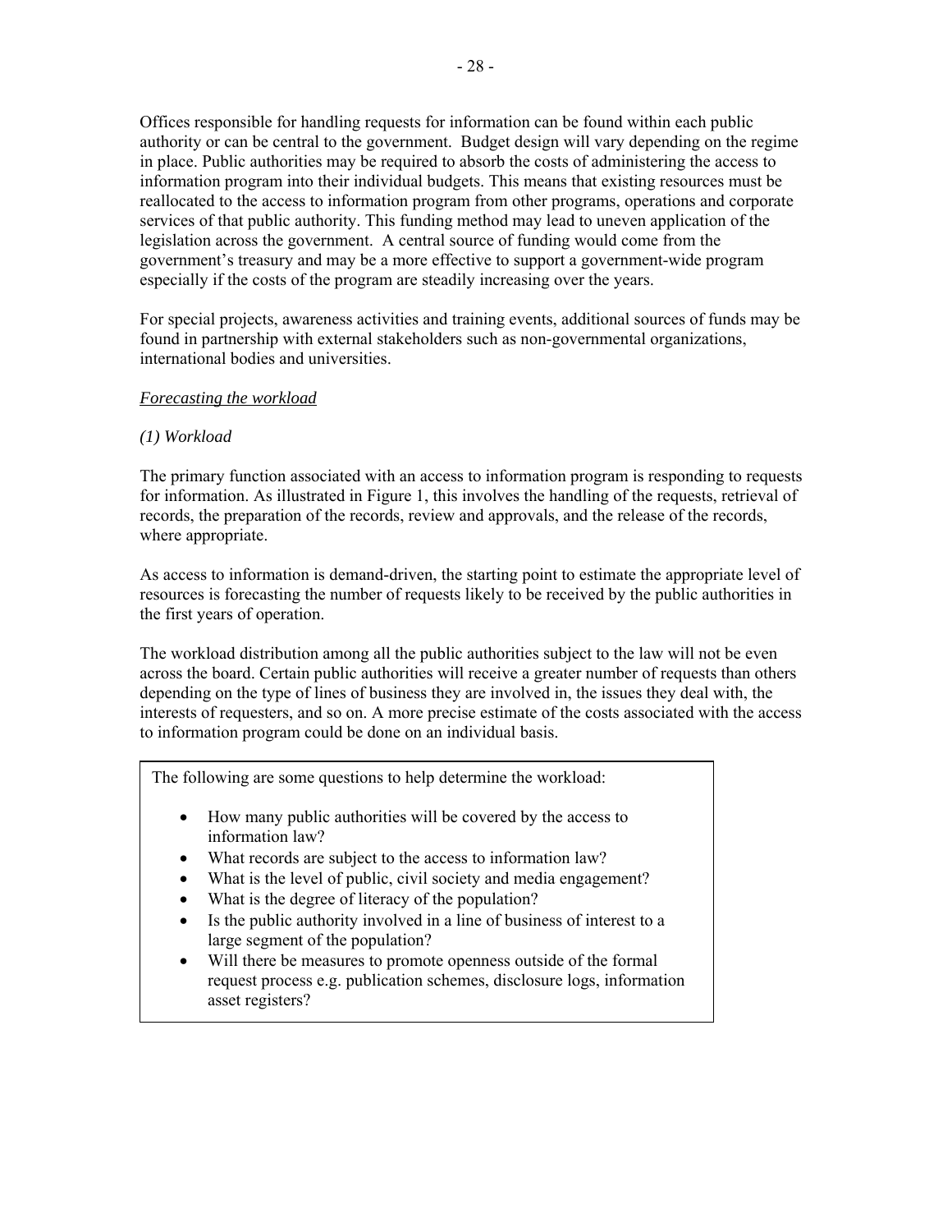Offices responsible for handling requests for information can be found within each public authority or can be central to the government. Budget design will vary depending on the regime in place. Public authorities may be required to absorb the costs of administering the access to information program into their individual budgets. This means that existing resources must be reallocated to the access to information program from other programs, operations and corporate services of that public authority. This funding method may lead to uneven application of the legislation across the government. A central source of funding would come from the government's treasury and may be a more effective to support a government-wide program especially if the costs of the program are steadily increasing over the years.

For special projects, awareness activities and training events, additional sources of funds may be found in partnership with external stakeholders such as non-governmental organizations, international bodies and universities.

*Forecasting the workload*

*(1) Workload*

The primary function associated with an access to information program is responding to requests for information. As illustrated in Figure 1, this involves the handling of the requests, retrieval of records, the preparation of the records, review and approvals, and the release of the records, where appropriate.

As access to information is demand-driven, the starting point to estimate the appropriate level of resources is forecasting the number of requests likely to be received by the public authorities in the first years of operation.

The workload distribution among all the public authorities subject to the law will not be even across the board. Certain public authorities will receive a greater number of requests than others depending on the type of lines of business they are involved in, the issues they deal with, the interests of requesters, and so on. A more precise estimate of the costs associated with the access to information program could be done on an individual basis.

The following are some questions to help determine the workload:

- How many public authorities will be covered by the access to information law?
- What records are subject to the access to information law?
- What is the level of public, civil society and media engagement?
- What is the degree of literacy of the population?
- Is the public authority involved in a line of business of interest to a large segment of the population?
- Will there be measures to promote openness outside of the formal request process e.g. publication schemes, disclosure logs, information asset registers?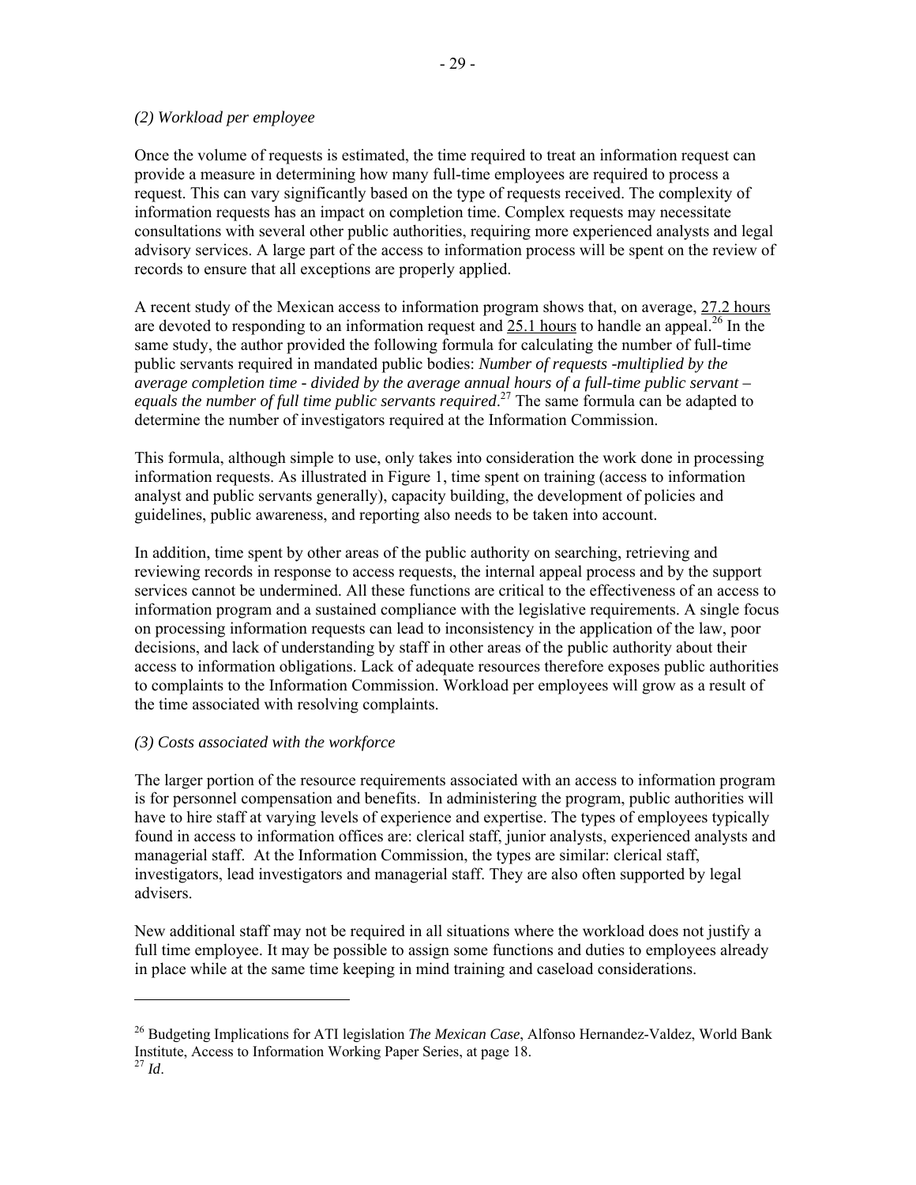*(2) Workload per employee*

Once the volume of requests is estimated, the time required to treat an information request can provide a measure in determining how many full-time employees are required to process a request. This can vary significantly based on the type of requests received. The complexity of information requests has an impact on completion time. Complex requests may necessitate consultations with several other public authorities, requiring more experienced analysts and legal advisory services. A large part of the access to information process will be spent on the review of records to ensure that all exceptions are properly applied.

A recent study of the Mexican access to information program shows that, on average, <u>27.2 hours</u> are devoted to responding to an information request and <u>25.1 hours</u> to handle an appeal.[26] In the same study, the author provided the following formula for calculating the number of full-time public servants required in mandated public bodies: *Number of requests -multiplied by the average completion time - divided by the average annual hours of a full-time public servant – equals the number of full time public servants required*.[27] The same formula can be adapted to determine the number of investigators required at the Information Commission.

This formula, although simple to use, only takes into consideration the work done in processing information requests. As illustrated in Figure 1, time spent on training (access to information analyst and public servants generally), capacity building, the development of policies and guidelines, public awareness, and reporting also needs to be taken into account.

In addition, time spent by other areas of the public authority on searching, retrieving and reviewing records in response to access requests, the internal appeal process and by the support services cannot be undermined. All these functions are critical to the effectiveness of an access to information program and a sustained compliance with the legislative requirements. A single focus on processing information requests can lead to inconsistency in the application of the law, poor decisions, and lack of understanding by staff in other areas of the public authority about their access to information obligations. Lack of adequate resources therefore exposes public authorities to complaints to the Information Commission. Workload per employees will grow as a result of the time associated with resolving complaints.

*(3) Costs associated with the workforce*

The larger portion of the resource requirements associated with an access to information program is for personnel compensation and benefits. In administering the program, public authorities will have to hire staff at varying levels of experience and expertise. The types of employees typically found in access to information offices are: clerical staff, junior analysts, experienced analysts and managerial staff. At the Information Commission, the types are similar: clerical staff, investigators, lead investigators and managerial staff. They are also often supported by legal advisers.

New additional staff may not be required in all situations where the workload does not justify a full time employee. It may be possible to assign some functions and duties to employees already in place while at the same time keeping in mind training and caseload considerations.

---

[26] Budgeting Implications for ATI legislation *The Mexican Case*, Alfonso Hernandez-Valdez, World Bank Institute, Access to Information Working Paper Series, at page 18.

[27] *Id*.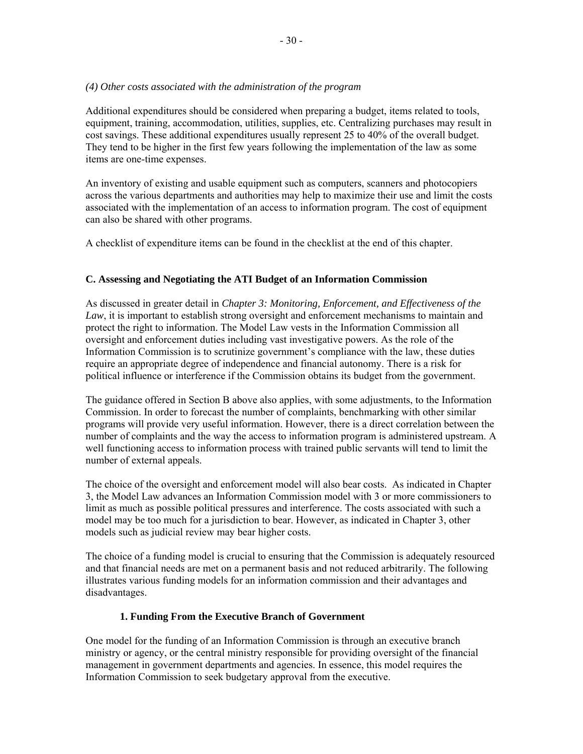*(4) Other costs associated with the administration of the program*

Additional expenditures should be considered when preparing a budget, items related to tools, equipment, training, accommodation, utilities, supplies, etc. Centralizing purchases may result in cost savings. These additional expenditures usually represent 25 to 40% of the overall budget. They tend to be higher in the first few years following the implementation of the law as some items are one-time expenses.

An inventory of existing and usable equipment such as computers, scanners and photocopiers across the various departments and authorities may help to maximize their use and limit the costs associated with the implementation of an access to information program. The cost of equipment can also be shared with other programs.

A checklist of expenditure items can be found in the checklist at the end of this chapter.

### C. Assessing and Negotiating the ATI Budget of an Information Commission

As discussed in greater detail in *Chapter 3: Monitoring, Enforcement, and Effectiveness of the Law*, it is important to establish strong oversight and enforcement mechanisms to maintain and protect the right to information. The Model Law vests in the Information Commission all oversight and enforcement duties including vast investigative powers. As the role of the Information Commission is to scrutinize government's compliance with the law, these duties require an appropriate degree of independence and financial autonomy. There is a risk for political influence or interference if the Commission obtains its budget from the government.

The guidance offered in Section B above also applies, with some adjustments, to the Information Commission. In order to forecast the number of complaints, benchmarking with other similar programs will provide very useful information. However, there is a direct correlation between the number of complaints and the way the access to information program is administered upstream. A well functioning access to information process with trained public servants will tend to limit the number of external appeals.

The choice of the oversight and enforcement model will also bear costs. As indicated in Chapter 3, the Model Law advances an Information Commission model with 3 or more commissioners to limit as much as possible political pressures and interference. The costs associated with such a model may be too much for a jurisdiction to bear. However, as indicated in Chapter 3, other models such as judicial review may bear higher costs.

The choice of a funding model is crucial to ensuring that the Commission is adequately resourced and that financial needs are met on a permanent basis and not reduced arbitrarily. The following illustrates various funding models for an information commission and their advantages and disadvantages.

#### 1. Funding From the Executive Branch of Government

One model for the funding of an Information Commission is through an executive branch ministry or agency, or the central ministry responsible for providing oversight of the financial management in government departments and agencies. In essence, this model requires the Information Commission to seek budgetary approval from the executive.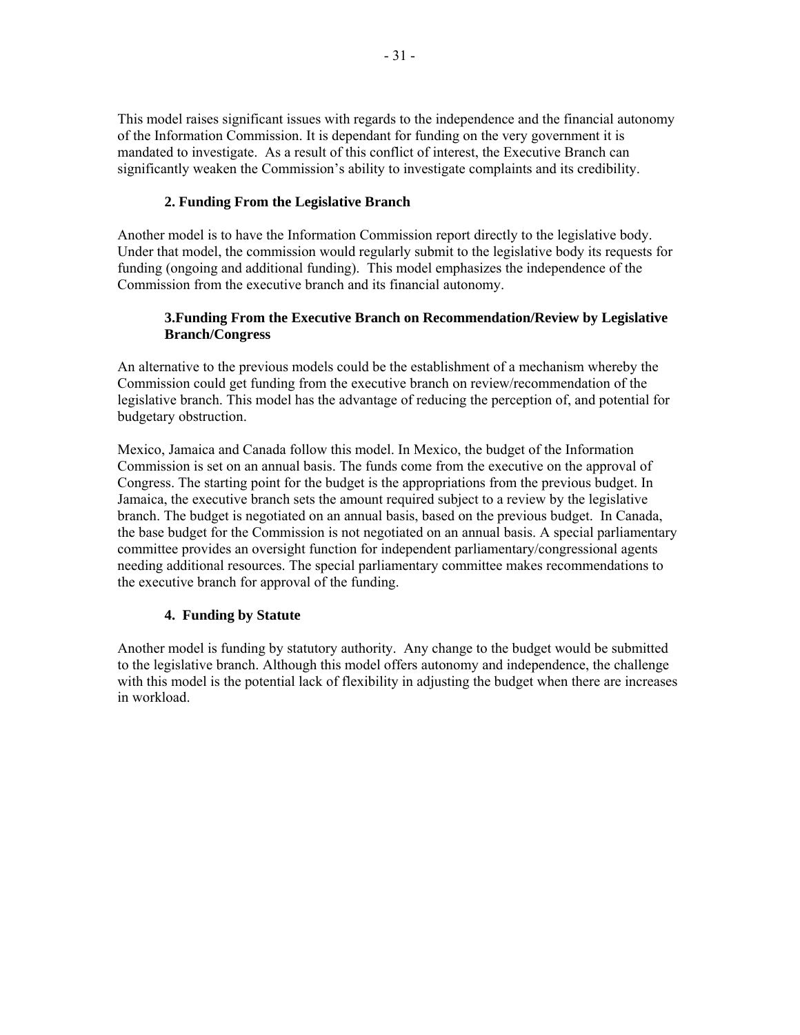This model raises significant issues with regards to the independence and the financial autonomy of the Information Commission. It is dependant for funding on the very government it is mandated to investigate. As a result of this conflict of interest, the Executive Branch can significantly weaken the Commission's ability to investigate complaints and its credibility.

### 2. Funding From the Legislative Branch

Another model is to have the Information Commission report directly to the legislative body. Under that model, the commission would regularly submit to the legislative body its requests for funding (ongoing and additional funding). This model emphasizes the independence of the Commission from the executive branch and its financial autonomy.

### 3.Funding From the Executive Branch on Recommendation/Review by Legislative Branch/Congress

An alternative to the previous models could be the establishment of a mechanism whereby the Commission could get funding from the executive branch on review/recommendation of the legislative branch. This model has the advantage of reducing the perception of, and potential for budgetary obstruction.

Mexico, Jamaica and Canada follow this model. In Mexico, the budget of the Information Commission is set on an annual basis. The funds come from the executive on the approval of Congress. The starting point for the budget is the appropriations from the previous budget. In Jamaica, the executive branch sets the amount required subject to a review by the legislative branch. The budget is negotiated on an annual basis, based on the previous budget. In Canada, the base budget for the Commission is not negotiated on an annual basis. A special parliamentary committee provides an oversight function for independent parliamentary/congressional agents needing additional resources. The special parliamentary committee makes recommendations to the executive branch for approval of the funding.

### 4. Funding by Statute

Another model is funding by statutory authority. Any change to the budget would be submitted to the legislative branch. Although this model offers autonomy and independence, the challenge with this model is the potential lack of flexibility in adjusting the budget when there are increases in workload.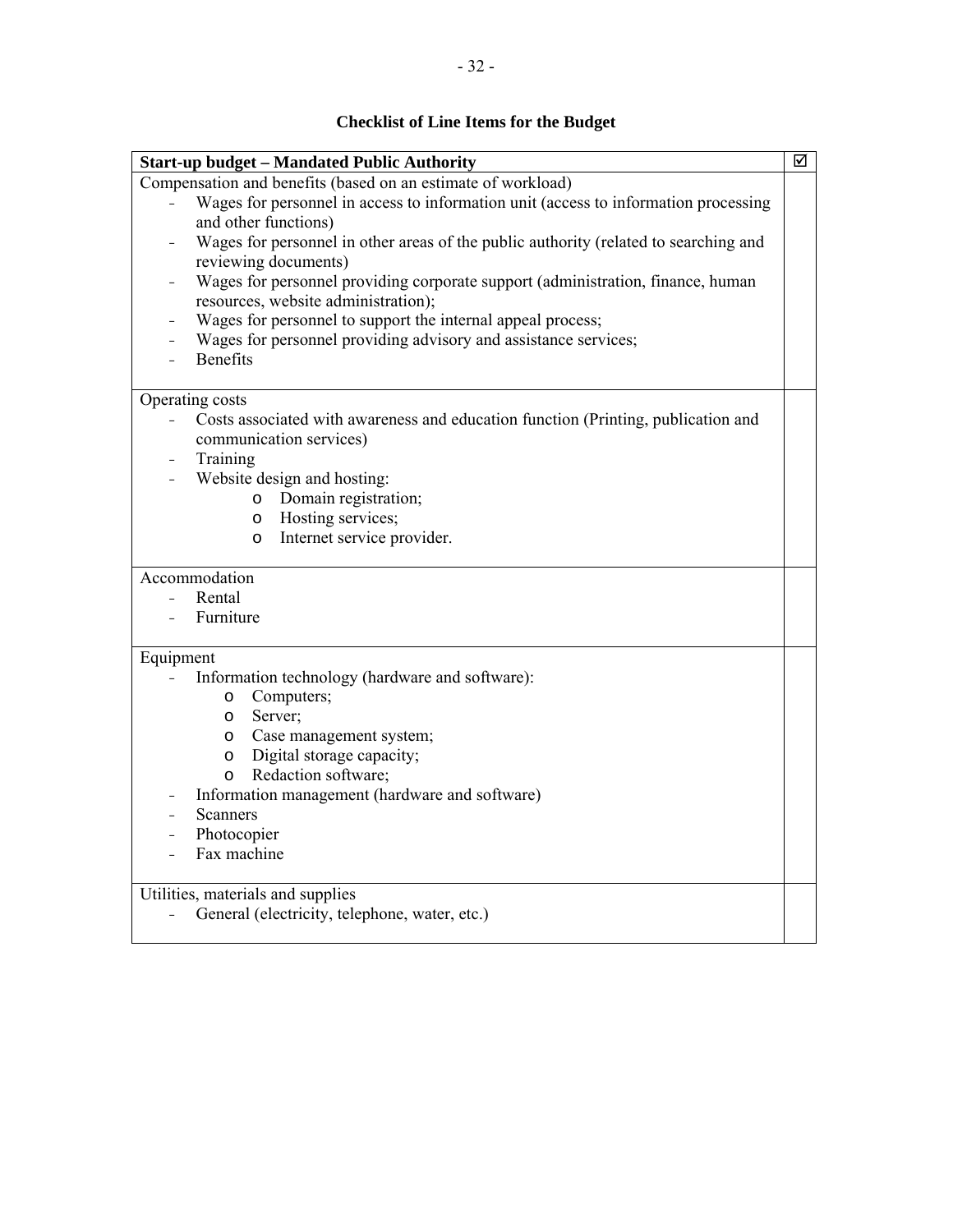## Checklist of Line Items for the Budget

| Start-up budget – Mandated Public Authority | ☑ |
|---|---|
| Compensation and benefits (based on an estimate of workload)<br>- Wages for personnel in access to information unit (access to information processing and other functions)<br>- Wages for personnel in other areas of the public authority (related to searching and reviewing documents)<br>- Wages for personnel providing corporate support (administration, finance, human resources, website administration);<br>- Wages for personnel to support the internal appeal process;<br>- Wages for personnel providing advisory and assistance services;<br>- Benefits | |
| Operating costs<br>- Costs associated with awareness and education function (Printing, publication and communication services)<br>- Training<br>- Website design and hosting:<br>&nbsp;&nbsp;&nbsp;&nbsp;o Domain registration;<br>&nbsp;&nbsp;&nbsp;&nbsp;o Hosting services;<br>&nbsp;&nbsp;&nbsp;&nbsp;o Internet service provider. | |
| Accommodation<br>- Rental<br>- Furniture | |
| Equipment<br>- Information technology (hardware and software):<br>&nbsp;&nbsp;&nbsp;&nbsp;o Computers;<br>&nbsp;&nbsp;&nbsp;&nbsp;o Server;<br>&nbsp;&nbsp;&nbsp;&nbsp;o Case management system;<br>&nbsp;&nbsp;&nbsp;&nbsp;o Digital storage capacity;<br>&nbsp;&nbsp;&nbsp;&nbsp;o Redaction software;<br>- Information management (hardware and software)<br>- Scanners<br>- Photocopier<br>- Fax machine | |
| Utilities, materials and supplies<br>- General (electricity, telephone, water, etc.) | |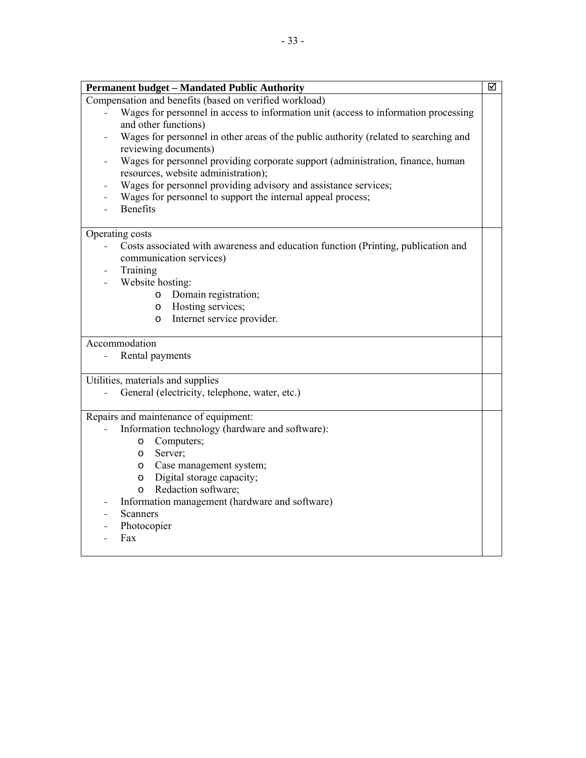| **Permanent budget – Mandated Public Authority** | ☑ |
| --- | --- |
| Compensation and benefits (based on verified workload)<br>- Wages for personnel in access to information unit (access to information processing and other functions)<br>- Wages for personnel in other areas of the public authority (related to searching and reviewing documents)<br>- Wages for personnel providing corporate support (administration, finance, human resources, website administration);<br>- Wages for personnel providing advisory and assistance services;<br>- Wages for personnel to support the internal appeal process;<br>- Benefits | |
| Operating costs<br>- Costs associated with awareness and education function (Printing, publication and communication services)<br>- Training<br>- Website hosting:<br>&nbsp;&nbsp;&nbsp;&nbsp;o Domain registration;<br>&nbsp;&nbsp;&nbsp;&nbsp;o Hosting services;<br>&nbsp;&nbsp;&nbsp;&nbsp;o Internet service provider. | |
| Accommodation<br>- Rental payments | |
| Utilities, materials and supplies<br>- General (electricity, telephone, water, etc.) | |
| Repairs and maintenance of equipment:<br>- Information technology (hardware and software):<br>&nbsp;&nbsp;&nbsp;&nbsp;o Computers;<br>&nbsp;&nbsp;&nbsp;&nbsp;o Server;<br>&nbsp;&nbsp;&nbsp;&nbsp;o Case management system;<br>&nbsp;&nbsp;&nbsp;&nbsp;o Digital storage capacity;<br>&nbsp;&nbsp;&nbsp;&nbsp;o Redaction software;<br>- Information management (hardware and software)<br>- Scanners<br>- Photocopier<br>- Fax | |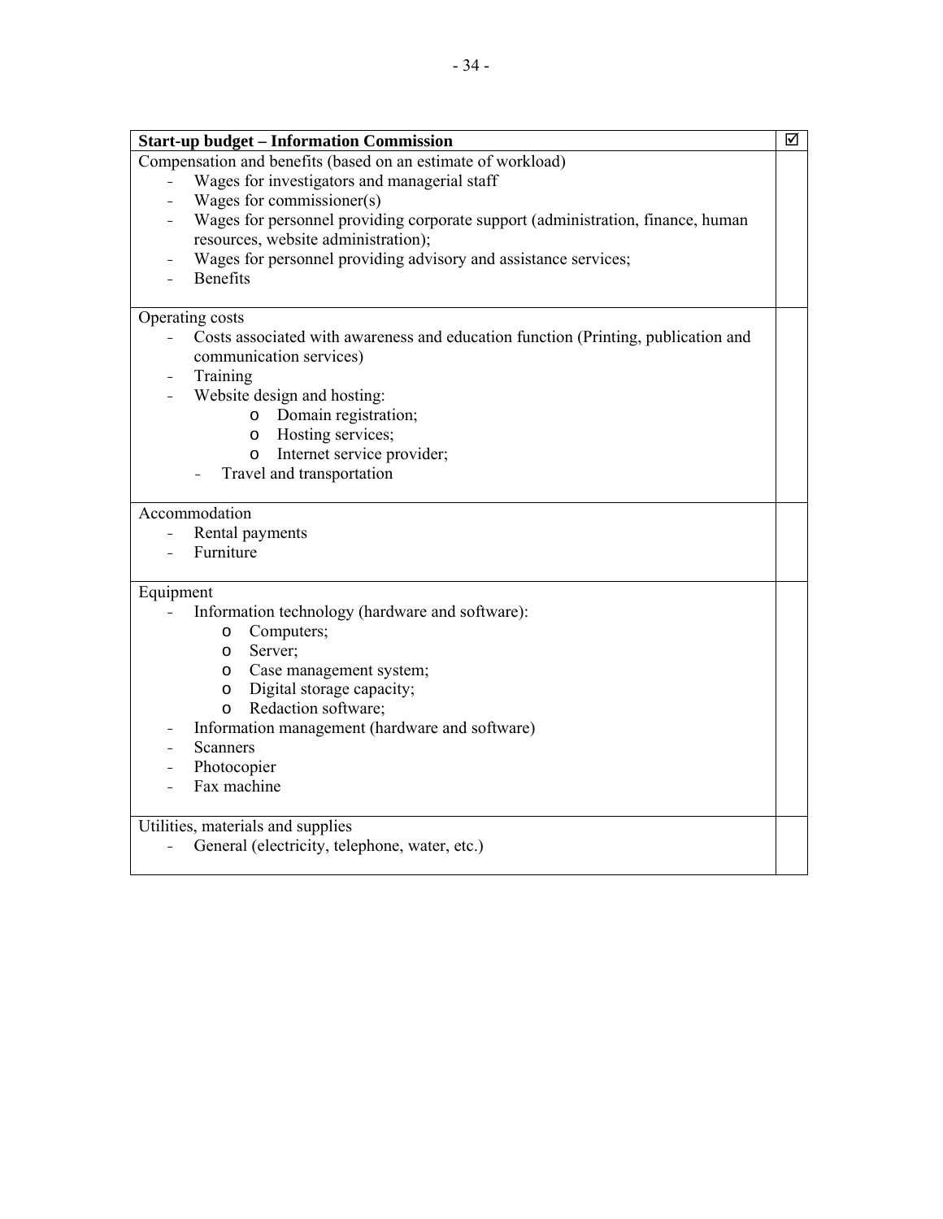| **Start-up budget – Information Commission** | ☑ |
|---|---|
| Compensation and benefits (based on an estimate of workload)<br>- Wages for investigators and managerial staff<br>- Wages for commissioner(s)<br>- Wages for personnel providing corporate support (administration, finance, human resources, website administration);<br>- Wages for personnel providing advisory and assistance services;<br>- Benefits | |
| Operating costs<br>- Costs associated with awareness and education function (Printing, publication and communication services)<br>- Training<br>- Website design and hosting:<br>&nbsp;&nbsp;&nbsp;&nbsp;o Domain registration;<br>&nbsp;&nbsp;&nbsp;&nbsp;o Hosting services;<br>&nbsp;&nbsp;&nbsp;&nbsp;o Internet service provider;<br>- Travel and transportation | |
| Accommodation<br>- Rental payments<br>- Furniture | |
| Equipment<br>- Information technology (hardware and software):<br>&nbsp;&nbsp;&nbsp;&nbsp;o Computers;<br>&nbsp;&nbsp;&nbsp;&nbsp;o Server;<br>&nbsp;&nbsp;&nbsp;&nbsp;o Case management system;<br>&nbsp;&nbsp;&nbsp;&nbsp;o Digital storage capacity;<br>&nbsp;&nbsp;&nbsp;&nbsp;o Redaction software;<br>- Information management (hardware and software)<br>- Scanners<br>- Photocopier<br>- Fax machine | |
| Utilities, materials and supplies<br>- General (electricity, telephone, water, etc.) | |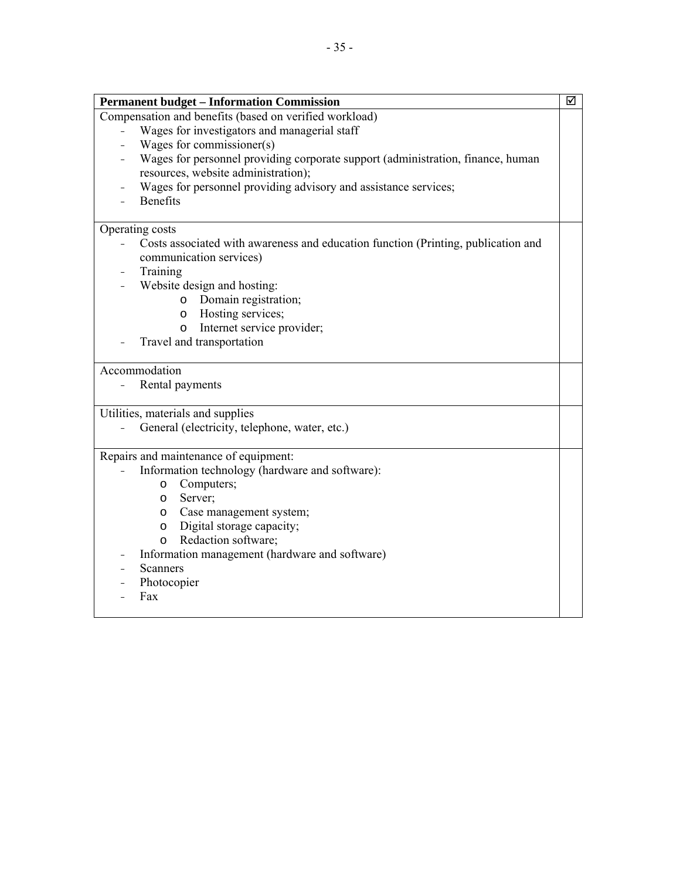| Permanent budget – Information Commission | ☑ |
|---|---|
| Compensation and benefits (based on verified workload)<br>- Wages for investigators and managerial staff<br>- Wages for commissioner(s)<br>- Wages for personnel providing corporate support (administration, finance, human resources, website administration);<br>- Wages for personnel providing advisory and assistance services;<br>- Benefits | |
| Operating costs<br>- Costs associated with awareness and education function (Printing, publication and communication services)<br>- Training<br>- Website design and hosting:<br>&nbsp;&nbsp;&nbsp;&nbsp;o Domain registration;<br>&nbsp;&nbsp;&nbsp;&nbsp;o Hosting services;<br>&nbsp;&nbsp;&nbsp;&nbsp;o Internet service provider;<br>- Travel and transportation | |
| Accommodation<br>- Rental payments | |
| Utilities, materials and supplies<br>- General (electricity, telephone, water, etc.) | |
| Repairs and maintenance of equipment:<br>- Information technology (hardware and software):<br>&nbsp;&nbsp;&nbsp;&nbsp;o Computers;<br>&nbsp;&nbsp;&nbsp;&nbsp;o Server;<br>&nbsp;&nbsp;&nbsp;&nbsp;o Case management system;<br>&nbsp;&nbsp;&nbsp;&nbsp;o Digital storage capacity;<br>&nbsp;&nbsp;&nbsp;&nbsp;o Redaction software;<br>- Information management (hardware and software)<br>- Scanners<br>- Photocopier<br>- Fax | |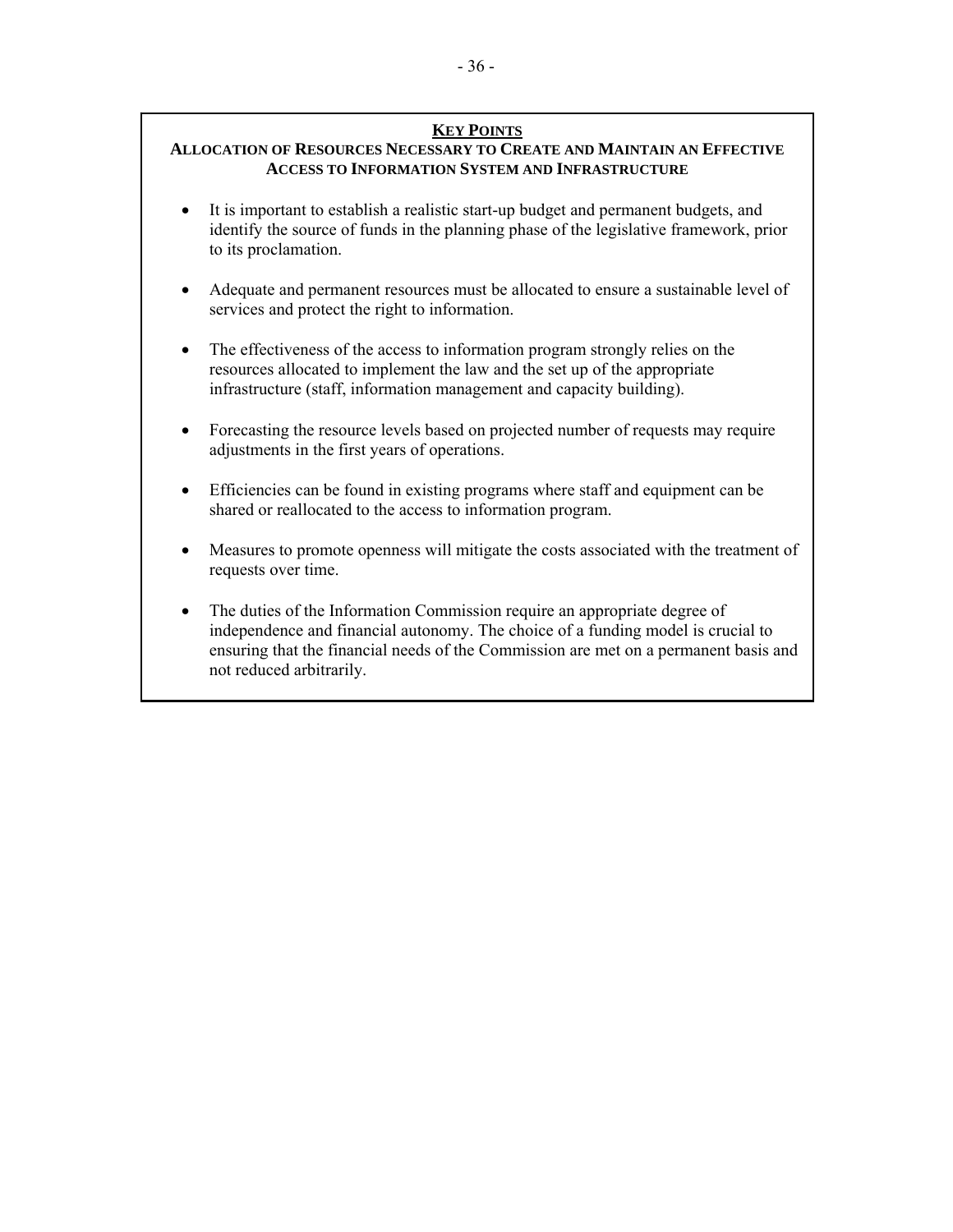## KEY POINTS

### ALLOCATION OF RESOURCES NECESSARY TO CREATE AND MAINTAIN AN EFFECTIVE ACCESS TO INFORMATION SYSTEM AND INFRASTRUCTURE

- It is important to establish a realistic start-up budget and permanent budgets, and identify the source of funds in the planning phase of the legislative framework, prior to its proclamation.
- Adequate and permanent resources must be allocated to ensure a sustainable level of services and protect the right to information.
- The effectiveness of the access to information program strongly relies on the resources allocated to implement the law and the set up of the appropriate infrastructure (staff, information management and capacity building).
- Forecasting the resource levels based on projected number of requests may require adjustments in the first years of operations.
- Efficiencies can be found in existing programs where staff and equipment can be shared or reallocated to the access to information program.
- Measures to promote openness will mitigate the costs associated with the treatment of requests over time.
- The duties of the Information Commission require an appropriate degree of independence and financial autonomy. The choice of a funding model is crucial to ensuring that the financial needs of the Commission are met on a permanent basis and not reduced arbitrarily.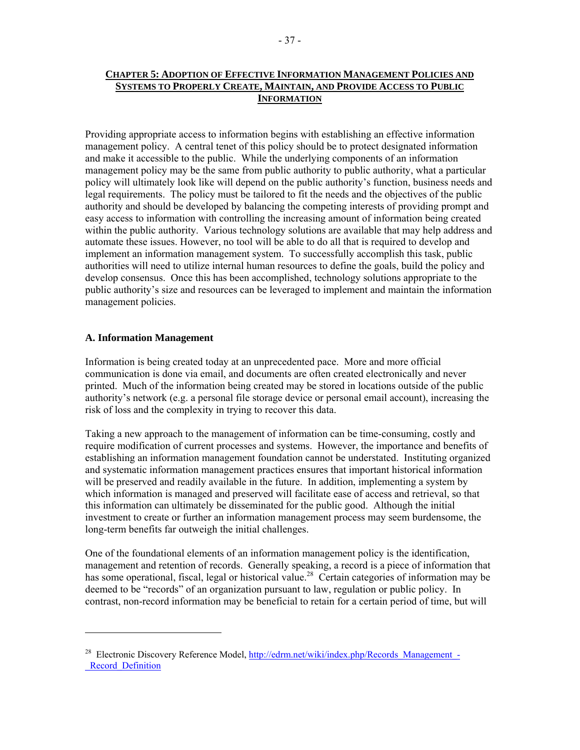## CHAPTER 5: ADOPTION OF EFFECTIVE INFORMATION MANAGEMENT POLICIES AND SYSTEMS TO PROPERLY CREATE, MAINTAIN, AND PROVIDE ACCESS TO PUBLIC INFORMATION

Providing appropriate access to information begins with establishing an effective information management policy. A central tenet of this policy should be to protect designated information and make it accessible to the public. While the underlying components of an information management policy may be the same from public authority to public authority, what a particular policy will ultimately look like will depend on the public authority's function, business needs and legal requirements. The policy must be tailored to fit the needs and the objectives of the public authority and should be developed by balancing the competing interests of providing prompt and easy access to information with controlling the increasing amount of information being created within the public authority. Various technology solutions are available that may help address and automate these issues. However, no tool will be able to do all that is required to develop and implement an information management system. To successfully accomplish this task, public authorities will need to utilize internal human resources to define the goals, build the policy and develop consensus. Once this has been accomplished, technology solutions appropriate to the public authority's size and resources can be leveraged to implement and maintain the information management policies.

### A. Information Management

Information is being created today at an unprecedented pace. More and more official communication is done via email, and documents are often created electronically and never printed. Much of the information being created may be stored in locations outside of the public authority's network (e.g. a personal file storage device or personal email account), increasing the risk of loss and the complexity in trying to recover this data.

Taking a new approach to the management of information can be time-consuming, costly and require modification of current processes and systems. However, the importance and benefits of establishing an information management foundation cannot be understated. Instituting organized and systematic information management practices ensures that important historical information will be preserved and readily available in the future. In addition, implementing a system by which information is managed and preserved will facilitate ease of access and retrieval, so that this information can ultimately be disseminated for the public good. Although the initial investment to create or further an information management process may seem burdensome, the long-term benefits far outweigh the initial challenges.

One of the foundational elements of an information management policy is the identification, management and retention of records. Generally speaking, a record is a piece of information that has some operational, fiscal, legal or historical value.[28] Certain categories of information may be deemed to be "records" of an organization pursuant to law, regulation or public policy. In contrast, non-record information may be beneficial to retain for a certain period of time, but will

---

[28] Electronic Discovery Reference Model, http://edrm.net/wiki/index.php/Records_Management_-_Record_Definition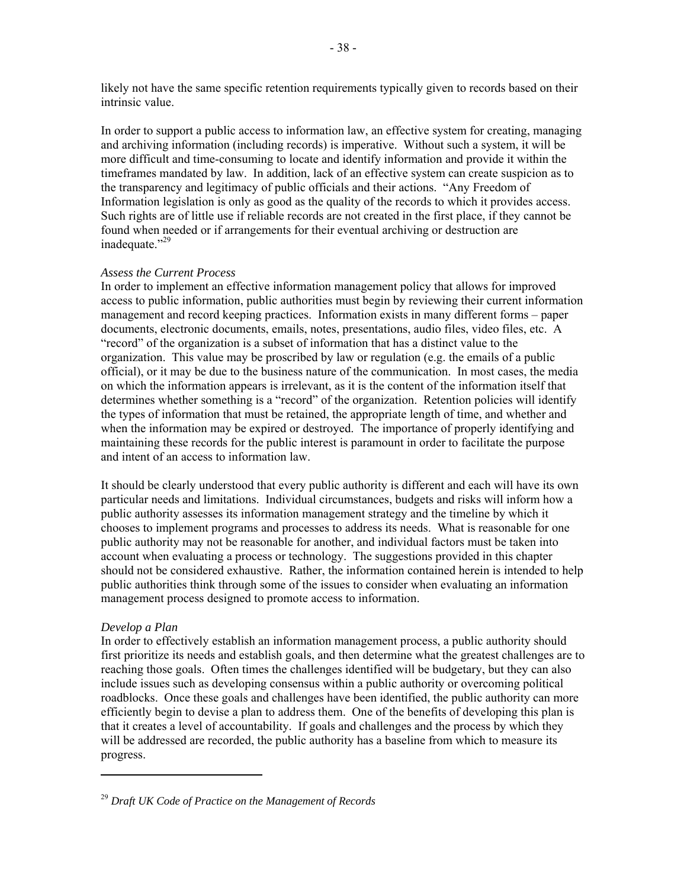likely not have the same specific retention requirements typically given to records based on their intrinsic value.

In order to support a public access to information law, an effective system for creating, managing and archiving information (including records) is imperative. Without such a system, it will be more difficult and time-consuming to locate and identify information and provide it within the timeframes mandated by law. In addition, lack of an effective system can create suspicion as to the transparency and legitimacy of public officials and their actions. "Any Freedom of Information legislation is only as good as the quality of the records to which it provides access. Such rights are of little use if reliable records are not created in the first place, if they cannot be found when needed or if arrangements for their eventual archiving or destruction are inadequate."[29]

*Assess the Current Process*

In order to implement an effective information management policy that allows for improved access to public information, public authorities must begin by reviewing their current information management and record keeping practices. Information exists in many different forms – paper documents, electronic documents, emails, notes, presentations, audio files, video files, etc. A "record" of the organization is a subset of information that has a distinct value to the organization. This value may be proscribed by law or regulation (e.g. the emails of a public official), or it may be due to the business nature of the communication. In most cases, the media on which the information appears is irrelevant, as it is the content of the information itself that determines whether something is a "record" of the organization. Retention policies will identify the types of information that must be retained, the appropriate length of time, and whether and when the information may be expired or destroyed. The importance of properly identifying and maintaining these records for the public interest is paramount in order to facilitate the purpose and intent of an access to information law.

It should be clearly understood that every public authority is different and each will have its own particular needs and limitations. Individual circumstances, budgets and risks will inform how a public authority assesses its information management strategy and the timeline by which it chooses to implement programs and processes to address its needs. What is reasonable for one public authority may not be reasonable for another, and individual factors must be taken into account when evaluating a process or technology. The suggestions provided in this chapter should not be considered exhaustive. Rather, the information contained herein is intended to help public authorities think through some of the issues to consider when evaluating an information management process designed to promote access to information.

*Develop a Plan*

In order to effectively establish an information management process, a public authority should first prioritize its needs and establish goals, and then determine what the greatest challenges are to reaching those goals. Often times the challenges identified will be budgetary, but they can also include issues such as developing consensus within a public authority or overcoming political roadblocks. Once these goals and challenges have been identified, the public authority can more efficiently begin to devise a plan to address them. One of the benefits of developing this plan is that it creates a level of accountability. If goals and challenges and the process by which they will be addressed are recorded, the public authority has a baseline from which to measure its progress.

---

[29] *Draft UK Code of Practice on the Management of Records*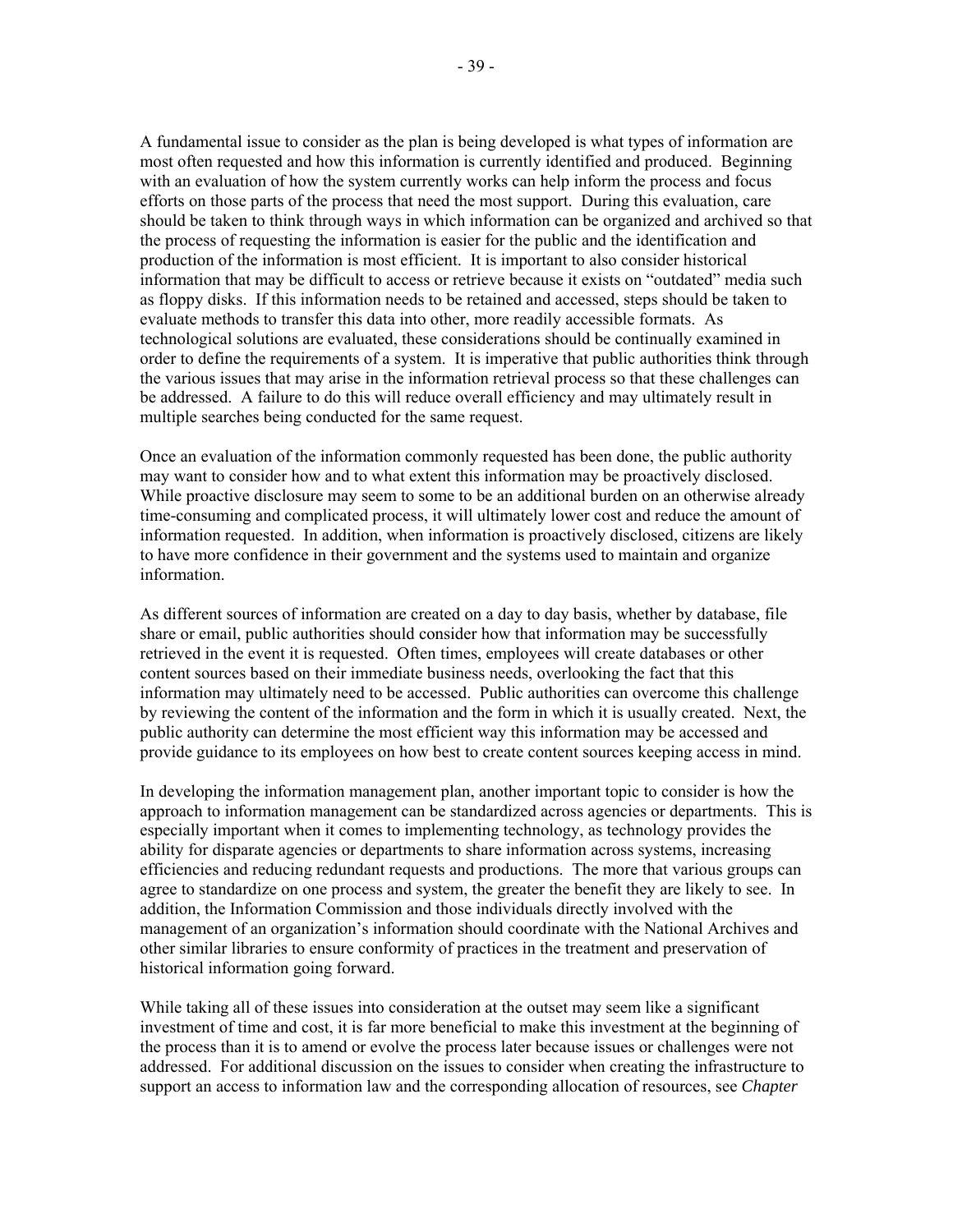A fundamental issue to consider as the plan is being developed is what types of information are most often requested and how this information is currently identified and produced. Beginning with an evaluation of how the system currently works can help inform the process and focus efforts on those parts of the process that need the most support. During this evaluation, care should be taken to think through ways in which information can be organized and archived so that the process of requesting the information is easier for the public and the identification and production of the information is most efficient. It is important to also consider historical information that may be difficult to access or retrieve because it exists on "outdated" media such as floppy disks. If this information needs to be retained and accessed, steps should be taken to evaluate methods to transfer this data into other, more readily accessible formats. As technological solutions are evaluated, these considerations should be continually examined in order to define the requirements of a system. It is imperative that public authorities think through the various issues that may arise in the information retrieval process so that these challenges can be addressed. A failure to do this will reduce overall efficiency and may ultimately result in multiple searches being conducted for the same request.

Once an evaluation of the information commonly requested has been done, the public authority may want to consider how and to what extent this information may be proactively disclosed. While proactive disclosure may seem to some to be an additional burden on an otherwise already time-consuming and complicated process, it will ultimately lower cost and reduce the amount of information requested. In addition, when information is proactively disclosed, citizens are likely to have more confidence in their government and the systems used to maintain and organize information.

As different sources of information are created on a day to day basis, whether by database, file share or email, public authorities should consider how that information may be successfully retrieved in the event it is requested. Often times, employees will create databases or other content sources based on their immediate business needs, overlooking the fact that this information may ultimately need to be accessed. Public authorities can overcome this challenge by reviewing the content of the information and the form in which it is usually created. Next, the public authority can determine the most efficient way this information may be accessed and provide guidance to its employees on how best to create content sources keeping access in mind.

In developing the information management plan, another important topic to consider is how the approach to information management can be standardized across agencies or departments. This is especially important when it comes to implementing technology, as technology provides the ability for disparate agencies or departments to share information across systems, increasing efficiencies and reducing redundant requests and productions. The more that various groups can agree to standardize on one process and system, the greater the benefit they are likely to see. In addition, the Information Commission and those individuals directly involved with the management of an organization's information should coordinate with the National Archives and other similar libraries to ensure conformity of practices in the treatment and preservation of historical information going forward.

While taking all of these issues into consideration at the outset may seem like a significant investment of time and cost, it is far more beneficial to make this investment at the beginning of the process than it is to amend or evolve the process later because issues or challenges were not addressed. For additional discussion on the issues to consider when creating the infrastructure to support an access to information law and the corresponding allocation of resources, see *Chapter*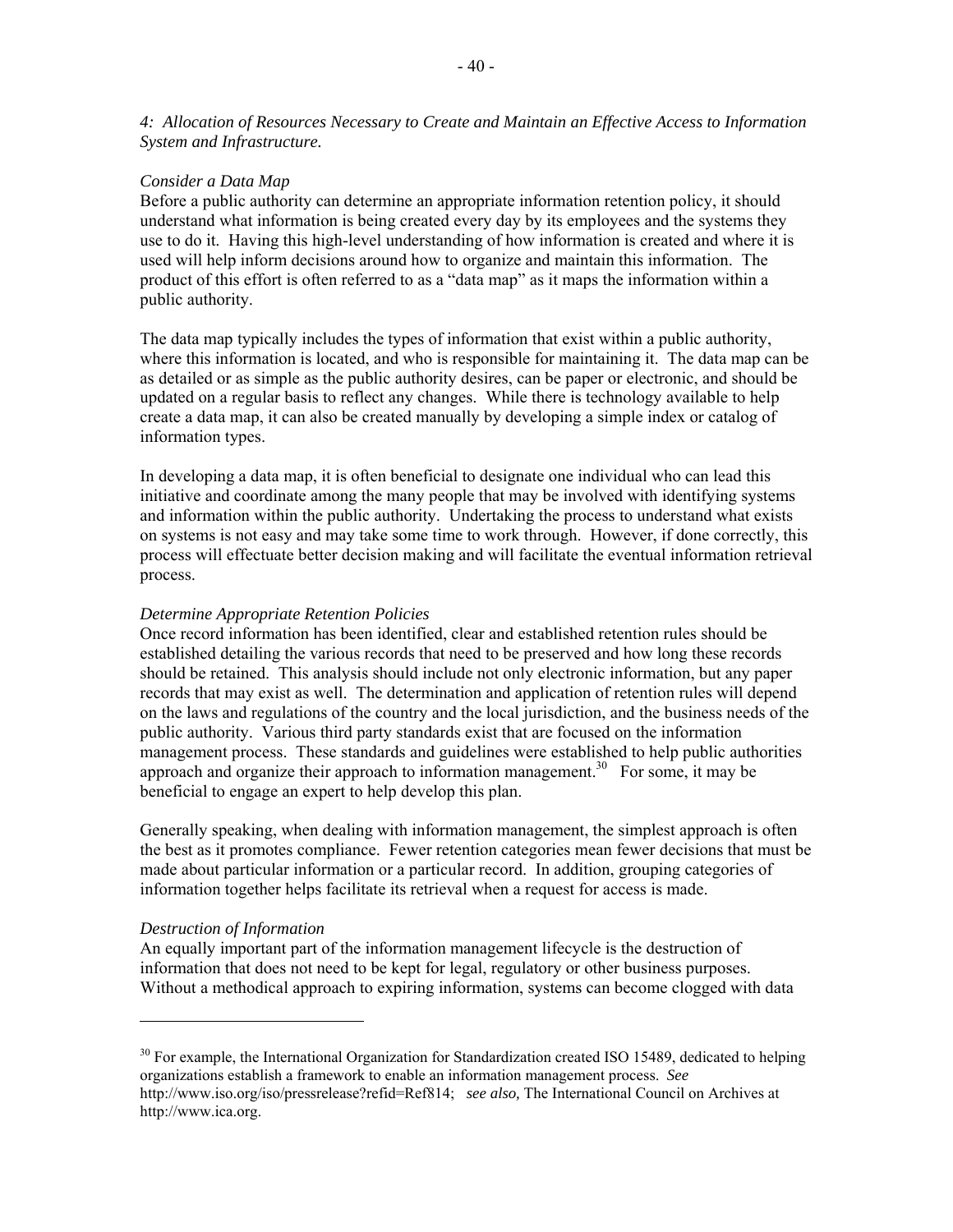*4: Allocation of Resources Necessary to Create and Maintain an Effective Access to Information System and Infrastructure.*

*Consider a Data Map*

Before a public authority can determine an appropriate information retention policy, it should understand what information is being created every day by its employees and the systems they use to do it. Having this high-level understanding of how information is created and where it is used will help inform decisions around how to organize and maintain this information. The product of this effort is often referred to as a "data map" as it maps the information within a public authority.

The data map typically includes the types of information that exist within a public authority, where this information is located, and who is responsible for maintaining it. The data map can be as detailed or as simple as the public authority desires, can be paper or electronic, and should be updated on a regular basis to reflect any changes. While there is technology available to help create a data map, it can also be created manually by developing a simple index or catalog of information types.

In developing a data map, it is often beneficial to designate one individual who can lead this initiative and coordinate among the many people that may be involved with identifying systems and information within the public authority. Undertaking the process to understand what exists on systems is not easy and may take some time to work through. However, if done correctly, this process will effectuate better decision making and will facilitate the eventual information retrieval process.

*Determine Appropriate Retention Policies*

Once record information has been identified, clear and established retention rules should be established detailing the various records that need to be preserved and how long these records should be retained. This analysis should include not only electronic information, but any paper records that may exist as well. The determination and application of retention rules will depend on the laws and regulations of the country and the local jurisdiction, and the business needs of the public authority. Various third party standards exist that are focused on the information management process. These standards and guidelines were established to help public authorities approach and organize their approach to information management.[30] For some, it may be beneficial to engage an expert to help develop this plan.

Generally speaking, when dealing with information management, the simplest approach is often the best as it promotes compliance. Fewer retention categories mean fewer decisions that must be made about particular information or a particular record. In addition, grouping categories of information together helps facilitate its retrieval when a request for access is made.

*Destruction of Information*

An equally important part of the information management lifecycle is the destruction of information that does not need to be kept for legal, regulatory or other business purposes. Without a methodical approach to expiring information, systems can become clogged with data

---

[30] For example, the International Organization for Standardization created ISO 15489, dedicated to helping organizations establish a framework to enable an information management process. *See* http://www.iso.org/iso/pressrelease?refid=Ref814; *see also,* The International Council on Archives at http://www.ica.org.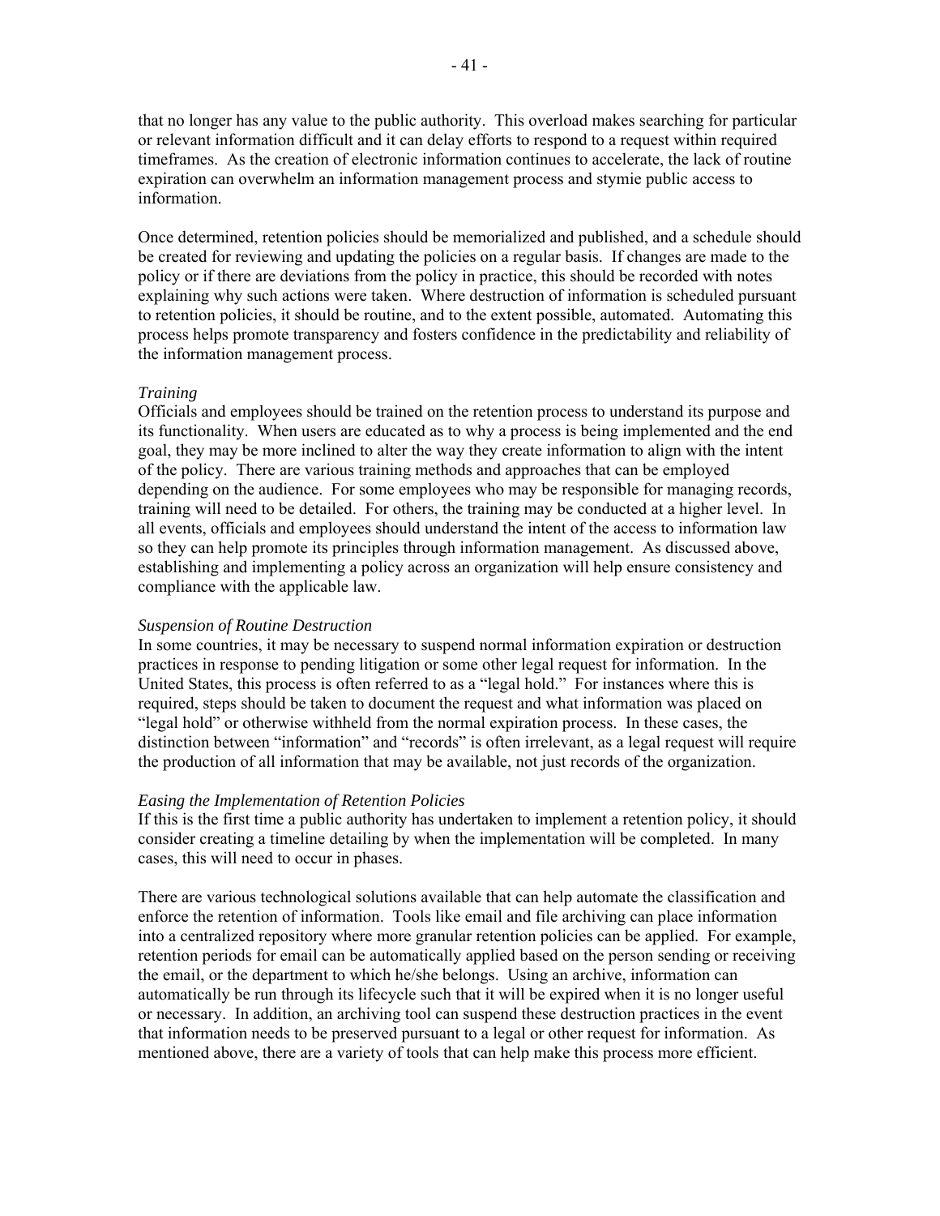that no longer has any value to the public authority. This overload makes searching for particular or relevant information difficult and it can delay efforts to respond to a request within required timeframes. As the creation of electronic information continues to accelerate, the lack of routine expiration can overwhelm an information management process and stymie public access to information.

Once determined, retention policies should be memorialized and published, and a schedule should be created for reviewing and updating the policies on a regular basis. If changes are made to the policy or if there are deviations from the policy in practice, this should be recorded with notes explaining why such actions were taken. Where destruction of information is scheduled pursuant to retention policies, it should be routine, and to the extent possible, automated. Automating this process helps promote transparency and fosters confidence in the predictability and reliability of the information management process.

*Training*

Officials and employees should be trained on the retention process to understand its purpose and its functionality. When users are educated as to why a process is being implemented and the end goal, they may be more inclined to alter the way they create information to align with the intent of the policy. There are various training methods and approaches that can be employed depending on the audience. For some employees who may be responsible for managing records, training will need to be detailed. For others, the training may be conducted at a higher level. In all events, officials and employees should understand the intent of the access to information law so they can help promote its principles through information management. As discussed above, establishing and implementing a policy across an organization will help ensure consistency and compliance with the applicable law.

*Suspension of Routine Destruction*

In some countries, it may be necessary to suspend normal information expiration or destruction practices in response to pending litigation or some other legal request for information. In the United States, this process is often referred to as a "legal hold." For instances where this is required, steps should be taken to document the request and what information was placed on "legal hold" or otherwise withheld from the normal expiration process. In these cases, the distinction between "information" and "records" is often irrelevant, as a legal request will require the production of all information that may be available, not just records of the organization.

*Easing the Implementation of Retention Policies*

If this is the first time a public authority has undertaken to implement a retention policy, it should consider creating a timeline detailing by when the implementation will be completed. In many cases, this will need to occur in phases.

There are various technological solutions available that can help automate the classification and enforce the retention of information. Tools like email and file archiving can place information into a centralized repository where more granular retention policies can be applied. For example, retention periods for email can be automatically applied based on the person sending or receiving the email, or the department to which he/she belongs. Using an archive, information can automatically be run through its lifecycle such that it will be expired when it is no longer useful or necessary. In addition, an archiving tool can suspend these destruction practices in the event that information needs to be preserved pursuant to a legal or other request for information. As mentioned above, there are a variety of tools that can help make this process more efficient.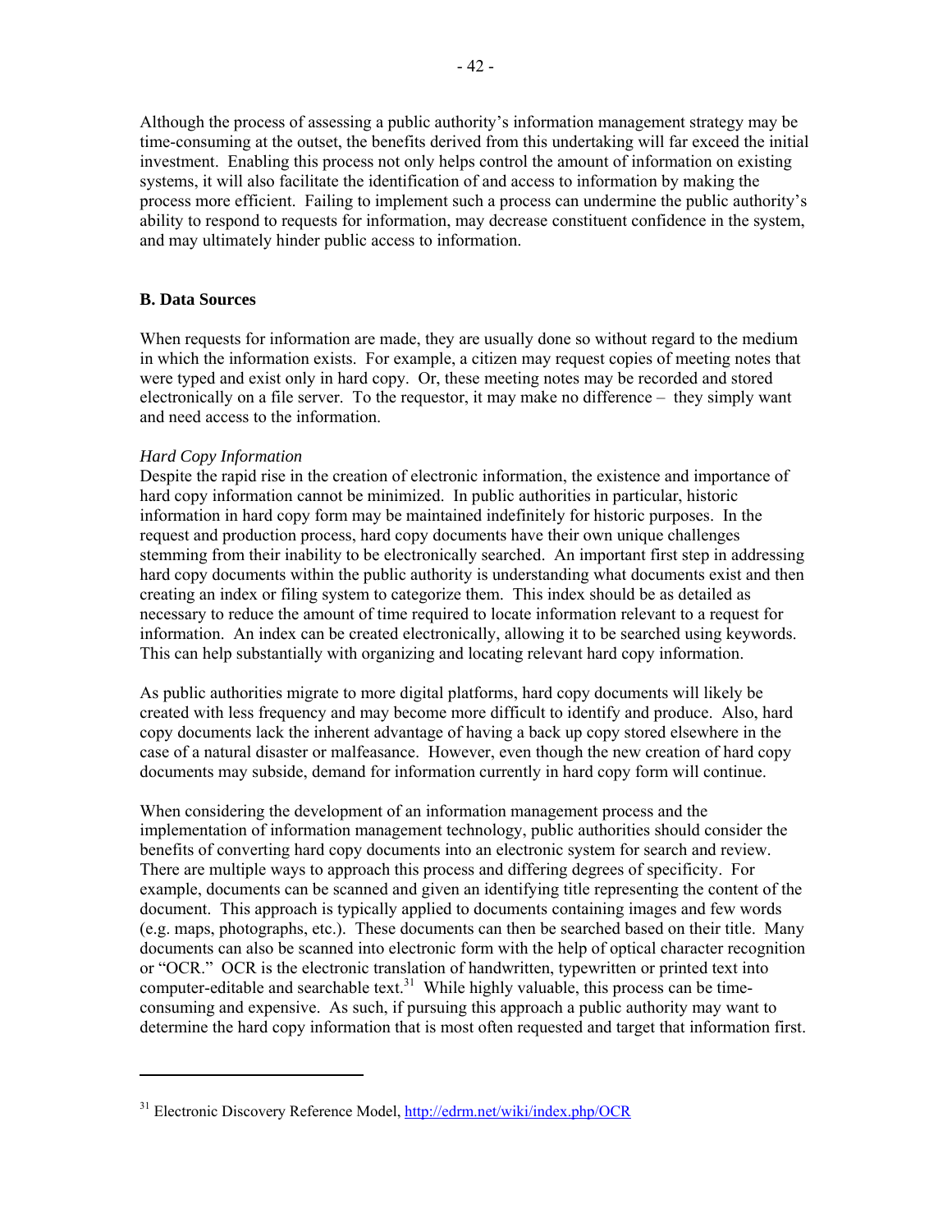Although the process of assessing a public authority's information management strategy may be time-consuming at the outset, the benefits derived from this undertaking will far exceed the initial investment. Enabling this process not only helps control the amount of information on existing systems, it will also facilitate the identification of and access to information by making the process more efficient. Failing to implement such a process can undermine the public authority's ability to respond to requests for information, may decrease constituent confidence in the system, and may ultimately hinder public access to information.

**B. Data Sources**

When requests for information are made, they are usually done so without regard to the medium in which the information exists. For example, a citizen may request copies of meeting notes that were typed and exist only in hard copy. Or, these meeting notes may be recorded and stored electronically on a file server. To the requestor, it may make no difference – they simply want and need access to the information.

*Hard Copy Information*

Despite the rapid rise in the creation of electronic information, the existence and importance of hard copy information cannot be minimized. In public authorities in particular, historic information in hard copy form may be maintained indefinitely for historic purposes. In the request and production process, hard copy documents have their own unique challenges stemming from their inability to be electronically searched. An important first step in addressing hard copy documents within the public authority is understanding what documents exist and then creating an index or filing system to categorize them. This index should be as detailed as necessary to reduce the amount of time required to locate information relevant to a request for information. An index can be created electronically, allowing it to be searched using keywords. This can help substantially with organizing and locating relevant hard copy information.

As public authorities migrate to more digital platforms, hard copy documents will likely be created with less frequency and may become more difficult to identify and produce. Also, hard copy documents lack the inherent advantage of having a back up copy stored elsewhere in the case of a natural disaster or malfeasance. However, even though the new creation of hard copy documents may subside, demand for information currently in hard copy form will continue.

When considering the development of an information management process and the implementation of information management technology, public authorities should consider the benefits of converting hard copy documents into an electronic system for search and review. There are multiple ways to approach this process and differing degrees of specificity. For example, documents can be scanned and given an identifying title representing the content of the document. This approach is typically applied to documents containing images and few words (e.g. maps, photographs, etc.). These documents can then be searched based on their title. Many documents can also be scanned into electronic form with the help of optical character recognition or "OCR." OCR is the electronic translation of handwritten, typewritten or printed text into computer-editable and searchable text.[31] While highly valuable, this process can be time-consuming and expensive. As such, if pursuing this approach a public authority may want to determine the hard copy information that is most often requested and target that information first.

---

[31] Electronic Discovery Reference Model, http://edrm.net/wiki/index.php/OCR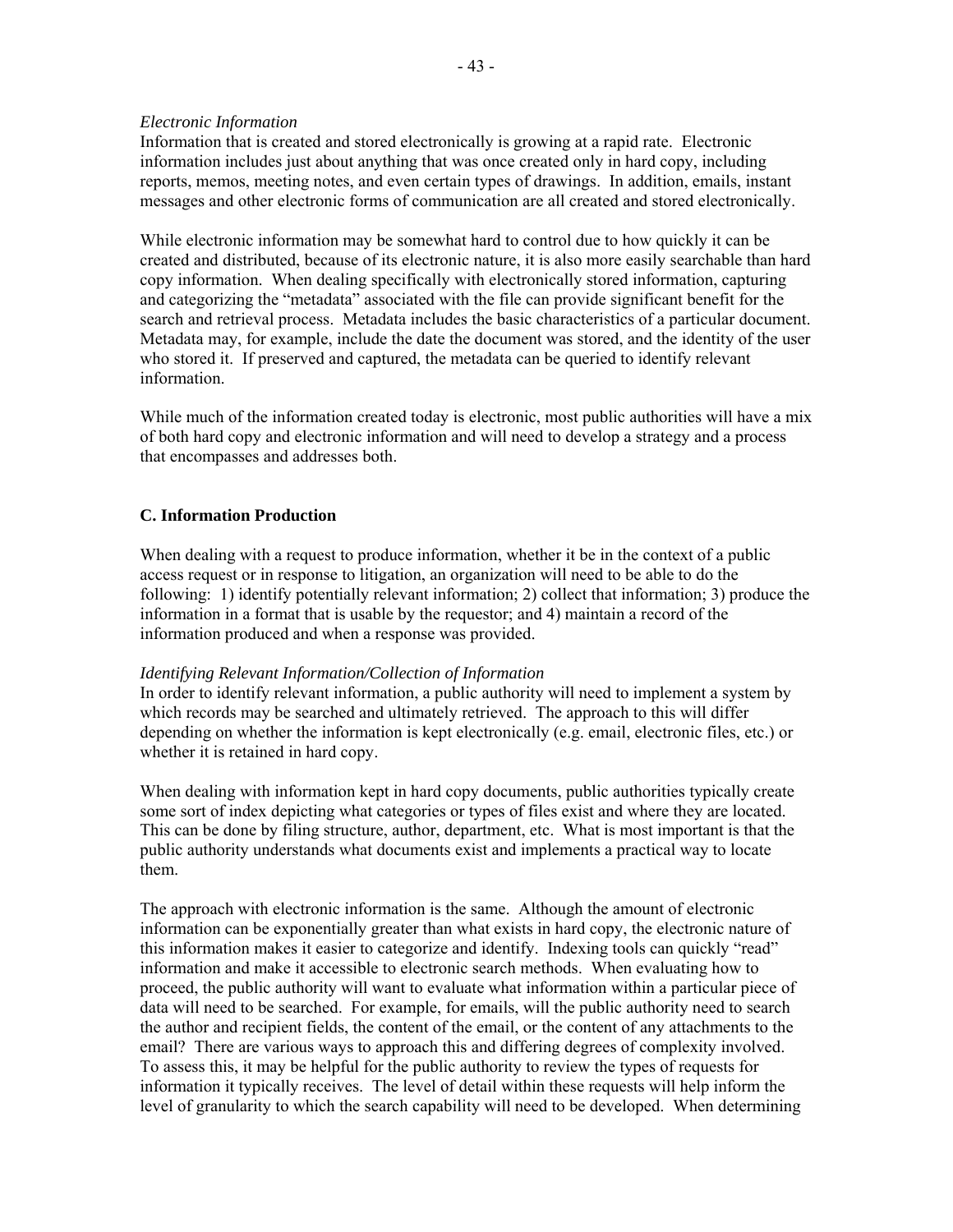*Electronic Information*

Information that is created and stored electronically is growing at a rapid rate. Electronic information includes just about anything that was once created only in hard copy, including reports, memos, meeting notes, and even certain types of drawings. In addition, emails, instant messages and other electronic forms of communication are all created and stored electronically.

While electronic information may be somewhat hard to control due to how quickly it can be created and distributed, because of its electronic nature, it is also more easily searchable than hard copy information. When dealing specifically with electronically stored information, capturing and categorizing the "metadata" associated with the file can provide significant benefit for the search and retrieval process. Metadata includes the basic characteristics of a particular document. Metadata may, for example, include the date the document was stored, and the identity of the user who stored it. If preserved and captured, the metadata can be queried to identify relevant information.

While much of the information created today is electronic, most public authorities will have a mix of both hard copy and electronic information and will need to develop a strategy and a process that encompasses and addresses both.

## C. Information Production

When dealing with a request to produce information, whether it be in the context of a public access request or in response to litigation, an organization will need to be able to do the following: 1) identify potentially relevant information; 2) collect that information; 3) produce the information in a format that is usable by the requestor; and 4) maintain a record of the information produced and when a response was provided.

*Identifying Relevant Information/Collection of Information*

In order to identify relevant information, a public authority will need to implement a system by which records may be searched and ultimately retrieved. The approach to this will differ depending on whether the information is kept electronically (e.g. email, electronic files, etc.) or whether it is retained in hard copy.

When dealing with information kept in hard copy documents, public authorities typically create some sort of index depicting what categories or types of files exist and where they are located. This can be done by filing structure, author, department, etc. What is most important is that the public authority understands what documents exist and implements a practical way to locate them.

The approach with electronic information is the same. Although the amount of electronic information can be exponentially greater than what exists in hard copy, the electronic nature of this information makes it easier to categorize and identify. Indexing tools can quickly "read" information and make it accessible to electronic search methods. When evaluating how to proceed, the public authority will want to evaluate what information within a particular piece of data will need to be searched. For example, for emails, will the public authority need to search the author and recipient fields, the content of the email, or the content of any attachments to the email? There are various ways to approach this and differing degrees of complexity involved. To assess this, it may be helpful for the public authority to review the types of requests for information it typically receives. The level of detail within these requests will help inform the level of granularity to which the search capability will need to be developed. When determining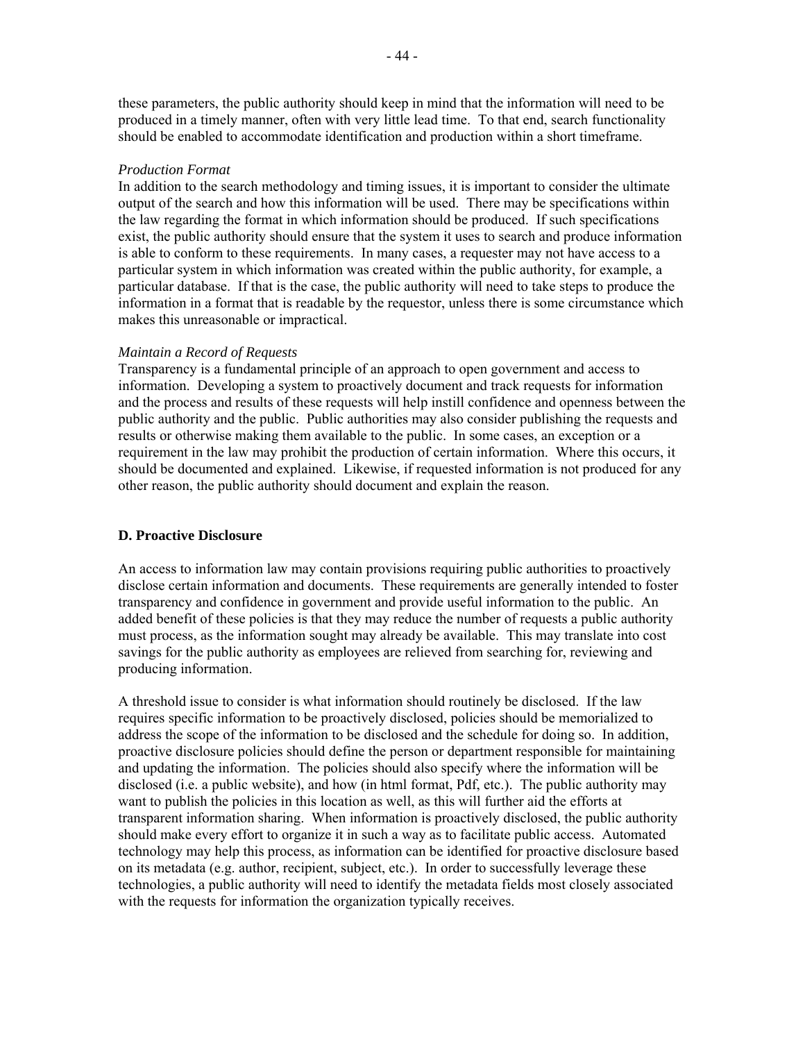these parameters, the public authority should keep in mind that the information will need to be produced in a timely manner, often with very little lead time. To that end, search functionality should be enabled to accommodate identification and production within a short timeframe.

*Production Format*

In addition to the search methodology and timing issues, it is important to consider the ultimate output of the search and how this information will be used. There may be specifications within the law regarding the format in which information should be produced. If such specifications exist, the public authority should ensure that the system it uses to search and produce information is able to conform to these requirements. In many cases, a requester may not have access to a particular system in which information was created within the public authority, for example, a particular database. If that is the case, the public authority will need to take steps to produce the information in a format that is readable by the requestor, unless there is some circumstance which makes this unreasonable or impractical.

*Maintain a Record of Requests*

Transparency is a fundamental principle of an approach to open government and access to information. Developing a system to proactively document and track requests for information and the process and results of these requests will help instill confidence and openness between the public authority and the public. Public authorities may also consider publishing the requests and results or otherwise making them available to the public. In some cases, an exception or a requirement in the law may prohibit the production of certain information. Where this occurs, it should be documented and explained. Likewise, if requested information is not produced for any other reason, the public authority should document and explain the reason.

**D. Proactive Disclosure**

An access to information law may contain provisions requiring public authorities to proactively disclose certain information and documents. These requirements are generally intended to foster transparency and confidence in government and provide useful information to the public. An added benefit of these policies is that they may reduce the number of requests a public authority must process, as the information sought may already be available. This may translate into cost savings for the public authority as employees are relieved from searching for, reviewing and producing information.

A threshold issue to consider is what information should routinely be disclosed. If the law requires specific information to be proactively disclosed, policies should be memorialized to address the scope of the information to be disclosed and the schedule for doing so. In addition, proactive disclosure policies should define the person or department responsible for maintaining and updating the information. The policies should also specify where the information will be disclosed (i.e. a public website), and how (in html format, Pdf, etc.). The public authority may want to publish the policies in this location as well, as this will further aid the efforts at transparent information sharing. When information is proactively disclosed, the public authority should make every effort to organize it in such a way as to facilitate public access. Automated technology may help this process, as information can be identified for proactive disclosure based on its metadata (e.g. author, recipient, subject, etc.). In order to successfully leverage these technologies, a public authority will need to identify the metadata fields most closely associated with the requests for information the organization typically receives.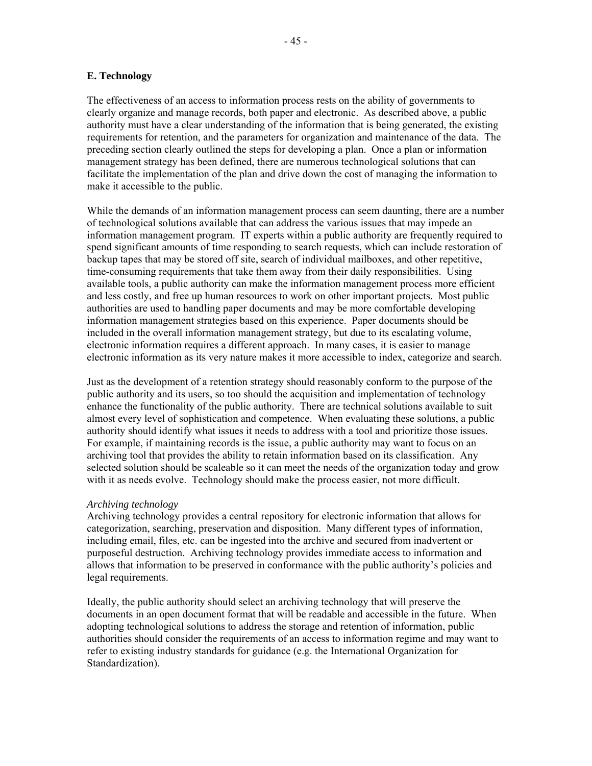### E. Technology

The effectiveness of an access to information process rests on the ability of governments to clearly organize and manage records, both paper and electronic. As described above, a public authority must have a clear understanding of the information that is being generated, the existing requirements for retention, and the parameters for organization and maintenance of the data. The preceding section clearly outlined the steps for developing a plan. Once a plan or information management strategy has been defined, there are numerous technological solutions that can facilitate the implementation of the plan and drive down the cost of managing the information to make it accessible to the public.

While the demands of an information management process can seem daunting, there are a number of technological solutions available that can address the various issues that may impede an information management program. IT experts within a public authority are frequently required to spend significant amounts of time responding to search requests, which can include restoration of backup tapes that may be stored off site, search of individual mailboxes, and other repetitive, time-consuming requirements that take them away from their daily responsibilities. Using available tools, a public authority can make the information management process more efficient and less costly, and free up human resources to work on other important projects. Most public authorities are used to handling paper documents and may be more comfortable developing information management strategies based on this experience. Paper documents should be included in the overall information management strategy, but due to its escalating volume, electronic information requires a different approach. In many cases, it is easier to manage electronic information as its very nature makes it more accessible to index, categorize and search.

Just as the development of a retention strategy should reasonably conform to the purpose of the public authority and its users, so too should the acquisition and implementation of technology enhance the functionality of the public authority. There are technical solutions available to suit almost every level of sophistication and competence. When evaluating these solutions, a public authority should identify what issues it needs to address with a tool and prioritize those issues. For example, if maintaining records is the issue, a public authority may want to focus on an archiving tool that provides the ability to retain information based on its classification. Any selected solution should be scaleable so it can meet the needs of the organization today and grow with it as needs evolve. Technology should make the process easier, not more difficult.

*Archiving technology*

Archiving technology provides a central repository for electronic information that allows for categorization, searching, preservation and disposition. Many different types of information, including email, files, etc. can be ingested into the archive and secured from inadvertent or purposeful destruction. Archiving technology provides immediate access to information and allows that information to be preserved in conformance with the public authority's policies and legal requirements.

Ideally, the public authority should select an archiving technology that will preserve the documents in an open document format that will be readable and accessible in the future. When adopting technological solutions to address the storage and retention of information, public authorities should consider the requirements of an access to information regime and may want to refer to existing industry standards for guidance (e.g. the International Organization for Standardization).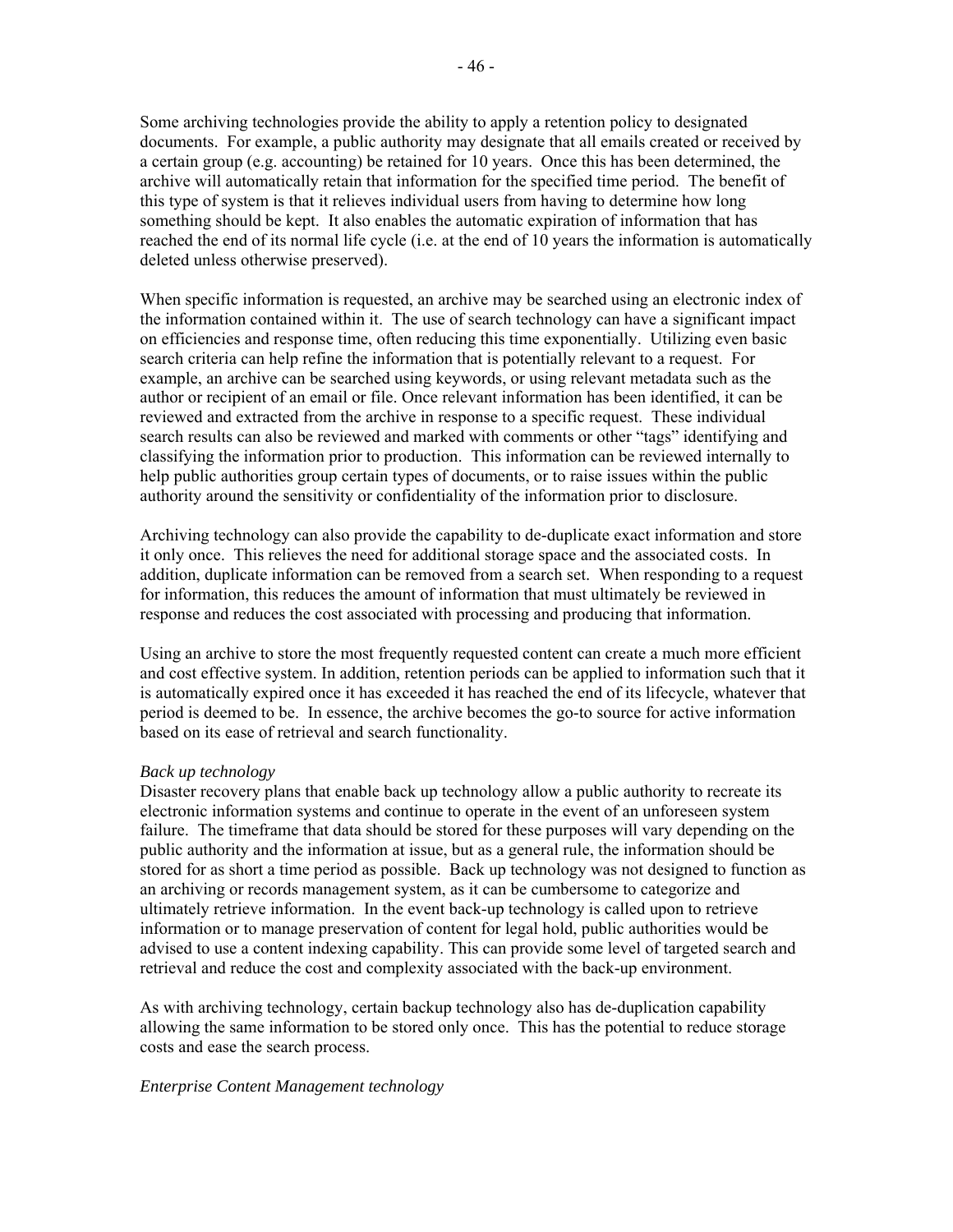Some archiving technologies provide the ability to apply a retention policy to designated documents. For example, a public authority may designate that all emails created or received by a certain group (e.g. accounting) be retained for 10 years. Once this has been determined, the archive will automatically retain that information for the specified time period. The benefit of this type of system is that it relieves individual users from having to determine how long something should be kept. It also enables the automatic expiration of information that has reached the end of its normal life cycle (i.e. at the end of 10 years the information is automatically deleted unless otherwise preserved).

When specific information is requested, an archive may be searched using an electronic index of the information contained within it. The use of search technology can have a significant impact on efficiencies and response time, often reducing this time exponentially. Utilizing even basic search criteria can help refine the information that is potentially relevant to a request. For example, an archive can be searched using keywords, or using relevant metadata such as the author or recipient of an email or file. Once relevant information has been identified, it can be reviewed and extracted from the archive in response to a specific request. These individual search results can also be reviewed and marked with comments or other "tags" identifying and classifying the information prior to production. This information can be reviewed internally to help public authorities group certain types of documents, or to raise issues within the public authority around the sensitivity or confidentiality of the information prior to disclosure.

Archiving technology can also provide the capability to de-duplicate exact information and store it only once. This relieves the need for additional storage space and the associated costs. In addition, duplicate information can be removed from a search set. When responding to a request for information, this reduces the amount of information that must ultimately be reviewed in response and reduces the cost associated with processing and producing that information.

Using an archive to store the most frequently requested content can create a much more efficient and cost effective system. In addition, retention periods can be applied to information such that it is automatically expired once it has exceeded it has reached the end of its lifecycle, whatever that period is deemed to be. In essence, the archive becomes the go-to source for active information based on its ease of retrieval and search functionality.

*Back up technology*

Disaster recovery plans that enable back up technology allow a public authority to recreate its electronic information systems and continue to operate in the event of an unforeseen system failure. The timeframe that data should be stored for these purposes will vary depending on the public authority and the information at issue, but as a general rule, the information should be stored for as short a time period as possible. Back up technology was not designed to function as an archiving or records management system, as it can be cumbersome to categorize and ultimately retrieve information. In the event back-up technology is called upon to retrieve information or to manage preservation of content for legal hold, public authorities would be advised to use a content indexing capability. This can provide some level of targeted search and retrieval and reduce the cost and complexity associated with the back-up environment.

As with archiving technology, certain backup technology also has de-duplication capability allowing the same information to be stored only once. This has the potential to reduce storage costs and ease the search process.

*Enterprise Content Management technology*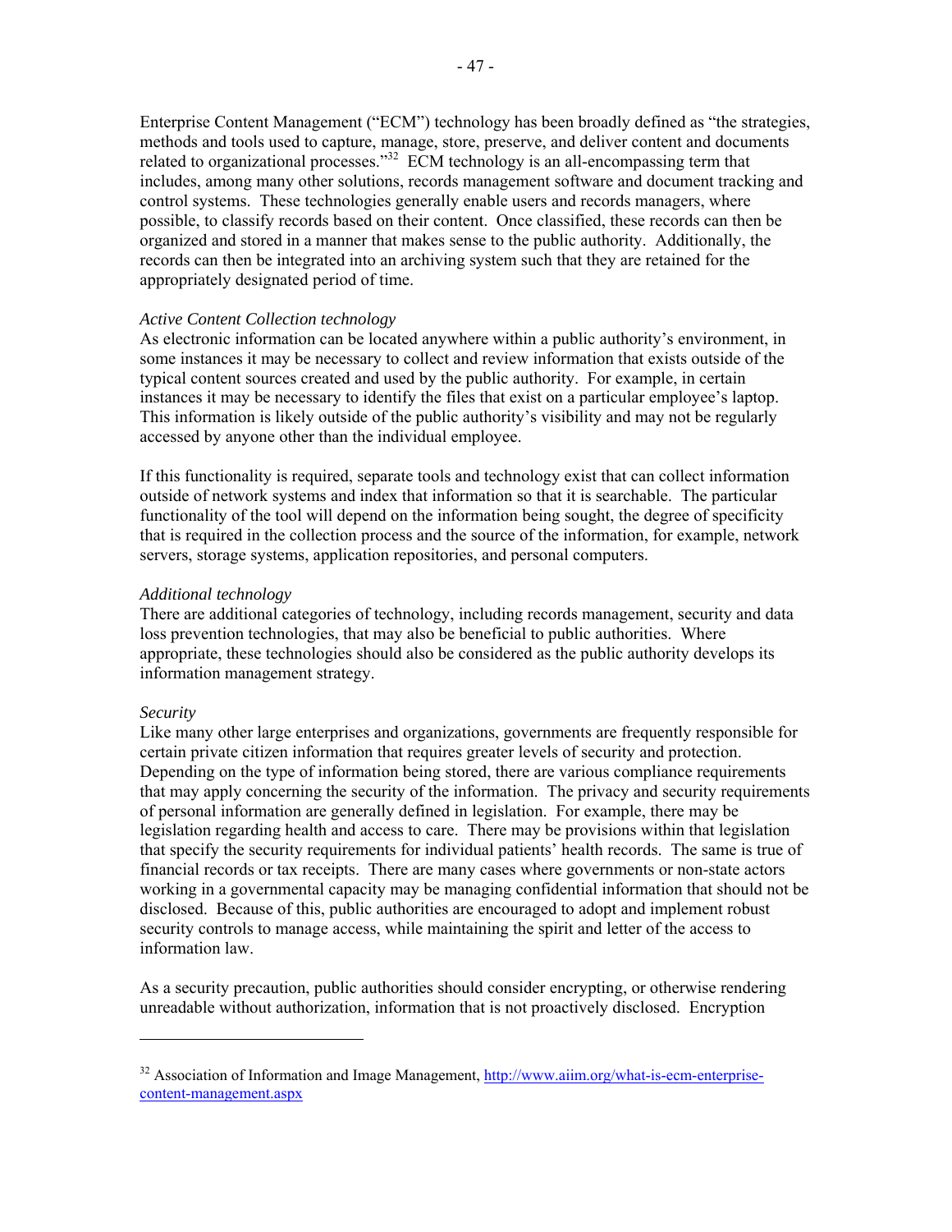Enterprise Content Management ("ECM") technology has been broadly defined as "the strategies, methods and tools used to capture, manage, store, preserve, and deliver content and documents related to organizational processes."[32] ECM technology is an all-encompassing term that includes, among many other solutions, records management software and document tracking and control systems. These technologies generally enable users and records managers, where possible, to classify records based on their content. Once classified, these records can then be organized and stored in a manner that makes sense to the public authority. Additionally, the records can then be integrated into an archiving system such that they are retained for the appropriately designated period of time.

*Active Content Collection technology*

As electronic information can be located anywhere within a public authority's environment, in some instances it may be necessary to collect and review information that exists outside of the typical content sources created and used by the public authority. For example, in certain instances it may be necessary to identify the files that exist on a particular employee's laptop. This information is likely outside of the public authority's visibility and may not be regularly accessed by anyone other than the individual employee.

If this functionality is required, separate tools and technology exist that can collect information outside of network systems and index that information so that it is searchable. The particular functionality of the tool will depend on the information being sought, the degree of specificity that is required in the collection process and the source of the information, for example, network servers, storage systems, application repositories, and personal computers.

*Additional technology*

There are additional categories of technology, including records management, security and data loss prevention technologies, that may also be beneficial to public authorities. Where appropriate, these technologies should also be considered as the public authority develops its information management strategy.

*Security*

Like many other large enterprises and organizations, governments are frequently responsible for certain private citizen information that requires greater levels of security and protection. Depending on the type of information being stored, there are various compliance requirements that may apply concerning the security of the information. The privacy and security requirements of personal information are generally defined in legislation. For example, there may be legislation regarding health and access to care. There may be provisions within that legislation that specify the security requirements for individual patients' health records. The same is true of financial records or tax receipts. There are many cases where governments or non-state actors working in a governmental capacity may be managing confidential information that should not be disclosed. Because of this, public authorities are encouraged to adopt and implement robust security controls to manage access, while maintaining the spirit and letter of the access to information law.

As a security precaution, public authorities should consider encrypting, or otherwise rendering unreadable without authorization, information that is not proactively disclosed. Encryption

---

[32] Association of Information and Image Management, http://www.aiim.org/what-is-ecm-enterprise-content-management.aspx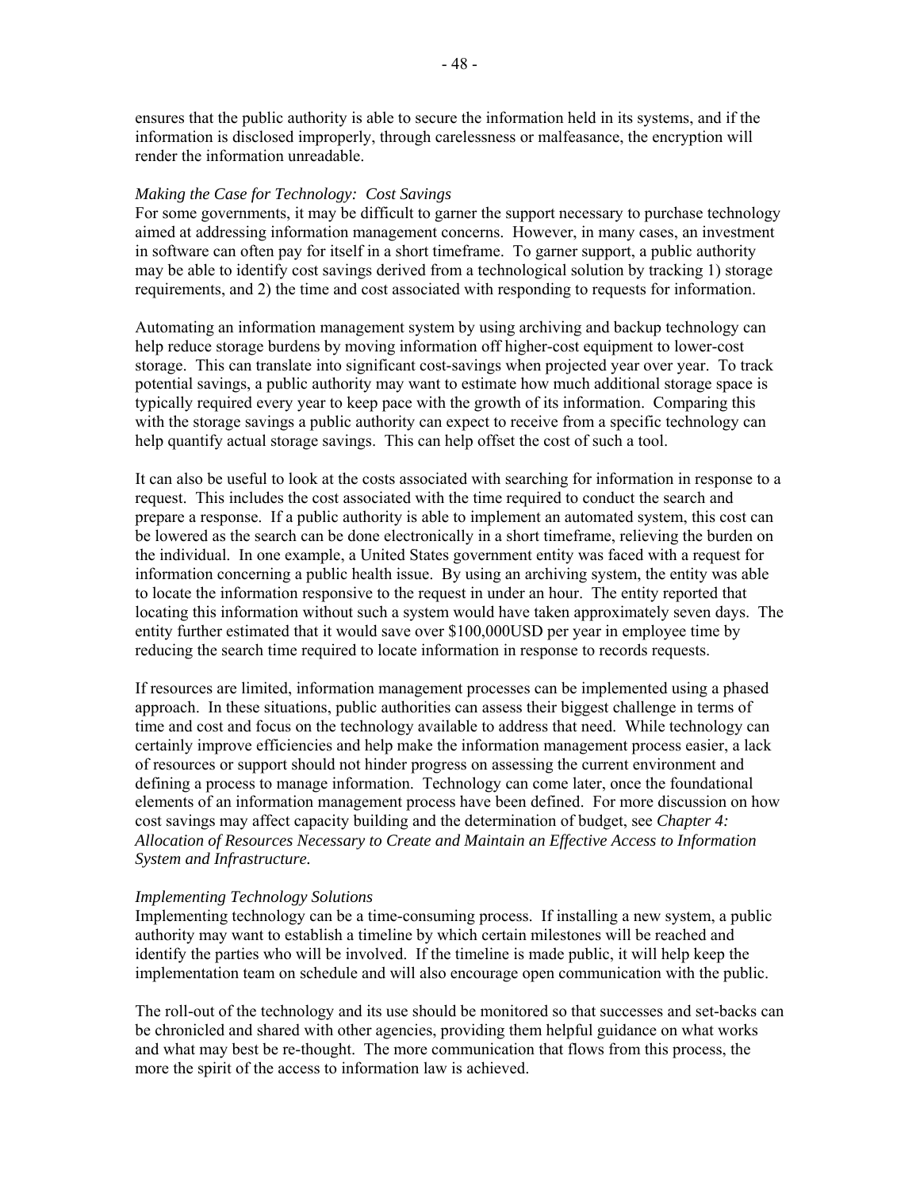ensures that the public authority is able to secure the information held in its systems, and if the information is disclosed improperly, through carelessness or malfeasance, the encryption will render the information unreadable.

*Making the Case for Technology: Cost Savings*

For some governments, it may be difficult to garner the support necessary to purchase technology aimed at addressing information management concerns. However, in many cases, an investment in software can often pay for itself in a short timeframe. To garner support, a public authority may be able to identify cost savings derived from a technological solution by tracking 1) storage requirements, and 2) the time and cost associated with responding to requests for information.

Automating an information management system by using archiving and backup technology can help reduce storage burdens by moving information off higher-cost equipment to lower-cost storage. This can translate into significant cost-savings when projected year over year. To track potential savings, a public authority may want to estimate how much additional storage space is typically required every year to keep pace with the growth of its information. Comparing this with the storage savings a public authority can expect to receive from a specific technology can help quantify actual storage savings. This can help offset the cost of such a tool.

It can also be useful to look at the costs associated with searching for information in response to a request. This includes the cost associated with the time required to conduct the search and prepare a response. If a public authority is able to implement an automated system, this cost can be lowered as the search can be done electronically in a short timeframe, relieving the burden on the individual. In one example, a United States government entity was faced with a request for information concerning a public health issue. By using an archiving system, the entity was able to locate the information responsive to the request in under an hour. The entity reported that locating this information without such a system would have taken approximately seven days. The entity further estimated that it would save over $100,000USD per year in employee time by reducing the search time required to locate information in response to records requests.

If resources are limited, information management processes can be implemented using a phased approach. In these situations, public authorities can assess their biggest challenge in terms of time and cost and focus on the technology available to address that need. While technology can certainly improve efficiencies and help make the information management process easier, a lack of resources or support should not hinder progress on assessing the current environment and defining a process to manage information. Technology can come later, once the foundational elements of an information management process have been defined. For more discussion on how cost savings may affect capacity building and the determination of budget, see *Chapter 4: Allocation of Resources Necessary to Create and Maintain an Effective Access to Information System and Infrastructure.*

*Implementing Technology Solutions*

Implementing technology can be a time-consuming process. If installing a new system, a public authority may want to establish a timeline by which certain milestones will be reached and identify the parties who will be involved. If the timeline is made public, it will help keep the implementation team on schedule and will also encourage open communication with the public.

The roll-out of the technology and its use should be monitored so that successes and set-backs can be chronicled and shared with other agencies, providing them helpful guidance on what works and what may best be re-thought. The more communication that flows from this process, the more the spirit of the access to information law is achieved.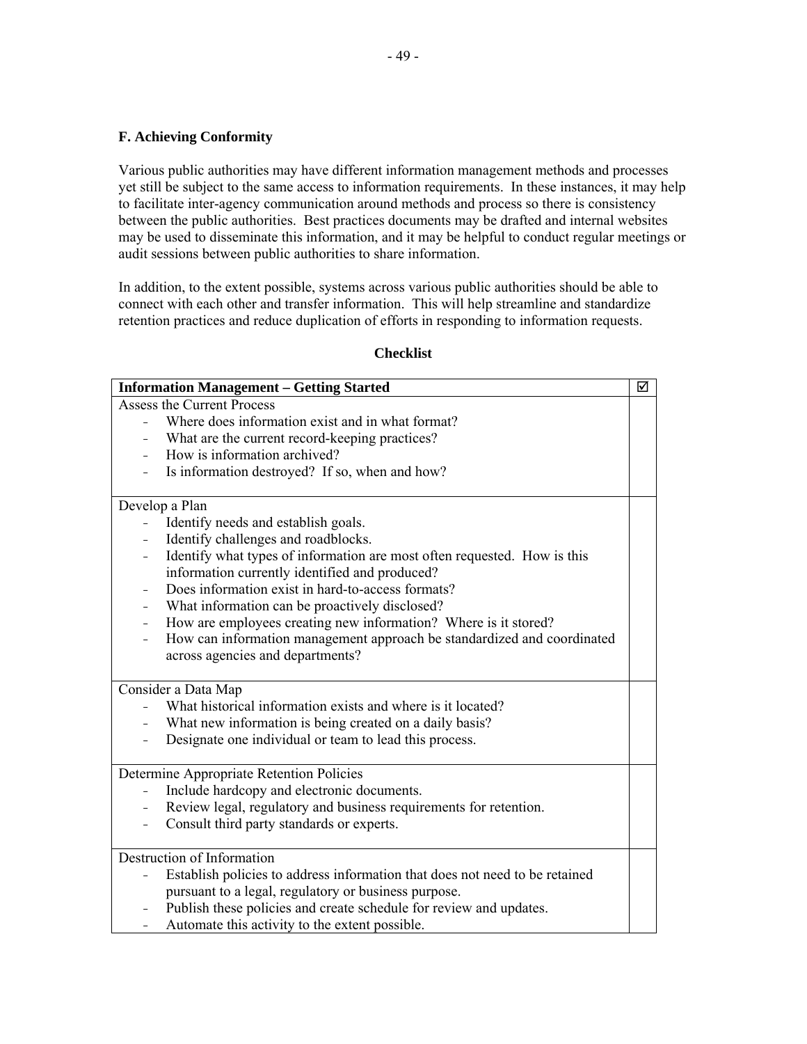### F. Achieving Conformity

Various public authorities may have different information management methods and processes yet still be subject to the same access to information requirements. In these instances, it may help to facilitate inter-agency communication around methods and process so there is consistency between the public authorities. Best practices documents may be drafted and internal websites may be used to disseminate this information, and it may be helpful to conduct regular meetings or audit sessions between public authorities to share information.

In addition, to the extent possible, systems across various public authorities should be able to connect with each other and transfer information. This will help streamline and standardize retention practices and reduce duplication of efforts in responding to information requests.

**Checklist**

| **Information Management – Getting Started** | ☑ |
|---|---|
| Assess the Current Process<br>- Where does information exist and in what format?<br>- What are the current record-keeping practices?<br>- How is information archived?<br>- Is information destroyed? If so, when and how? | |
| Develop a Plan<br>- Identify needs and establish goals.<br>- Identify challenges and roadblocks.<br>- Identify what types of information are most often requested. How is this information currently identified and produced?<br>- Does information exist in hard-to-access formats?<br>- What information can be proactively disclosed?<br>- How are employees creating new information? Where is it stored?<br>- How can information management approach be standardized and coordinated across agencies and departments? | |
| Consider a Data Map<br>- What historical information exists and where is it located?<br>- What new information is being created on a daily basis?<br>- Designate one individual or team to lead this process. | |
| Determine Appropriate Retention Policies<br>- Include hardcopy and electronic documents.<br>- Review legal, regulatory and business requirements for retention.<br>- Consult third party standards or experts. | |
| Destruction of Information<br>- Establish policies to address information that does not need to be retained pursuant to a legal, regulatory or business purpose.<br>- Publish these policies and create schedule for review and updates.<br>- Automate this activity to the extent possible. | |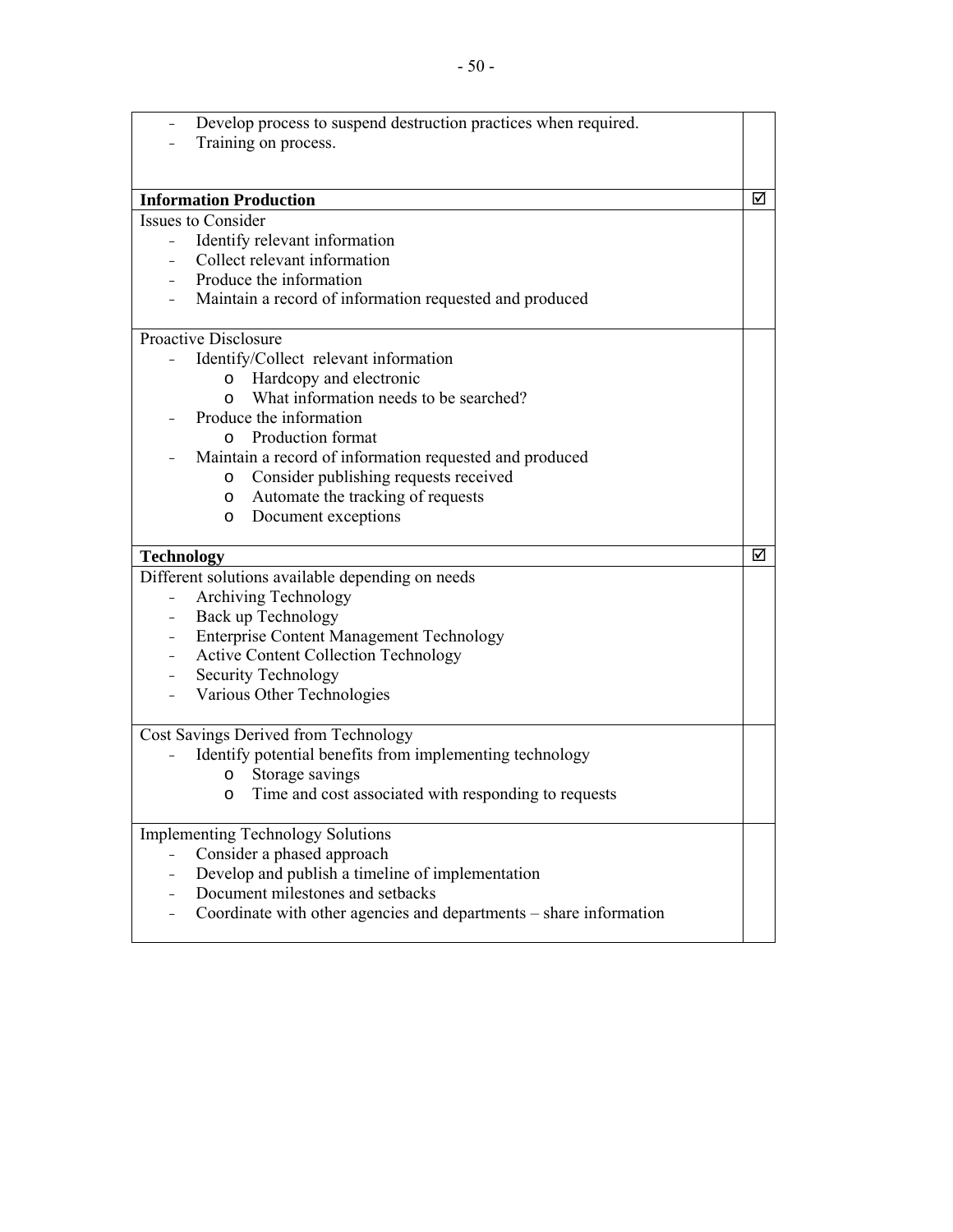| | |
|---|---|
| - Develop process to suspend destruction practices when required.<br>- Training on process. | |
| **Information Production** | ☑ |
| Issues to Consider<br>- Identify relevant information<br>- Collect relevant information<br>- Produce the information<br>- Maintain a record of information requested and produced | |
| Proactive Disclosure<br>- Identify/Collect relevant information<br>&nbsp;&nbsp;&nbsp;&nbsp;o Hardcopy and electronic<br>&nbsp;&nbsp;&nbsp;&nbsp;o What information needs to be searched?<br>- Produce the information<br>&nbsp;&nbsp;&nbsp;&nbsp;o Production format<br>- Maintain a record of information requested and produced<br>&nbsp;&nbsp;&nbsp;&nbsp;o Consider publishing requests received<br>&nbsp;&nbsp;&nbsp;&nbsp;o Automate the tracking of requests<br>&nbsp;&nbsp;&nbsp;&nbsp;o Document exceptions | |
| **Technology** | ☑ |
| Different solutions available depending on needs<br>- Archiving Technology<br>- Back up Technology<br>- Enterprise Content Management Technology<br>- Active Content Collection Technology<br>- Security Technology<br>- Various Other Technologies | |
| Cost Savings Derived from Technology<br>- Identify potential benefits from implementing technology<br>&nbsp;&nbsp;&nbsp;&nbsp;o Storage savings<br>&nbsp;&nbsp;&nbsp;&nbsp;o Time and cost associated with responding to requests | |
| Implementing Technology Solutions<br>- Consider a phased approach<br>- Develop and publish a timeline of implementation<br>- Document milestones and setbacks<br>- Coordinate with other agencies and departments – share information | |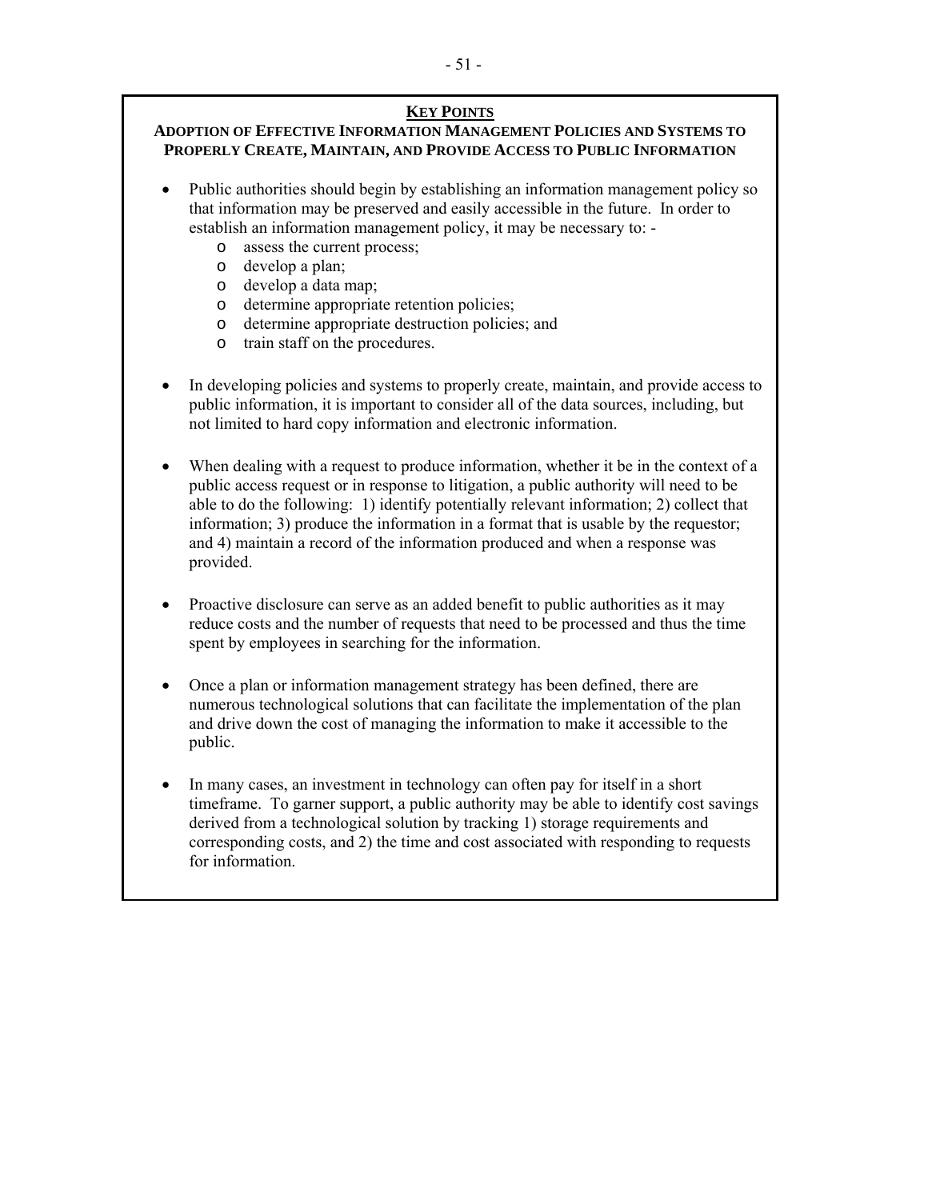## KEY POINTS

### ADOPTION OF EFFECTIVE INFORMATION MANAGEMENT POLICIES AND SYSTEMS TO PROPERLY CREATE, MAINTAIN, AND PROVIDE ACCESS TO PUBLIC INFORMATION

- Public authorities should begin by establishing an information management policy so that information may be preserved and easily accessible in the future. In order to establish an information management policy, it may be necessary to: -
  - assess the current process;
  - develop a plan;
  - develop a data map;
  - determine appropriate retention policies;
  - determine appropriate destruction policies; and
  - train staff on the procedures.

- In developing policies and systems to properly create, maintain, and provide access to public information, it is important to consider all of the data sources, including, but not limited to hard copy information and electronic information.

- When dealing with a request to produce information, whether it be in the context of a public access request or in response to litigation, a public authority will need to be able to do the following: 1) identify potentially relevant information; 2) collect that information; 3) produce the information in a format that is usable by the requestor; and 4) maintain a record of the information produced and when a response was provided.

- Proactive disclosure can serve as an added benefit to public authorities as it may reduce costs and the number of requests that need to be processed and thus the time spent by employees in searching for the information.

- Once a plan or information management strategy has been defined, there are numerous technological solutions that can facilitate the implementation of the plan and drive down the cost of managing the information to make it accessible to the public.

- In many cases, an investment in technology can often pay for itself in a short timeframe. To garner support, a public authority may be able to identify cost savings derived from a technological solution by tracking 1) storage requirements and corresponding costs, and 2) the time and cost associated with responding to requests for information.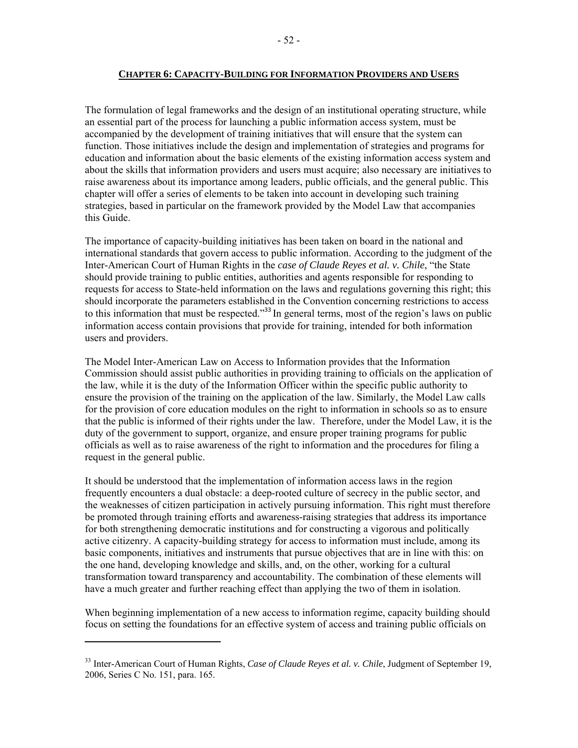## CHAPTER 6: CAPACITY-BUILDING FOR INFORMATION PROVIDERS AND USERS

The formulation of legal frameworks and the design of an institutional operating structure, while an essential part of the process for launching a public information access system, must be accompanied by the development of training initiatives that will ensure that the system can function. Those initiatives include the design and implementation of strategies and programs for education and information about the basic elements of the existing information access system and about the skills that information providers and users must acquire; also necessary are initiatives to raise awareness about its importance among leaders, public officials, and the general public. This chapter will offer a series of elements to be taken into account in developing such training strategies, based in particular on the framework provided by the Model Law that accompanies this Guide.

The importance of capacity-building initiatives has been taken on board in the national and international standards that govern access to public information. According to the judgment of the Inter-American Court of Human Rights in the *case of Claude Reyes et al. v. Chile*, "the State should provide training to public entities, authorities and agents responsible for responding to requests for access to State-held information on the laws and regulations governing this right; this should incorporate the parameters established in the Convention concerning restrictions to access to this information that must be respected."[33] In general terms, most of the region's laws on public information access contain provisions that provide for training, intended for both information users and providers.

The Model Inter-American Law on Access to Information provides that the Information Commission should assist public authorities in providing training to officials on the application of the law, while it is the duty of the Information Officer within the specific public authority to ensure the provision of the training on the application of the law. Similarly, the Model Law calls for the provision of core education modules on the right to information in schools so as to ensure that the public is informed of their rights under the law. Therefore, under the Model Law, it is the duty of the government to support, organize, and ensure proper training programs for public officials as well as to raise awareness of the right to information and the procedures for filing a request in the general public.

It should be understood that the implementation of information access laws in the region frequently encounters a dual obstacle: a deep-rooted culture of secrecy in the public sector, and the weaknesses of citizen participation in actively pursuing information. This right must therefore be promoted through training efforts and awareness-raising strategies that address its importance for both strengthening democratic institutions and for constructing a vigorous and politically active citizenry. A capacity-building strategy for access to information must include, among its basic components, initiatives and instruments that pursue objectives that are in line with this: on the one hand, developing knowledge and skills, and, on the other, working for a cultural transformation toward transparency and accountability. The combination of these elements will have a much greater and further reaching effect than applying the two of them in isolation.

When beginning implementation of a new access to information regime, capacity building should focus on setting the foundations for an effective system of access and training public officials on

---

[33] Inter-American Court of Human Rights, *Case of Claude Reyes et al. v. Chile*, Judgment of September 19, 2006, Series C No. 151, para. 165.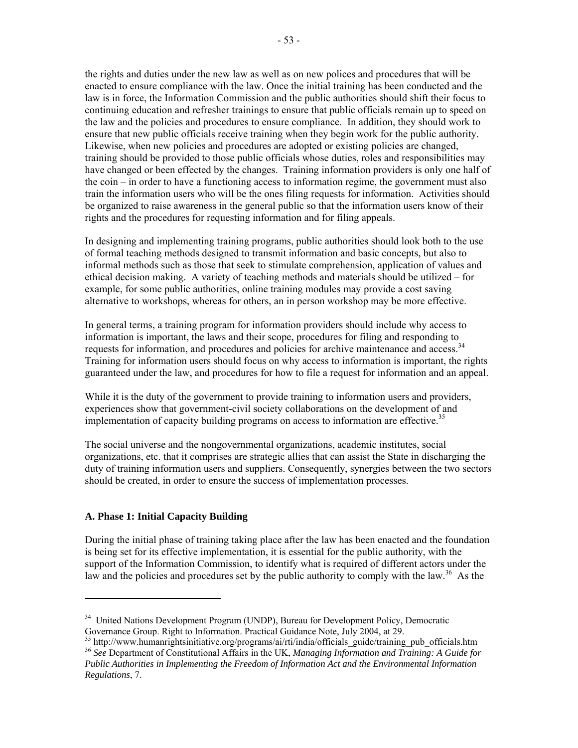the rights and duties under the new law as well as on new polices and procedures that will be enacted to ensure compliance with the law. Once the initial training has been conducted and the law is in force, the Information Commission and the public authorities should shift their focus to continuing education and refresher trainings to ensure that public officials remain up to speed on the law and the policies and procedures to ensure compliance. In addition, they should work to ensure that new public officials receive training when they begin work for the public authority. Likewise, when new policies and procedures are adopted or existing policies are changed, training should be provided to those public officials whose duties, roles and responsibilities may have changed or been effected by the changes. Training information providers is only one half of the coin – in order to have a functioning access to information regime, the government must also train the information users who will be the ones filing requests for information. Activities should be organized to raise awareness in the general public so that the information users know of their rights and the procedures for requesting information and for filing appeals.

In designing and implementing training programs, public authorities should look both to the use of formal teaching methods designed to transmit information and basic concepts, but also to informal methods such as those that seek to stimulate comprehension, application of values and ethical decision making. A variety of teaching methods and materials should be utilized – for example, for some public authorities, online training modules may provide a cost saving alternative to workshops, whereas for others, an in person workshop may be more effective.

In general terms, a training program for information providers should include why access to information is important, the laws and their scope, procedures for filing and responding to requests for information, and procedures and policies for archive maintenance and access.[34] Training for information users should focus on why access to information is important, the rights guaranteed under the law, and procedures for how to file a request for information and an appeal.

While it is the duty of the government to provide training to information users and providers, experiences show that government-civil society collaborations on the development of and implementation of capacity building programs on access to information are effective.[35]

The social universe and the nongovernmental organizations, academic institutes, social organizations, etc. that it comprises are strategic allies that can assist the State in discharging the duty of training information users and suppliers. Consequently, synergies between the two sectors should be created, in order to ensure the success of implementation processes.

### A. Phase 1: Initial Capacity Building

During the initial phase of training taking place after the law has been enacted and the foundation is being set for its effective implementation, it is essential for the public authority, with the support of the Information Commission, to identify what is required of different actors under the law and the policies and procedures set by the public authority to comply with the law.[36] As the

---

[34] United Nations Development Program (UNDP), Bureau for Development Policy, Democratic Governance Group. Right to Information. Practical Guidance Note, July 2004, at 29.

[35] http://www.humanrightsinitiative.org/programs/ai/rti/india/officials_guide/training_pub_officials.htm

[36] *See* Department of Constitutional Affairs in the UK, *Managing Information and Training: A Guide for Public Authorities in Implementing the Freedom of Information Act and the Environmental Information Regulations*, 7.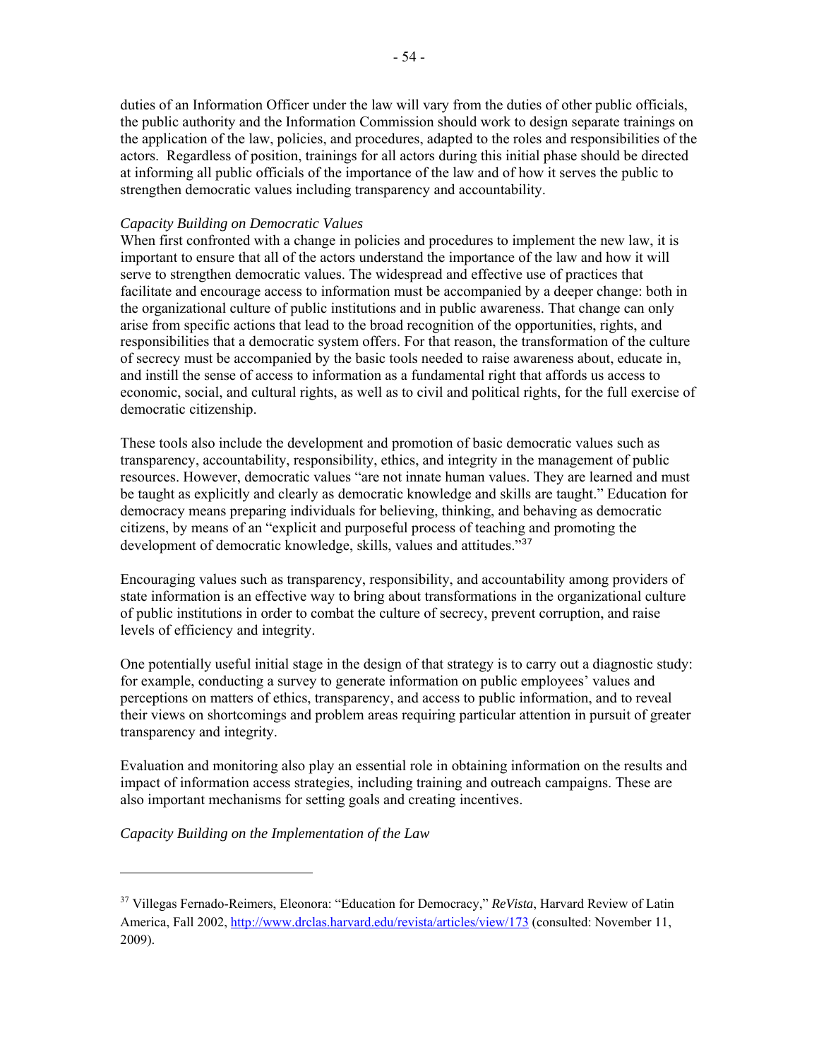duties of an Information Officer under the law will vary from the duties of other public officials, the public authority and the Information Commission should work to design separate trainings on the application of the law, policies, and procedures, adapted to the roles and responsibilities of the actors. Regardless of position, trainings for all actors during this initial phase should be directed at informing all public officials of the importance of the law and of how it serves the public to strengthen democratic values including transparency and accountability.

*Capacity Building on Democratic Values*

When first confronted with a change in policies and procedures to implement the new law, it is important to ensure that all of the actors understand the importance of the law and how it will serve to strengthen democratic values. The widespread and effective use of practices that facilitate and encourage access to information must be accompanied by a deeper change: both in the organizational culture of public institutions and in public awareness. That change can only arise from specific actions that lead to the broad recognition of the opportunities, rights, and responsibilities that a democratic system offers. For that reason, the transformation of the culture of secrecy must be accompanied by the basic tools needed to raise awareness about, educate in, and instill the sense of access to information as a fundamental right that affords us access to economic, social, and cultural rights, as well as to civil and political rights, for the full exercise of democratic citizenship.

These tools also include the development and promotion of basic democratic values such as transparency, accountability, responsibility, ethics, and integrity in the management of public resources. However, democratic values "are not innate human values. They are learned and must be taught as explicitly and clearly as democratic knowledge and skills are taught." Education for democracy means preparing individuals for believing, thinking, and behaving as democratic citizens, by means of an "explicit and purposeful process of teaching and promoting the development of democratic knowledge, skills, values and attitudes."[37]

Encouraging values such as transparency, responsibility, and accountability among providers of state information is an effective way to bring about transformations in the organizational culture of public institutions in order to combat the culture of secrecy, prevent corruption, and raise levels of efficiency and integrity.

One potentially useful initial stage in the design of that strategy is to carry out a diagnostic study: for example, conducting a survey to generate information on public employees' values and perceptions on matters of ethics, transparency, and access to public information, and to reveal their views on shortcomings and problem areas requiring particular attention in pursuit of greater transparency and integrity.

Evaluation and monitoring also play an essential role in obtaining information on the results and impact of information access strategies, including training and outreach campaigns. These are also important mechanisms for setting goals and creating incentives.

*Capacity Building on the Implementation of the Law*

---

[37] Villegas Fernado-Reimers, Eleonora: "Education for Democracy," *ReVista*, Harvard Review of Latin America, Fall 2002, http://www.drclas.harvard.edu/revista/articles/view/173 (consulted: November 11, 2009).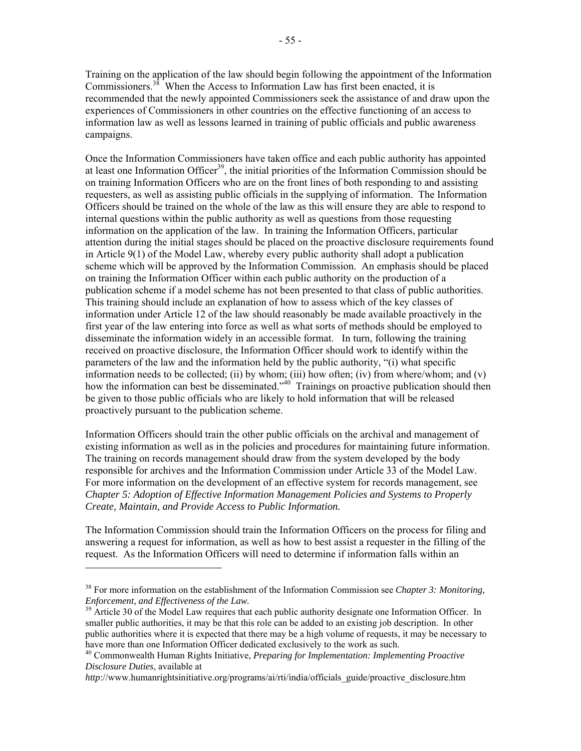Training on the application of the law should begin following the appointment of the Information Commissioners.[38] When the Access to Information Law has first been enacted, it is recommended that the newly appointed Commissioners seek the assistance of and draw upon the experiences of Commissioners in other countries on the effective functioning of an access to information law as well as lessons learned in training of public officials and public awareness campaigns.

Once the Information Commissioners have taken office and each public authority has appointed at least one Information Officer[39], the initial priorities of the Information Commission should be on training Information Officers who are on the front lines of both responding to and assisting requesters, as well as assisting public officials in the supplying of information. The Information Officers should be trained on the whole of the law as this will ensure they are able to respond to internal questions within the public authority as well as questions from those requesting information on the application of the law. In training the Information Officers, particular attention during the initial stages should be placed on the proactive disclosure requirements found in Article 9(1) of the Model Law, whereby every public authority shall adopt a publication scheme which will be approved by the Information Commission. An emphasis should be placed on training the Information Officer within each public authority on the production of a publication scheme if a model scheme has not been presented to that class of public authorities. This training should include an explanation of how to assess which of the key classes of information under Article 12 of the law should reasonably be made available proactively in the first year of the law entering into force as well as what sorts of methods should be employed to disseminate the information widely in an accessible format. In turn, following the training received on proactive disclosure, the Information Officer should work to identify within the parameters of the law and the information held by the public authority, "(i) what specific information needs to be collected; (ii) by whom; (iii) how often; (iv) from where/whom; and (v) how the information can best be disseminated."[40] Trainings on proactive publication should then be given to those public officials who are likely to hold information that will be released proactively pursuant to the publication scheme.

Information Officers should train the other public officials on the archival and management of existing information as well as in the policies and procedures for maintaining future information. The training on records management should draw from the system developed by the body responsible for archives and the Information Commission under Article 33 of the Model Law. For more information on the development of an effective system for records management, see *Chapter 5: Adoption of Effective Information Management Policies and Systems to Properly Create, Maintain, and Provide Access to Public Information.*

The Information Commission should train the Information Officers on the process for filing and answering a request for information, as well as how to best assist a requester in the filling of the request. As the Information Officers will need to determine if information falls within an

---

[38] For more information on the establishment of the Information Commission see *Chapter 3: Monitoring, Enforcement, and Effectiveness of the Law.*

[39] Article 30 of the Model Law requires that each public authority designate one Information Officer. In smaller public authorities, it may be that this role can be added to an existing job description. In other public authorities where it is expected that there may be a high volume of requests, it may be necessary to have more than one Information Officer dedicated exclusively to the work as such.

[40] Commonwealth Human Rights Initiative, *Preparing for Implementation: Implementing Proactive Disclosure Duties*, available at *http*://www.humanrightsinitiative.org/programs/ai/rti/india/officials_guide/proactive_disclosure.htm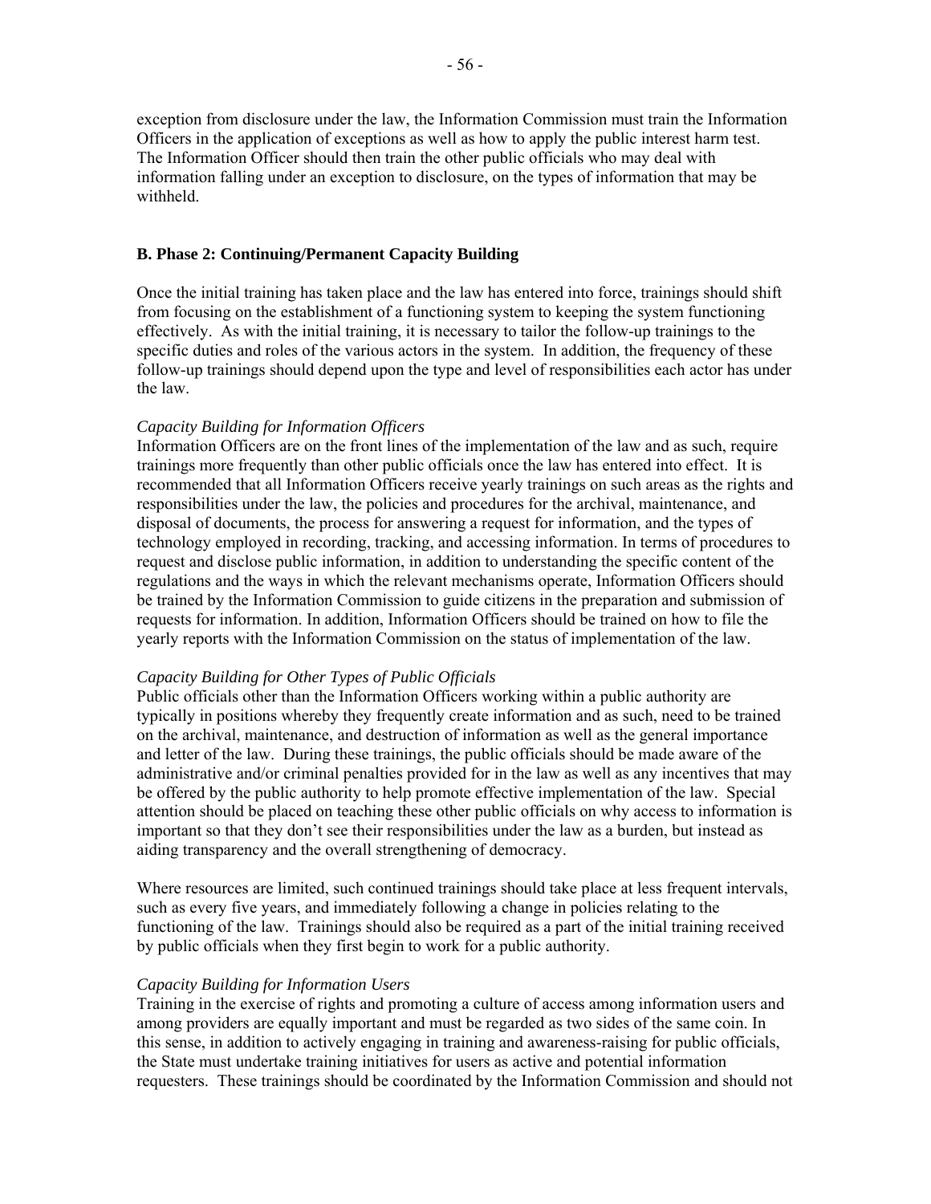exception from disclosure under the law, the Information Commission must train the Information Officers in the application of exceptions as well as how to apply the public interest harm test. The Information Officer should then train the other public officials who may deal with information falling under an exception to disclosure, on the types of information that may be withheld.

### B. Phase 2: Continuing/Permanent Capacity Building

Once the initial training has taken place and the law has entered into force, trainings should shift from focusing on the establishment of a functioning system to keeping the system functioning effectively. As with the initial training, it is necessary to tailor the follow-up trainings to the specific duties and roles of the various actors in the system. In addition, the frequency of these follow-up trainings should depend upon the type and level of responsibilities each actor has under the law.

*Capacity Building for Information Officers*

Information Officers are on the front lines of the implementation of the law and as such, require trainings more frequently than other public officials once the law has entered into effect. It is recommended that all Information Officers receive yearly trainings on such areas as the rights and responsibilities under the law, the policies and procedures for the archival, maintenance, and disposal of documents, the process for answering a request for information, and the types of technology employed in recording, tracking, and accessing information. In terms of procedures to request and disclose public information, in addition to understanding the specific content of the regulations and the ways in which the relevant mechanisms operate, Information Officers should be trained by the Information Commission to guide citizens in the preparation and submission of requests for information. In addition, Information Officers should be trained on how to file the yearly reports with the Information Commission on the status of implementation of the law.

*Capacity Building for Other Types of Public Officials*

Public officials other than the Information Officers working within a public authority are typically in positions whereby they frequently create information and as such, need to be trained on the archival, maintenance, and destruction of information as well as the general importance and letter of the law. During these trainings, the public officials should be made aware of the administrative and/or criminal penalties provided for in the law as well as any incentives that may be offered by the public authority to help promote effective implementation of the law. Special attention should be placed on teaching these other public officials on why access to information is important so that they don't see their responsibilities under the law as a burden, but instead as aiding transparency and the overall strengthening of democracy.

Where resources are limited, such continued trainings should take place at less frequent intervals, such as every five years, and immediately following a change in policies relating to the functioning of the law. Trainings should also be required as a part of the initial training received by public officials when they first begin to work for a public authority.

*Capacity Building for Information Users*

Training in the exercise of rights and promoting a culture of access among information users and among providers are equally important and must be regarded as two sides of the same coin. In this sense, in addition to actively engaging in training and awareness-raising for public officials, the State must undertake training initiatives for users as active and potential information requesters. These trainings should be coordinated by the Information Commission and should not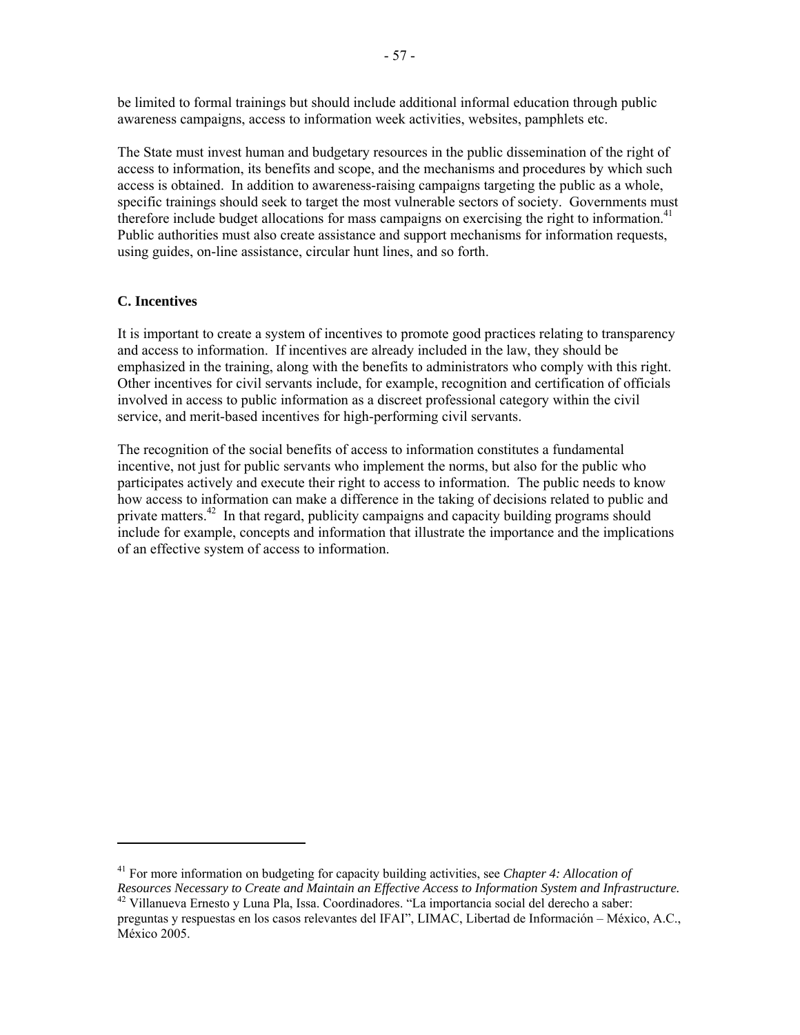be limited to formal trainings but should include additional informal education through public awareness campaigns, access to information week activities, websites, pamphlets etc.

The State must invest human and budgetary resources in the public dissemination of the right of access to information, its benefits and scope, and the mechanisms and procedures by which such access is obtained. In addition to awareness-raising campaigns targeting the public as a whole, specific trainings should seek to target the most vulnerable sectors of society. Governments must therefore include budget allocations for mass campaigns on exercising the right to information.[41] Public authorities must also create assistance and support mechanisms for information requests, using guides, on-line assistance, circular hunt lines, and so forth.

## C. Incentives

It is important to create a system of incentives to promote good practices relating to transparency and access to information. If incentives are already included in the law, they should be emphasized in the training, along with the benefits to administrators who comply with this right. Other incentives for civil servants include, for example, recognition and certification of officials involved in access to public information as a discreet professional category within the civil service, and merit-based incentives for high-performing civil servants.

The recognition of the social benefits of access to information constitutes a fundamental incentive, not just for public servants who implement the norms, but also for the public who participates actively and execute their right to access to information. The public needs to know how access to information can make a difference in the taking of decisions related to public and private matters.[42] In that regard, publicity campaigns and capacity building programs should include for example, concepts and information that illustrate the importance and the implications of an effective system of access to information.

---

[41] For more information on budgeting for capacity building activities, see *Chapter 4: Allocation of Resources Necessary to Create and Maintain an Effective Access to Information System and Infrastructure.*

[42] Villanueva Ernesto y Luna Pla, Issa. Coordinadores. "La importancia social del derecho a saber: preguntas y respuestas en los casos relevantes del IFAI", LIMAC, Libertad de Información – México, A.C., México 2005.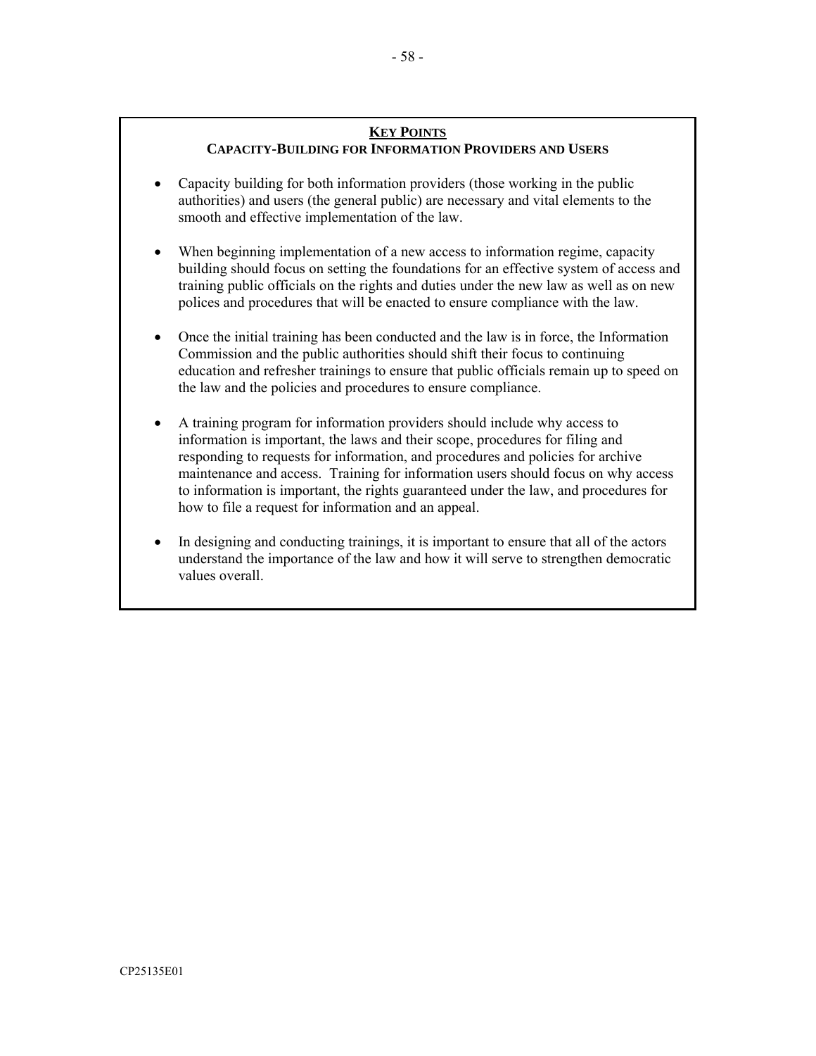**KEY POINTS**

**CAPACITY-BUILDING FOR INFORMATION PROVIDERS AND USERS**

- Capacity building for both information providers (those working in the public authorities) and users (the general public) are necessary and vital elements to the smooth and effective implementation of the law.

- When beginning implementation of a new access to information regime, capacity building should focus on setting the foundations for an effective system of access and training public officials on the rights and duties under the new law as well as on new polices and procedures that will be enacted to ensure compliance with the law.

- Once the initial training has been conducted and the law is in force, the Information Commission and the public authorities should shift their focus to continuing education and refresher trainings to ensure that public officials remain up to speed on the law and the policies and procedures to ensure compliance.

- A training program for information providers should include why access to information is important, the laws and their scope, procedures for filing and responding to requests for information, and procedures and policies for archive maintenance and access. Training for information users should focus on why access to information is important, the rights guaranteed under the law, and procedures for how to file a request for information and an appeal.

- In designing and conducting trainings, it is important to ensure that all of the actors understand the importance of the law and how it will serve to strengthen democratic values overall.

CP25135E01